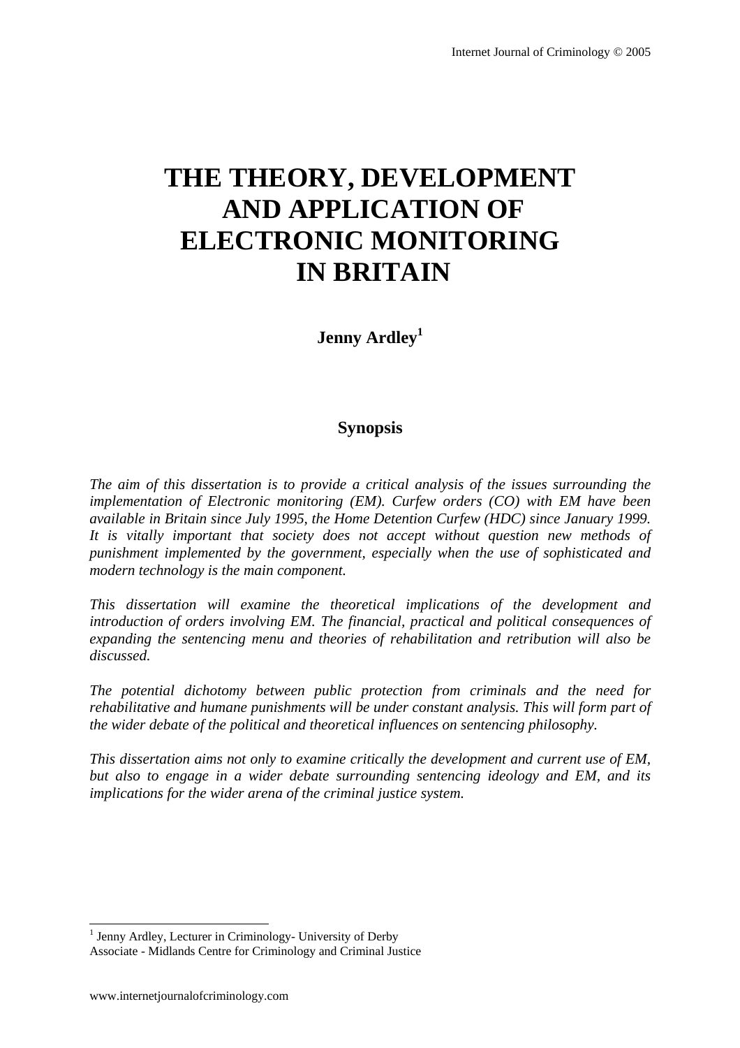# THE THEORY, DEVELOPMENT AND APPLICATION OF ELECTRONIC MONITORING IN BRITAIN

**Jenny Ardley**[1]

## Synopsis

*The aim of this dissertation is to provide a critical analysis of the issues surrounding the implementation of Electronic monitoring (EM). Curfew orders (CO) with EM have been available in Britain since July 1995, the Home Detention Curfew (HDC) since January 1999. It is vitally important that society does not accept without question new methods of punishment implemented by the government, especially when the use of sophisticated and modern technology is the main component.*

*This dissertation will examine the theoretical implications of the development and introduction of orders involving EM. The financial, practical and political consequences of expanding the sentencing menu and theories of rehabilitation and retribution will also be discussed.*

*The potential dichotomy between public protection from criminals and the need for rehabilitative and humane punishments will be under constant analysis. This will form part of the wider debate of the political and theoretical influences on sentencing philosophy.*

*This dissertation aims not only to examine critically the development and current use of EM, but also to engage in a wider debate surrounding sentencing ideology and EM, and its implications for the wider arena of the criminal justice system.*

---

[1] Jenny Ardley, Lecturer in Criminology- University of Derby
Associate - Midlands Centre for Criminology and Criminal Justice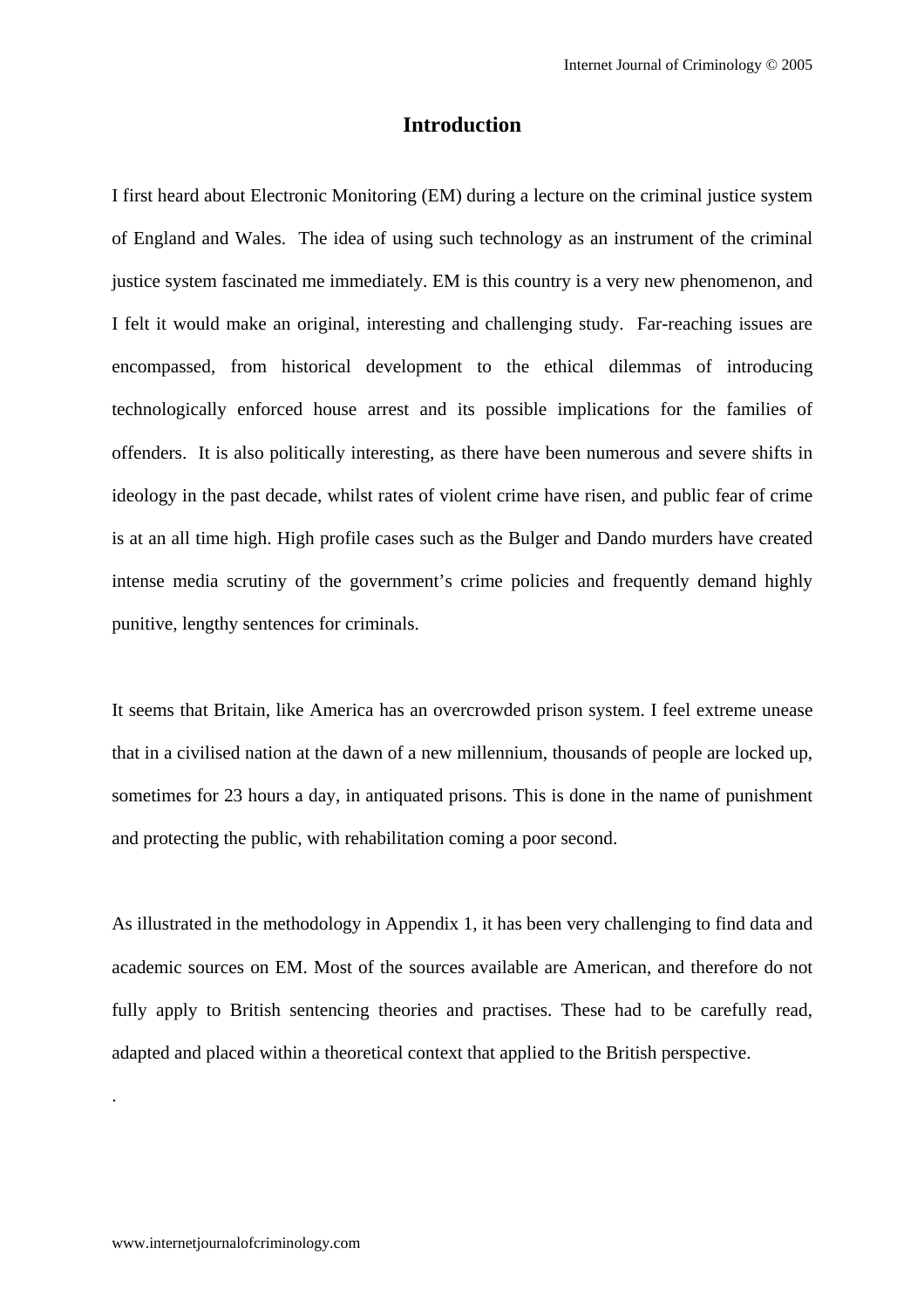# Introduction

I first heard about Electronic Monitoring (EM) during a lecture on the criminal justice system of England and Wales. The idea of using such technology as an instrument of the criminal justice system fascinated me immediately. EM is this country is a very new phenomenon, and I felt it would make an original, interesting and challenging study. Far-reaching issues are encompassed, from historical development to the ethical dilemmas of introducing technologically enforced house arrest and its possible implications for the families of offenders. It is also politically interesting, as there have been numerous and severe shifts in ideology in the past decade, whilst rates of violent crime have risen, and public fear of crime is at an all time high. High profile cases such as the Bulger and Dando murders have created intense media scrutiny of the government's crime policies and frequently demand highly punitive, lengthy sentences for criminals.

It seems that Britain, like America has an overcrowded prison system. I feel extreme unease that in a civilised nation at the dawn of a new millennium, thousands of people are locked up, sometimes for 23 hours a day, in antiquated prisons. This is done in the name of punishment and protecting the public, with rehabilitation coming a poor second.

As illustrated in the methodology in Appendix 1, it has been very challenging to find data and academic sources on EM. Most of the sources available are American, and therefore do not fully apply to British sentencing theories and practises. These had to be carefully read, adapted and placed within a theoretical context that applied to the British perspective.

.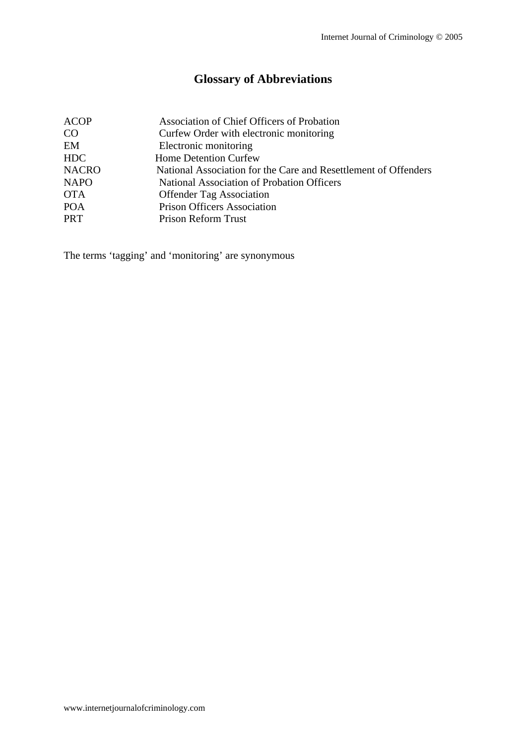## Glossary of Abbreviations

| | |
|---|---|
| ACOP | Association of Chief Officers of Probation |
| CO | Curfew Order with electronic monitoring |
| EM | Electronic monitoring |
| HDC | Home Detention Curfew |
| NACRO | National Association for the Care and Resettlement of Offenders |
| NAPO | National Association of Probation Officers |
| OTA | Offender Tag Association |
| POA | Prison Officers Association |
| PRT | Prison Reform Trust |

The terms 'tagging' and 'monitoring' are synonymous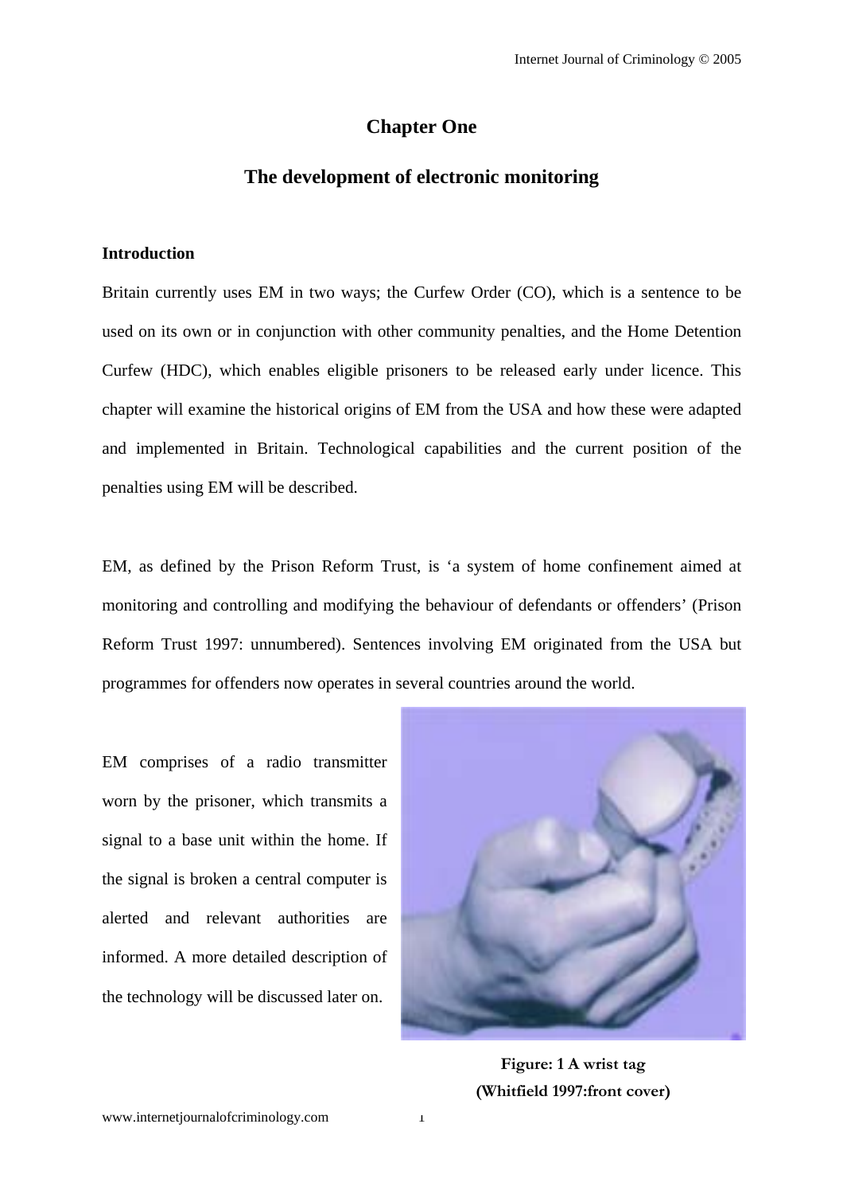# Chapter One

## The development of electronic monitoring

### Introduction

Britain currently uses EM in two ways; the Curfew Order (CO), which is a sentence to be used on its own or in conjunction with other community penalties, and the Home Detention Curfew (HDC), which enables eligible prisoners to be released early under licence. This chapter will examine the historical origins of EM from the USA and how these were adapted and implemented in Britain. Technological capabilities and the current position of the penalties using EM will be described.

EM, as defined by the Prison Reform Trust, is 'a system of home confinement aimed at monitoring and controlling and modifying the behaviour of defendants or offenders' (Prison Reform Trust 1997: unnumbered). Sentences involving EM originated from the USA but programmes for offenders now operates in several countries around the world.

EM comprises of a radio transmitter worn by the prisoner, which transmits a signal to a base unit within the home. If the signal is broken a central computer is alerted and relevant authorities are informed. A more detailed description of the technology will be discussed later on.

**Figure: 1 A wrist tag (Whitfield 1997:front cover)**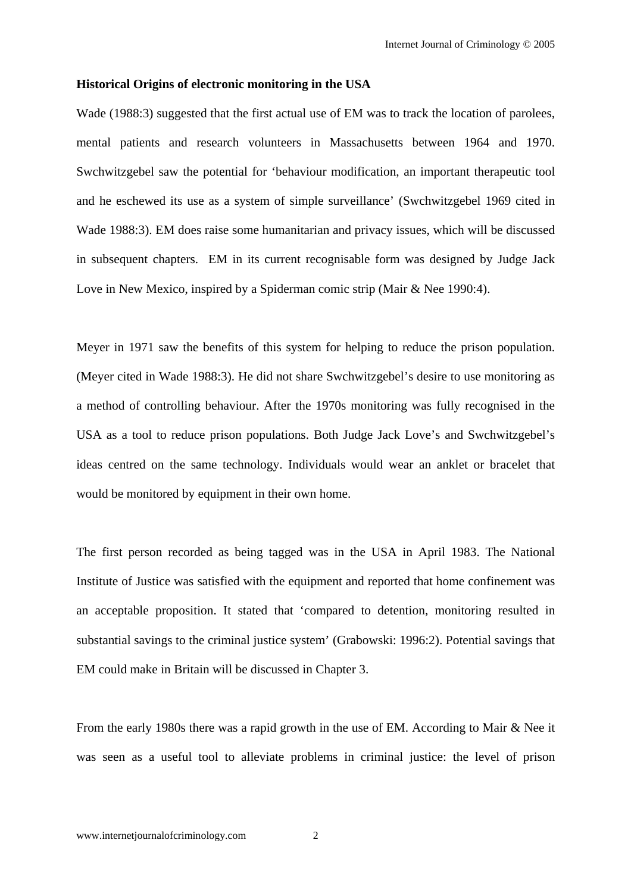**Historical Origins of electronic monitoring in the USA**

Wade (1988:3) suggested that the first actual use of EM was to track the location of parolees, mental patients and research volunteers in Massachusetts between 1964 and 1970. Swchwitzgebel saw the potential for 'behaviour modification, an important therapeutic tool and he eschewed its use as a system of simple surveillance' (Swchwitzgebel 1969 cited in Wade 1988:3). EM does raise some humanitarian and privacy issues, which will be discussed in subsequent chapters.  EM in its current recognisable form was designed by Judge Jack Love in New Mexico, inspired by a Spiderman comic strip (Mair & Nee 1990:4).

Meyer in 1971 saw the benefits of this system for helping to reduce the prison population. (Meyer cited in Wade 1988:3). He did not share Swchwitzgebel's desire to use monitoring as a method of controlling behaviour. After the 1970s monitoring was fully recognised in the USA as a tool to reduce prison populations. Both Judge Jack Love's and Swchwitzgebel's ideas centred on the same technology. Individuals would wear an anklet or bracelet that would be monitored by equipment in their own home.

The first person recorded as being tagged was in the USA in April 1983. The National Institute of Justice was satisfied with the equipment and reported that home confinement was an acceptable proposition. It stated that 'compared to detention, monitoring resulted in substantial savings to the criminal justice system' (Grabowski: 1996:2). Potential savings that EM could make in Britain will be discussed in Chapter 3.

From the early 1980s there was a rapid growth in the use of EM. According to Mair & Nee it was seen as a useful tool to alleviate problems in criminal justice: the level of prison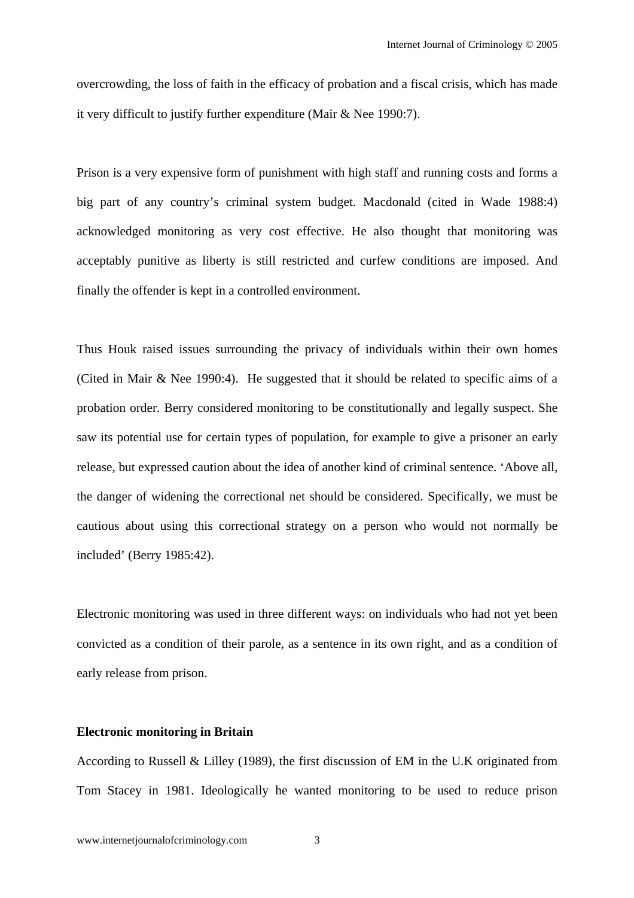overcrowding, the loss of faith in the efficacy of probation and a fiscal crisis, which has made it very difficult to justify further expenditure (Mair & Nee 1990:7).

Prison is a very expensive form of punishment with high staff and running costs and forms a big part of any country's criminal system budget. Macdonald (cited in Wade 1988:4) acknowledged monitoring as very cost effective. He also thought that monitoring was acceptably punitive as liberty is still restricted and curfew conditions are imposed. And finally the offender is kept in a controlled environment.

Thus Houk raised issues surrounding the privacy of individuals within their own homes (Cited in Mair & Nee 1990:4). He suggested that it should be related to specific aims of a probation order. Berry considered monitoring to be constitutionally and legally suspect. She saw its potential use for certain types of population, for example to give a prisoner an early release, but expressed caution about the idea of another kind of criminal sentence. 'Above all, the danger of widening the correctional net should be considered. Specifically, we must be cautious about using this correctional strategy on a person who would not normally be included' (Berry 1985:42).

Electronic monitoring was used in three different ways: on individuals who had not yet been convicted as a condition of their parole, as a sentence in its own right, and as a condition of early release from prison.

**Electronic monitoring in Britain**

According to Russell & Lilley (1989), the first discussion of EM in the U.K originated from Tom Stacey in 1981. Ideologically he wanted monitoring to be used to reduce prison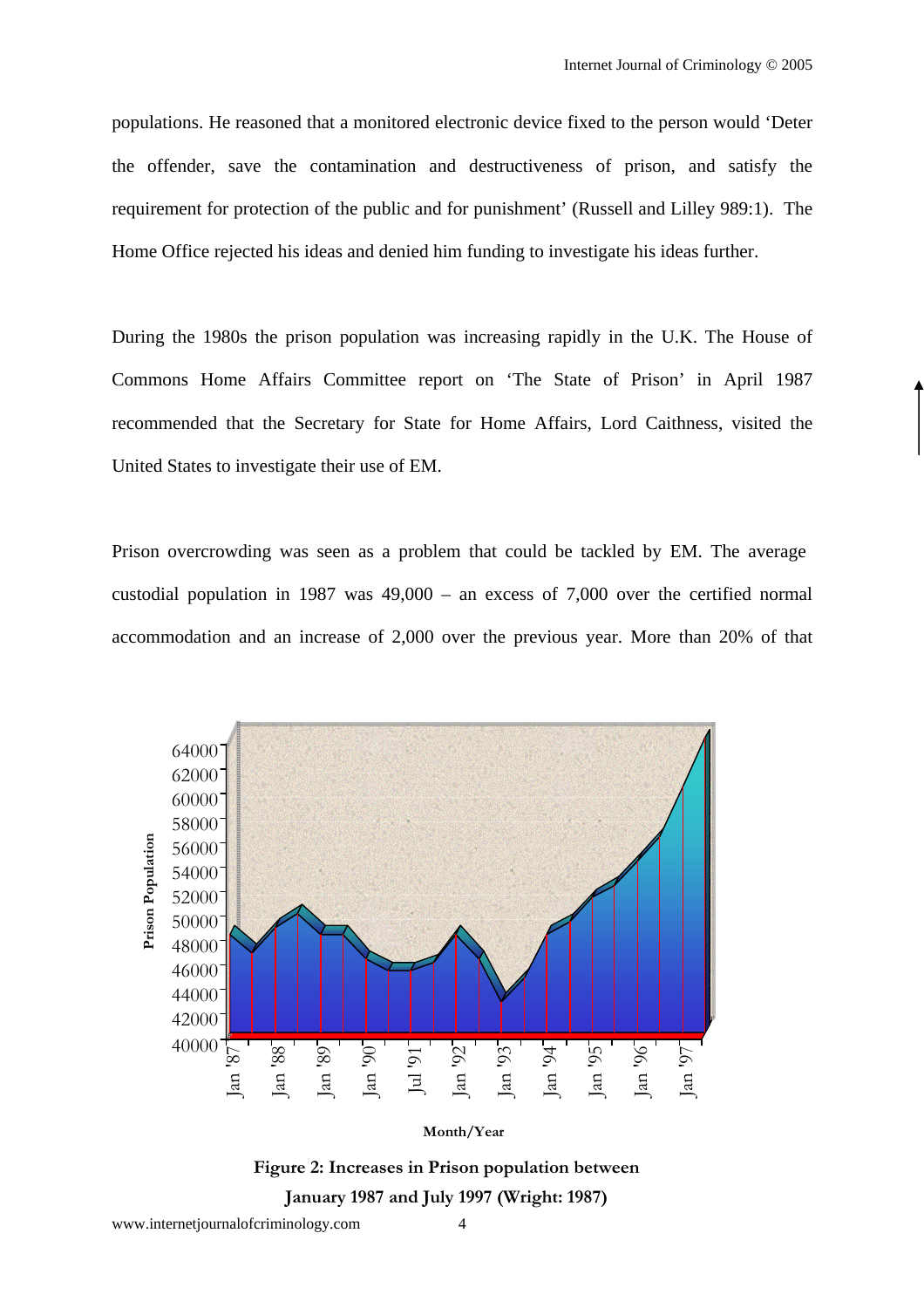populations. He reasoned that a monitored electronic device fixed to the person would 'Deter the offender, save the contamination and destructiveness of prison, and satisfy the requirement for protection of the public and for punishment' (Russell and Lilley 989:1). The Home Office rejected his ideas and denied him funding to investigate his ideas further.

During the 1980s the prison population was increasing rapidly in the U.K. The House of Commons Home Affairs Committee report on 'The State of Prison' in April 1987 recommended that the Secretary for State for Home Affairs, Lord Caithness, visited the United States to investigate their use of EM.

Prison overcrowding was seen as a problem that could be tackled by EM. The average custodial population in 1987 was 49,000 – an excess of 7,000 over the certified normal accommodation and an increase of 2,000 over the previous year. More than 20% of that

**Figure 2: Increases in Prison population between January 1987 and July 1997 (Wright: 1987)**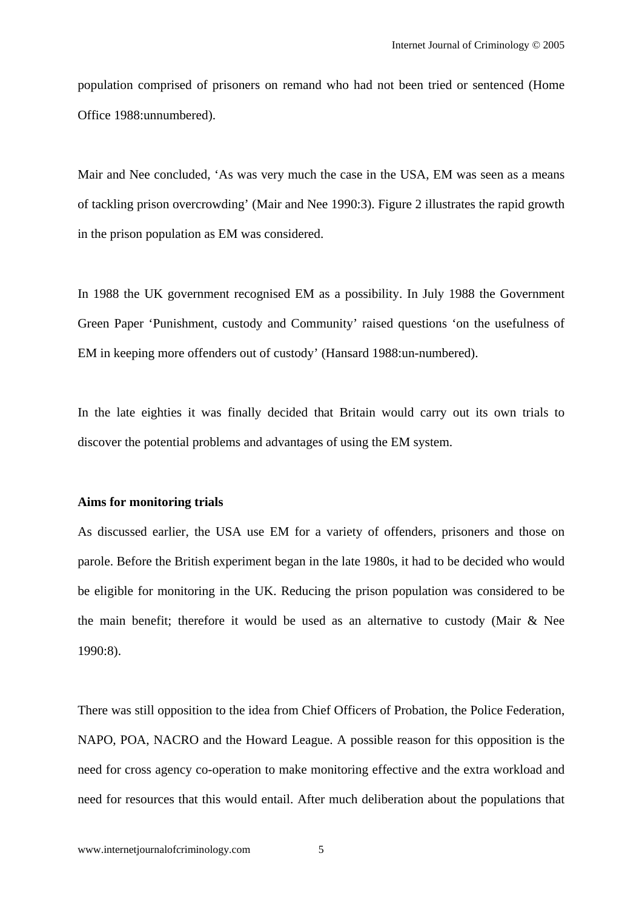population comprised of prisoners on remand who had not been tried or sentenced (Home Office 1988:unnumbered).

Mair and Nee concluded, 'As was very much the case in the USA, EM was seen as a means of tackling prison overcrowding' (Mair and Nee 1990:3). Figure 2 illustrates the rapid growth in the prison population as EM was considered.

In 1988 the UK government recognised EM as a possibility. In July 1988 the Government Green Paper 'Punishment, custody and Community' raised questions 'on the usefulness of EM in keeping more offenders out of custody' (Hansard 1988:un-numbered).

In the late eighties it was finally decided that Britain would carry out its own trials to discover the potential problems and advantages of using the EM system.

**Aims for monitoring trials**

As discussed earlier, the USA use EM for a variety of offenders, prisoners and those on parole. Before the British experiment began in the late 1980s, it had to be decided who would be eligible for monitoring in the UK. Reducing the prison population was considered to be the main benefit; therefore it would be used as an alternative to custody (Mair & Nee 1990:8).

There was still opposition to the idea from Chief Officers of Probation, the Police Federation, NAPO, POA, NACRO and the Howard League. A possible reason for this opposition is the need for cross agency co-operation to make monitoring effective and the extra workload and need for resources that this would entail. After much deliberation about the populations that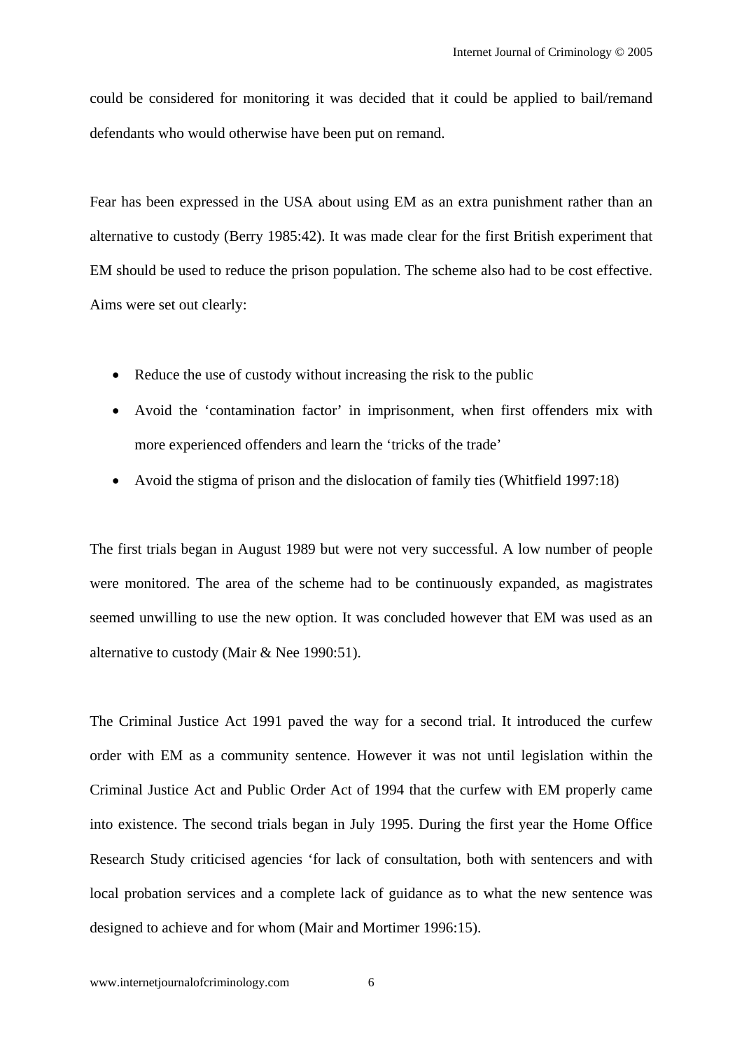could be considered for monitoring it was decided that it could be applied to bail/remand defendants who would otherwise have been put on remand.

Fear has been expressed in the USA about using EM as an extra punishment rather than an alternative to custody (Berry 1985:42). It was made clear for the first British experiment that EM should be used to reduce the prison population. The scheme also had to be cost effective. Aims were set out clearly:

- Reduce the use of custody without increasing the risk to the public
- Avoid the 'contamination factor' in imprisonment, when first offenders mix with more experienced offenders and learn the 'tricks of the trade'
- Avoid the stigma of prison and the dislocation of family ties (Whitfield 1997:18)

The first trials began in August 1989 but were not very successful. A low number of people were monitored. The area of the scheme had to be continuously expanded, as magistrates seemed unwilling to use the new option. It was concluded however that EM was used as an alternative to custody (Mair & Nee 1990:51).

The Criminal Justice Act 1991 paved the way for a second trial. It introduced the curfew order with EM as a community sentence. However it was not until legislation within the Criminal Justice Act and Public Order Act of 1994 that the curfew with EM properly came into existence. The second trials began in July 1995. During the first year the Home Office Research Study criticised agencies 'for lack of consultation, both with sentencers and with local probation services and a complete lack of guidance as to what the new sentence was designed to achieve and for whom (Mair and Mortimer 1996:15).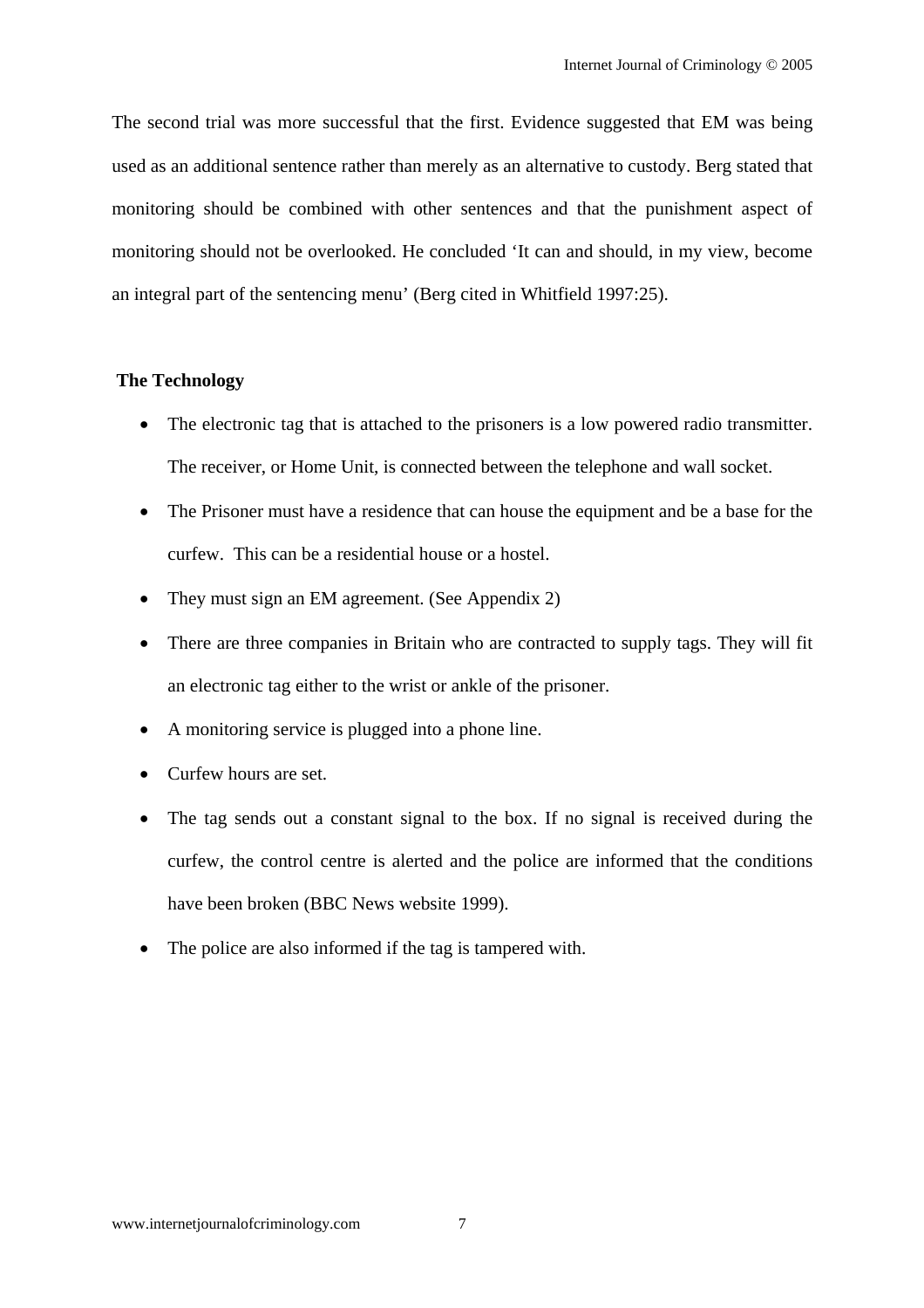The second trial was more successful that the first. Evidence suggested that EM was being used as an additional sentence rather than merely as an alternative to custody. Berg stated that monitoring should be combined with other sentences and that the punishment aspect of monitoring should not be overlooked. He concluded 'It can and should, in my view, become an integral part of the sentencing menu' (Berg cited in Whitfield 1997:25).

**The Technology**

- The electronic tag that is attached to the prisoners is a low powered radio transmitter. The receiver, or Home Unit, is connected between the telephone and wall socket.
- The Prisoner must have a residence that can house the equipment and be a base for the curfew. This can be a residential house or a hostel.
- They must sign an EM agreement. (See Appendix 2)
- There are three companies in Britain who are contracted to supply tags. They will fit an electronic tag either to the wrist or ankle of the prisoner.
- A monitoring service is plugged into a phone line.
- Curfew hours are set.
- The tag sends out a constant signal to the box. If no signal is received during the curfew, the control centre is alerted and the police are informed that the conditions have been broken (BBC News website 1999).
- The police are also informed if the tag is tampered with.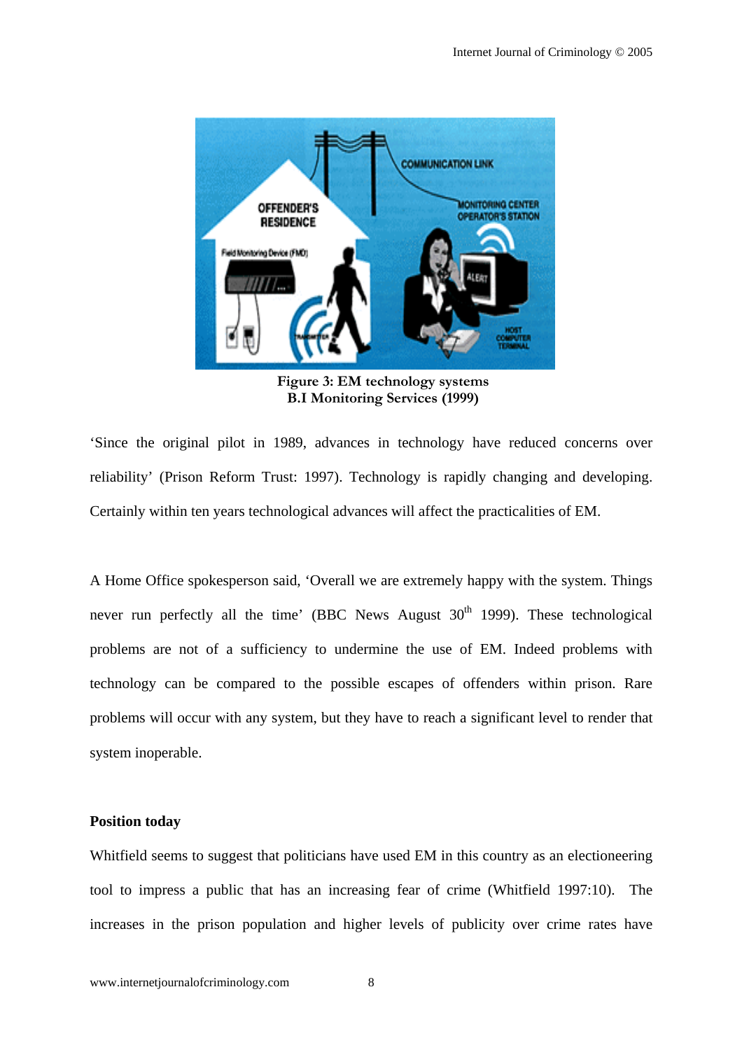**Figure 3: EM technology systems**
**B.I Monitoring Services (1999)**

'Since the original pilot in 1989, advances in technology have reduced concerns over reliability' (Prison Reform Trust: 1997). Technology is rapidly changing and developing. Certainly within ten years technological advances will affect the practicalities of EM.

A Home Office spokesperson said, 'Overall we are extremely happy with the system. Things never run perfectly all the time' (BBC News August 30th 1999). These technological problems are not of a sufficiency to undermine the use of EM. Indeed problems with technology can be compared to the possible escapes of offenders within prison. Rare problems will occur with any system, but they have to reach a significant level to render that system inoperable.

**Position today**

Whitfield seems to suggest that politicians have used EM in this country as an electioneering tool to impress a public that has an increasing fear of crime (Whitfield 1997:10). The increases in the prison population and higher levels of publicity over crime rates have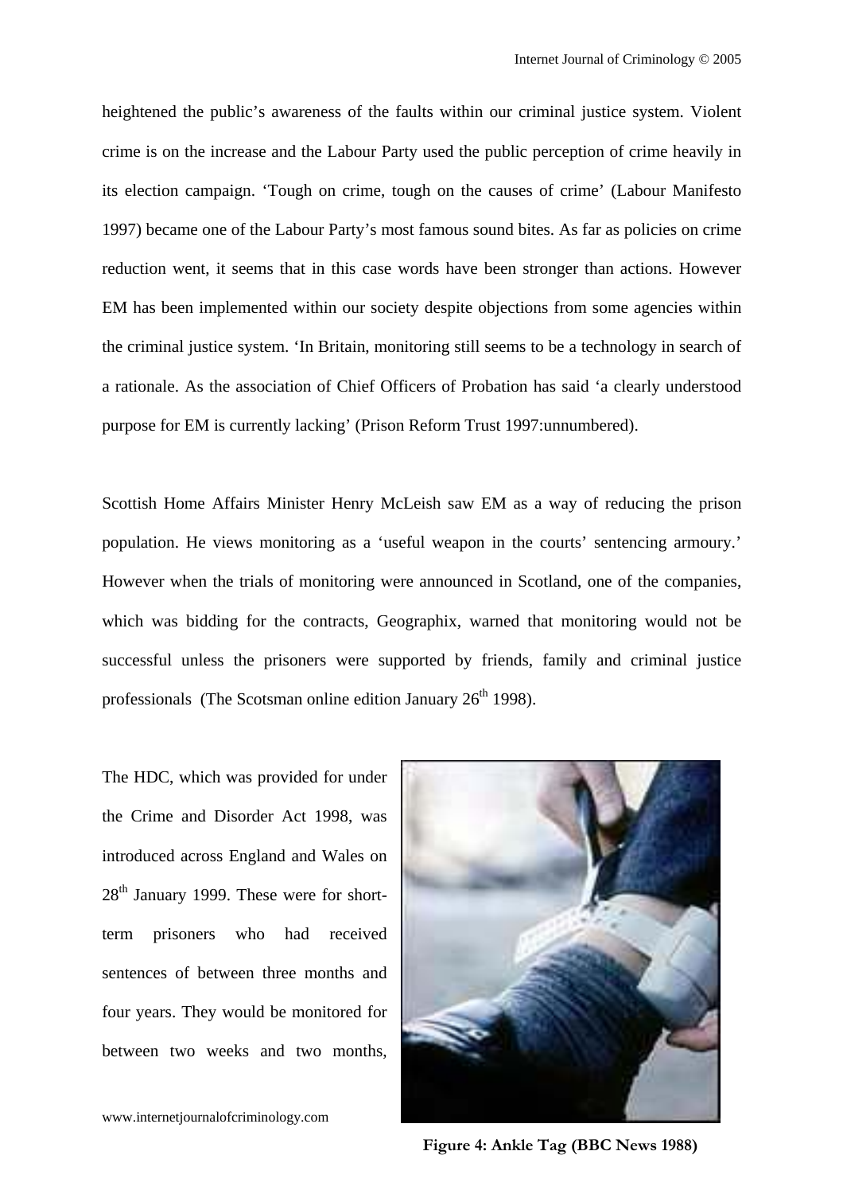heightened the public's awareness of the faults within our criminal justice system. Violent crime is on the increase and the Labour Party used the public perception of crime heavily in its election campaign. 'Tough on crime, tough on the causes of crime' (Labour Manifesto 1997) became one of the Labour Party's most famous sound bites. As far as policies on crime reduction went, it seems that in this case words have been stronger than actions. However EM has been implemented within our society despite objections from some agencies within the criminal justice system. 'In Britain, monitoring still seems to be a technology in search of a rationale. As the association of Chief Officers of Probation has said 'a clearly understood purpose for EM is currently lacking' (Prison Reform Trust 1997:unnumbered).

Scottish Home Affairs Minister Henry McLeish saw EM as a way of reducing the prison population. He views monitoring as a 'useful weapon in the courts' sentencing armoury.' However when the trials of monitoring were announced in Scotland, one of the companies, which was bidding for the contracts, Geographix, warned that monitoring would not be successful unless the prisoners were supported by friends, family and criminal justice professionals (The Scotsman online edition January 26th 1998).

The HDC, which was provided for under the Crime and Disorder Act 1998, was introduced across England and Wales on 28th January 1999. These were for short-term prisoners who had received sentences of between three months and four years. They would be monitored for between two weeks and two months,

**Figure 4: Ankle Tag (BBC News 1988)**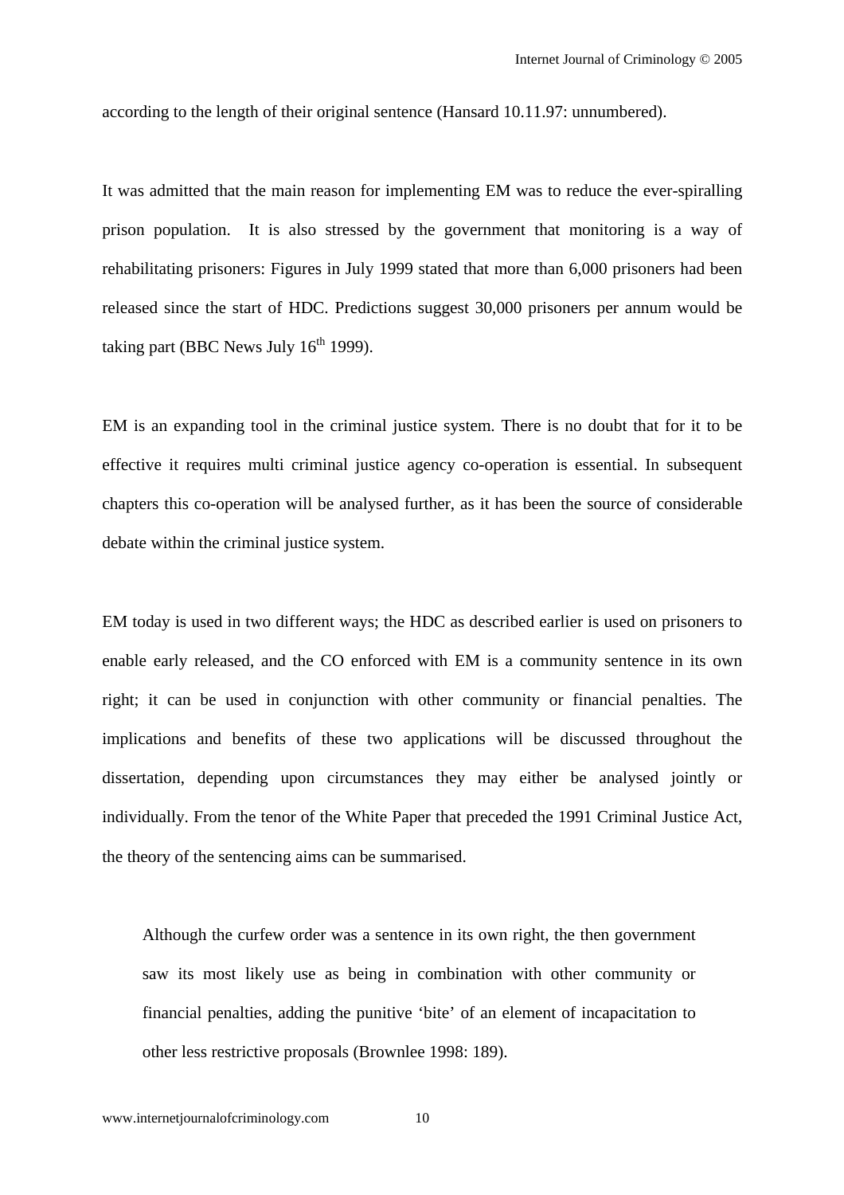according to the length of their original sentence (Hansard 10.11.97: unnumbered).

It was admitted that the main reason for implementing EM was to reduce the ever-spiralling prison population. It is also stressed by the government that monitoring is a way of rehabilitating prisoners: Figures in July 1999 stated that more than 6,000 prisoners had been released since the start of HDC. Predictions suggest 30,000 prisoners per annum would be taking part (BBC News July 16th 1999).

EM is an expanding tool in the criminal justice system. There is no doubt that for it to be effective it requires multi criminal justice agency co-operation is essential. In subsequent chapters this co-operation will be analysed further, as it has been the source of considerable debate within the criminal justice system.

EM today is used in two different ways; the HDC as described earlier is used on prisoners to enable early released, and the CO enforced with EM is a community sentence in its own right; it can be used in conjunction with other community or financial penalties. The implications and benefits of these two applications will be discussed throughout the dissertation, depending upon circumstances they may either be analysed jointly or individually. From the tenor of the White Paper that preceded the 1991 Criminal Justice Act, the theory of the sentencing aims can be summarised.

> Although the curfew order was a sentence in its own right, the then government saw its most likely use as being in combination with other community or financial penalties, adding the punitive 'bite' of an element of incapacitation to other less restrictive proposals (Brownlee 1998: 189).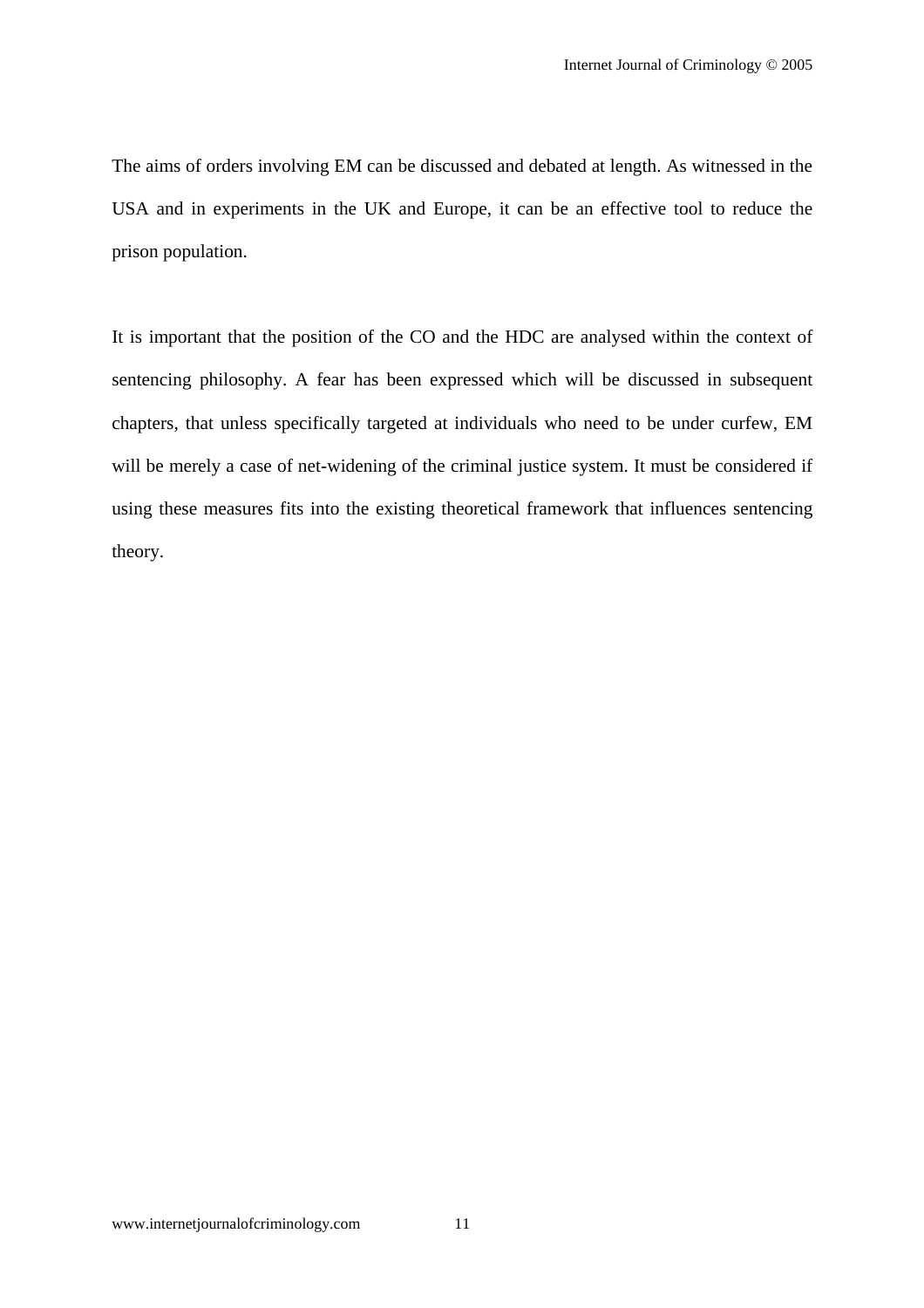The aims of orders involving EM can be discussed and debated at length. As witnessed in the USA and in experiments in the UK and Europe, it can be an effective tool to reduce the prison population.

It is important that the position of the CO and the HDC are analysed within the context of sentencing philosophy. A fear has been expressed which will be discussed in subsequent chapters, that unless specifically targeted at individuals who need to be under curfew, EM will be merely a case of net-widening of the criminal justice system. It must be considered if using these measures fits into the existing theoretical framework that influences sentencing theory.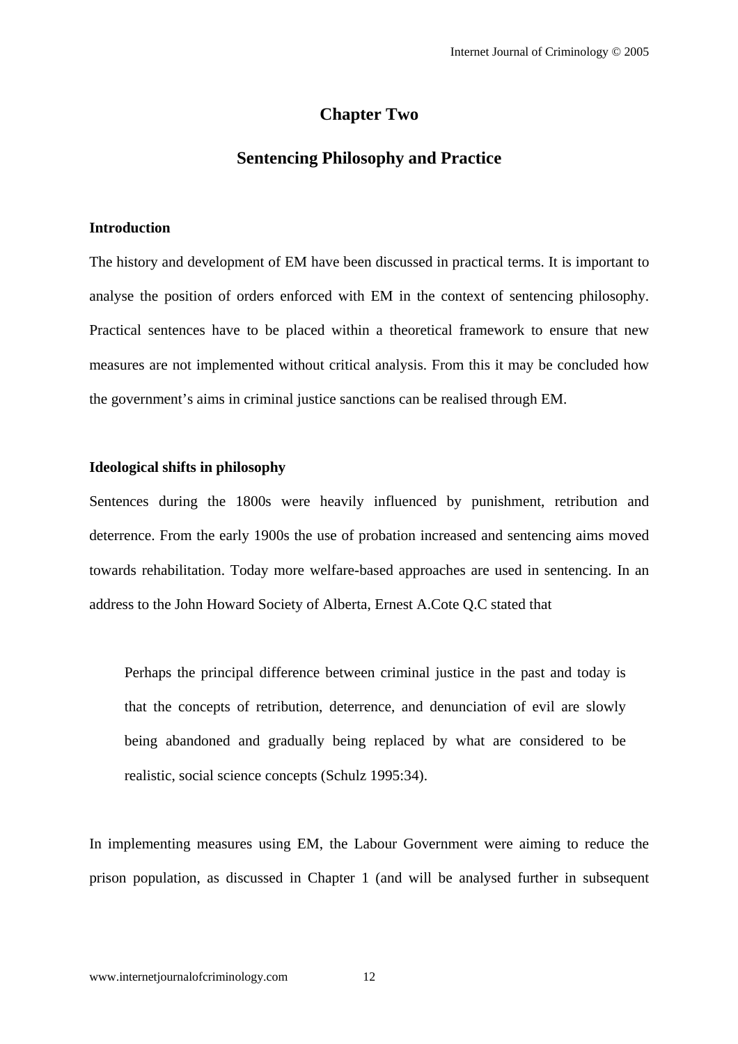# Chapter Two

## Sentencing Philosophy and Practice

### Introduction

The history and development of EM have been discussed in practical terms. It is important to analyse the position of orders enforced with EM in the context of sentencing philosophy. Practical sentences have to be placed within a theoretical framework to ensure that new measures are not implemented without critical analysis. From this it may be concluded how the government's aims in criminal justice sanctions can be realised through EM.

### Ideological shifts in philosophy

Sentences during the 1800s were heavily influenced by punishment, retribution and deterrence. From the early 1900s the use of probation increased and sentencing aims moved towards rehabilitation. Today more welfare-based approaches are used in sentencing. In an address to the John Howard Society of Alberta, Ernest A.Cote Q.C stated that

> Perhaps the principal difference between criminal justice in the past and today is that the concepts of retribution, deterrence, and denunciation of evil are slowly being abandoned and gradually being replaced by what are considered to be realistic, social science concepts (Schulz 1995:34).

In implementing measures using EM, the Labour Government were aiming to reduce the prison population, as discussed in Chapter 1 (and will be analysed further in subsequent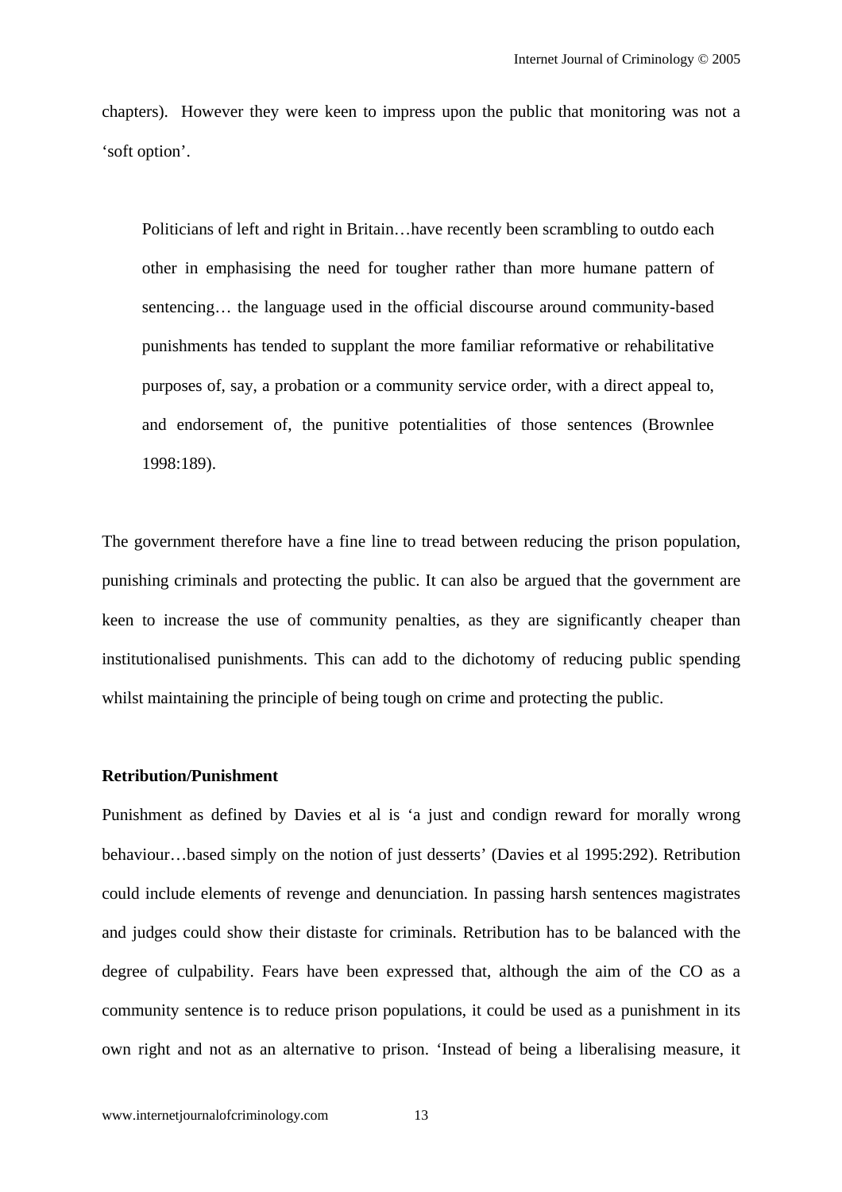chapters). However they were keen to impress upon the public that monitoring was not a 'soft option'.

> Politicians of left and right in Britain…have recently been scrambling to outdo each other in emphasising the need for tougher rather than more humane pattern of sentencing… the language used in the official discourse around community-based punishments has tended to supplant the more familiar reformative or rehabilitative purposes of, say, a probation or a community service order, with a direct appeal to, and endorsement of, the punitive potentialities of those sentences (Brownlee 1998:189).

The government therefore have a fine line to tread between reducing the prison population, punishing criminals and protecting the public. It can also be argued that the government are keen to increase the use of community penalties, as they are significantly cheaper than institutionalised punishments. This can add to the dichotomy of reducing public spending whilst maintaining the principle of being tough on crime and protecting the public.

**Retribution/Punishment**

Punishment as defined by Davies et al is 'a just and condign reward for morally wrong behaviour…based simply on the notion of just desserts' (Davies et al 1995:292). Retribution could include elements of revenge and denunciation. In passing harsh sentences magistrates and judges could show their distaste for criminals. Retribution has to be balanced with the degree of culpability. Fears have been expressed that, although the aim of the CO as a community sentence is to reduce prison populations, it could be used as a punishment in its own right and not as an alternative to prison. 'Instead of being a liberalising measure, it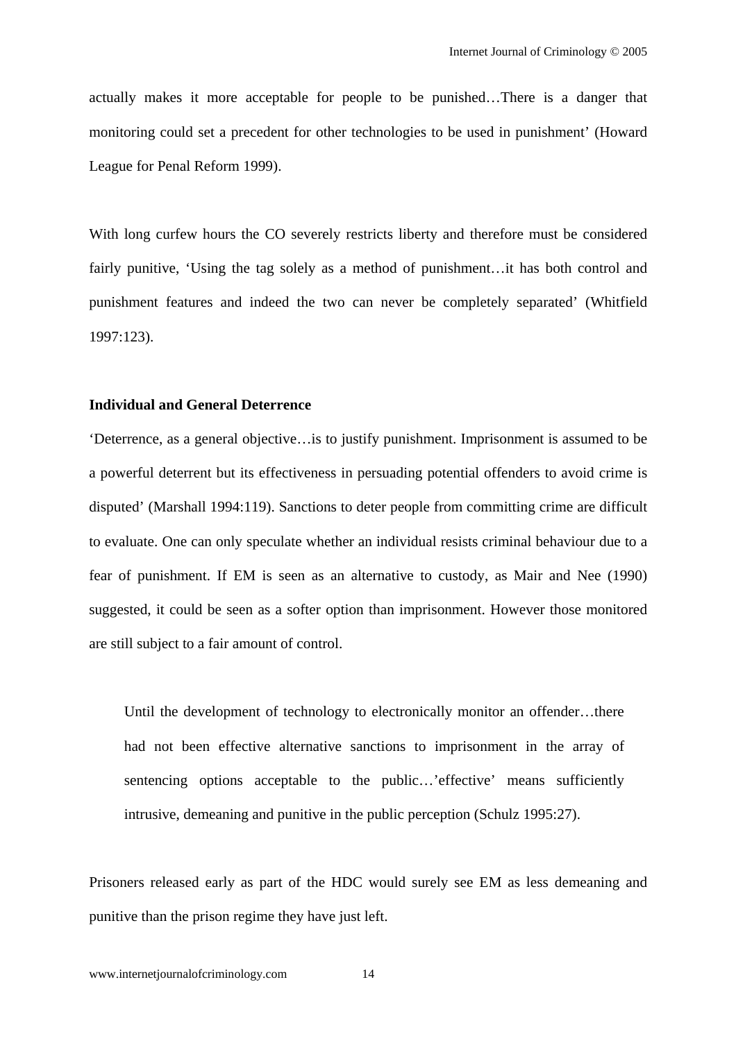actually makes it more acceptable for people to be punished…There is a danger that monitoring could set a precedent for other technologies to be used in punishment' (Howard League for Penal Reform 1999).

With long curfew hours the CO severely restricts liberty and therefore must be considered fairly punitive, 'Using the tag solely as a method of punishment…it has both control and punishment features and indeed the two can never be completely separated' (Whitfield 1997:123).

**Individual and General Deterrence**

'Deterrence, as a general objective…is to justify punishment. Imprisonment is assumed to be a powerful deterrent but its effectiveness in persuading potential offenders to avoid crime is disputed' (Marshall 1994:119). Sanctions to deter people from committing crime are difficult to evaluate. One can only speculate whether an individual resists criminal behaviour due to a fear of punishment. If EM is seen as an alternative to custody, as Mair and Nee (1990) suggested, it could be seen as a softer option than imprisonment. However those monitored are still subject to a fair amount of control.

> Until the development of technology to electronically monitor an offender…there had not been effective alternative sanctions to imprisonment in the array of sentencing options acceptable to the public…'effective' means sufficiently intrusive, demeaning and punitive in the public perception (Schulz 1995:27).

Prisoners released early as part of the HDC would surely see EM as less demeaning and punitive than the prison regime they have just left.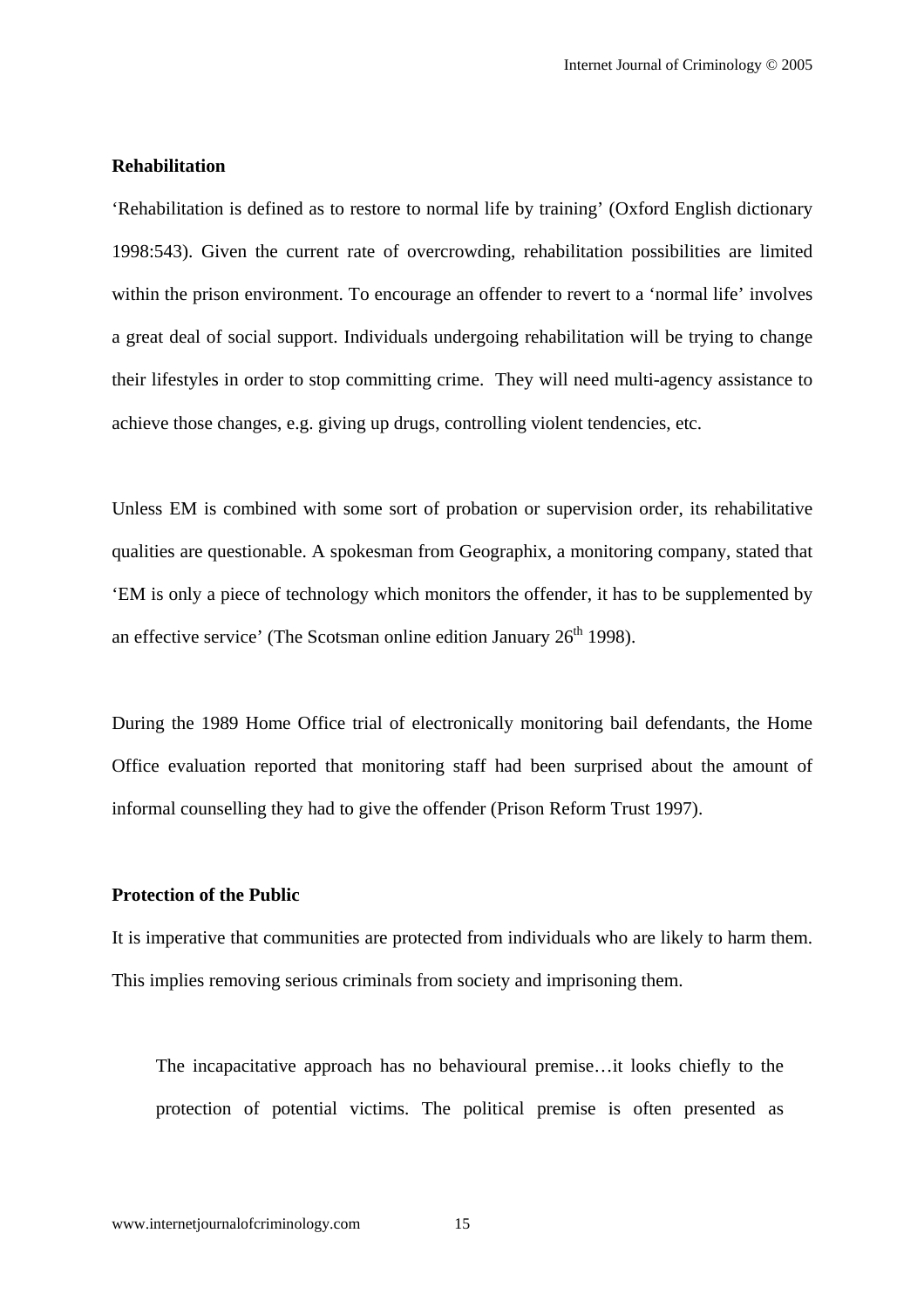**Rehabilitation**

'Rehabilitation is defined as to restore to normal life by training' (Oxford English dictionary 1998:543). Given the current rate of overcrowding, rehabilitation possibilities are limited within the prison environment. To encourage an offender to revert to a 'normal life' involves a great deal of social support. Individuals undergoing rehabilitation will be trying to change their lifestyles in order to stop committing crime. They will need multi-agency assistance to achieve those changes, e.g. giving up drugs, controlling violent tendencies, etc.

Unless EM is combined with some sort of probation or supervision order, its rehabilitative qualities are questionable. A spokesman from Geographix, a monitoring company, stated that 'EM is only a piece of technology which monitors the offender, it has to be supplemented by an effective service' (The Scotsman online edition January 26th 1998).

During the 1989 Home Office trial of electronically monitoring bail defendants, the Home Office evaluation reported that monitoring staff had been surprised about the amount of informal counselling they had to give the offender (Prison Reform Trust 1997).

**Protection of the Public**

It is imperative that communities are protected from individuals who are likely to harm them. This implies removing serious criminals from society and imprisoning them.

> The incapacitative approach has no behavioural premise…it looks chiefly to the protection of potential victims. The political premise is often presented as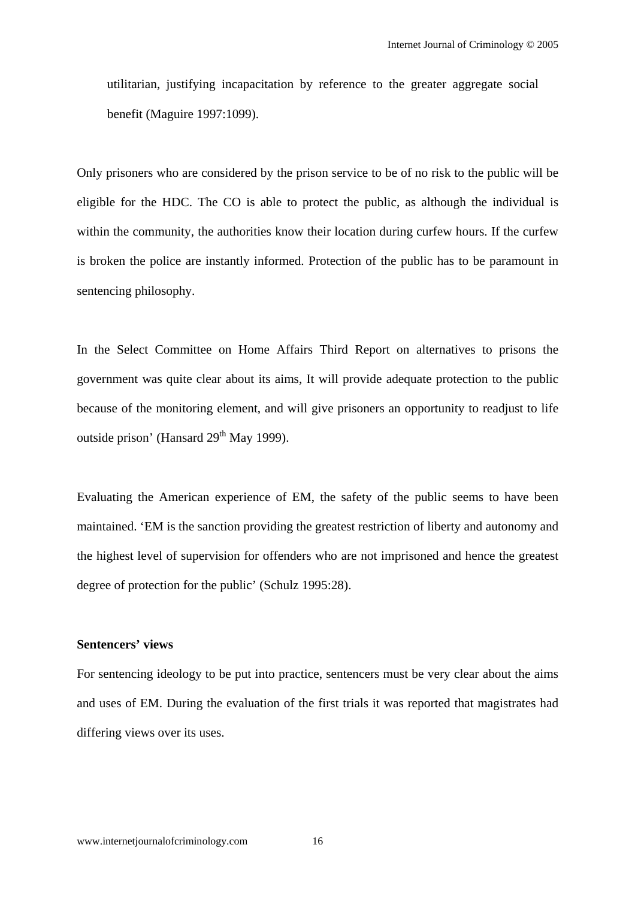utilitarian, justifying incapacitation by reference to the greater aggregate social benefit (Maguire 1997:1099).

Only prisoners who are considered by the prison service to be of no risk to the public will be eligible for the HDC. The CO is able to protect the public, as although the individual is within the community, the authorities know their location during curfew hours. If the curfew is broken the police are instantly informed. Protection of the public has to be paramount in sentencing philosophy.

In the Select Committee on Home Affairs Third Report on alternatives to prisons the government was quite clear about its aims, It will provide adequate protection to the public because of the monitoring element, and will give prisoners an opportunity to readjust to life outside prison' (Hansard 29th May 1999).

Evaluating the American experience of EM, the safety of the public seems to have been maintained. 'EM is the sanction providing the greatest restriction of liberty and autonomy and the highest level of supervision for offenders who are not imprisoned and hence the greatest degree of protection for the public' (Schulz 1995:28).

**Sentencers' views**

For sentencing ideology to be put into practice, sentencers must be very clear about the aims and uses of EM. During the evaluation of the first trials it was reported that magistrates had differing views over its uses.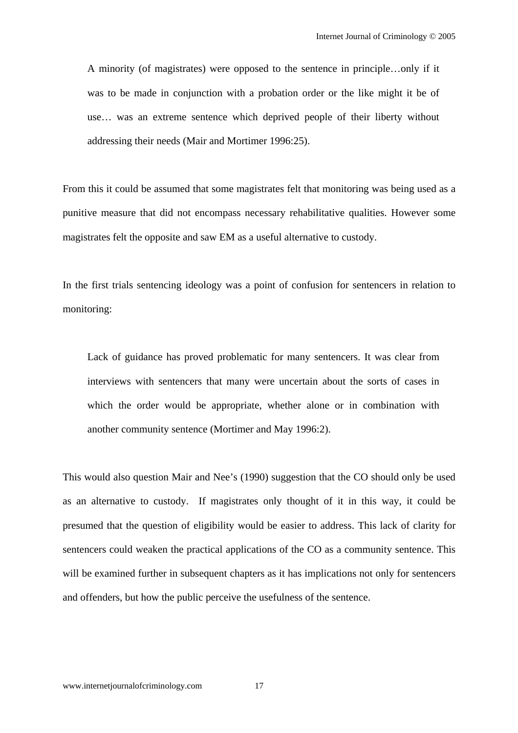> A minority (of magistrates) were opposed to the sentence in principle…only if it was to be made in conjunction with a probation order or the like might it be of use… was an extreme sentence which deprived people of their liberty without addressing their needs (Mair and Mortimer 1996:25).

From this it could be assumed that some magistrates felt that monitoring was being used as a punitive measure that did not encompass necessary rehabilitative qualities. However some magistrates felt the opposite and saw EM as a useful alternative to custody.

In the first trials sentencing ideology was a point of confusion for sentencers in relation to monitoring:

> Lack of guidance has proved problematic for many sentencers. It was clear from interviews with sentencers that many were uncertain about the sorts of cases in which the order would be appropriate, whether alone or in combination with another community sentence (Mortimer and May 1996:2).

This would also question Mair and Nee's (1990) suggestion that the CO should only be used as an alternative to custody. If magistrates only thought of it in this way, it could be presumed that the question of eligibility would be easier to address. This lack of clarity for sentencers could weaken the practical applications of the CO as a community sentence. This will be examined further in subsequent chapters as it has implications not only for sentencers and offenders, but how the public perceive the usefulness of the sentence.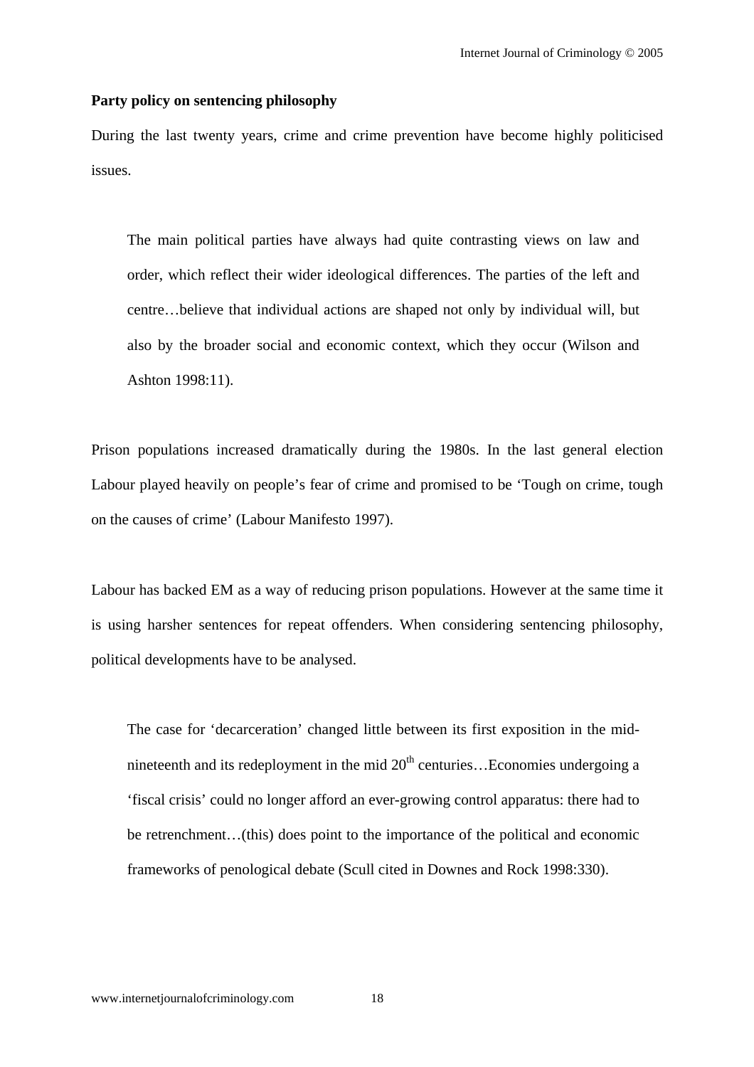**Party policy on sentencing philosophy**

During the last twenty years, crime and crime prevention have become highly politicised issues.

> The main political parties have always had quite contrasting views on law and order, which reflect their wider ideological differences. The parties of the left and centre…believe that individual actions are shaped not only by individual will, but also by the broader social and economic context, which they occur (Wilson and Ashton 1998:11).

Prison populations increased dramatically during the 1980s. In the last general election Labour played heavily on people's fear of crime and promised to be 'Tough on crime, tough on the causes of crime' (Labour Manifesto 1997).

Labour has backed EM as a way of reducing prison populations. However at the same time it is using harsher sentences for repeat offenders. When considering sentencing philosophy, political developments have to be analysed.

> The case for 'decarceration' changed little between its first exposition in the mid-nineteenth and its redeployment in the mid 20th centuries…Economies undergoing a 'fiscal crisis' could no longer afford an ever-growing control apparatus: there had to be retrenchment…(this) does point to the importance of the political and economic frameworks of penological debate (Scull cited in Downes and Rock 1998:330).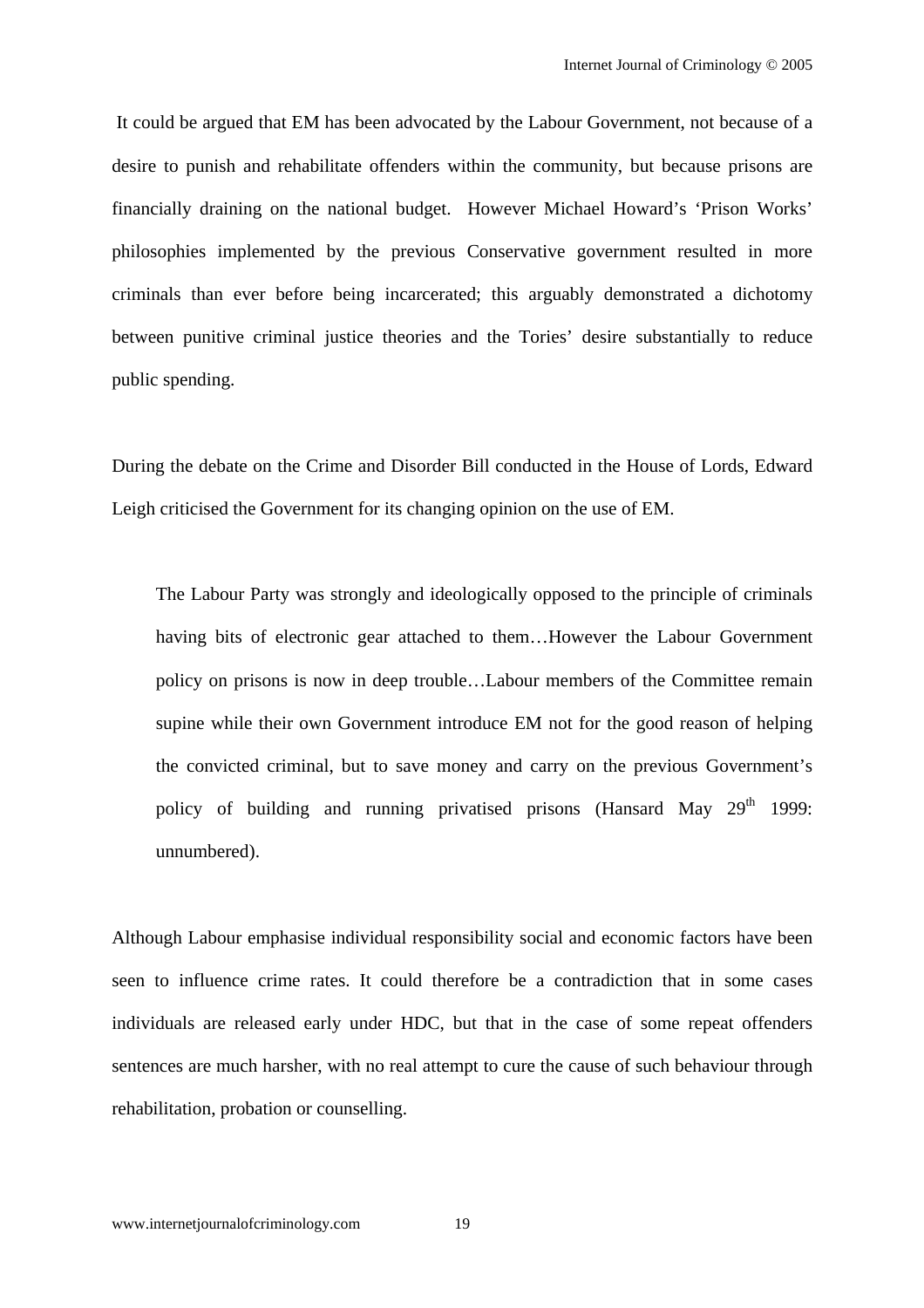It could be argued that EM has been advocated by the Labour Government, not because of a desire to punish and rehabilitate offenders within the community, but because prisons are financially draining on the national budget. However Michael Howard's 'Prison Works' philosophies implemented by the previous Conservative government resulted in more criminals than ever before being incarcerated; this arguably demonstrated a dichotomy between punitive criminal justice theories and the Tories' desire substantially to reduce public spending.

During the debate on the Crime and Disorder Bill conducted in the House of Lords, Edward Leigh criticised the Government for its changing opinion on the use of EM.

> The Labour Party was strongly and ideologically opposed to the principle of criminals having bits of electronic gear attached to them…However the Labour Government policy on prisons is now in deep trouble…Labour members of the Committee remain supine while their own Government introduce EM not for the good reason of helping the convicted criminal, but to save money and carry on the previous Government's policy of building and running privatised prisons (Hansard May 29th 1999: unnumbered).

Although Labour emphasise individual responsibility social and economic factors have been seen to influence crime rates. It could therefore be a contradiction that in some cases individuals are released early under HDC, but that in the case of some repeat offenders sentences are much harsher, with no real attempt to cure the cause of such behaviour through rehabilitation, probation or counselling.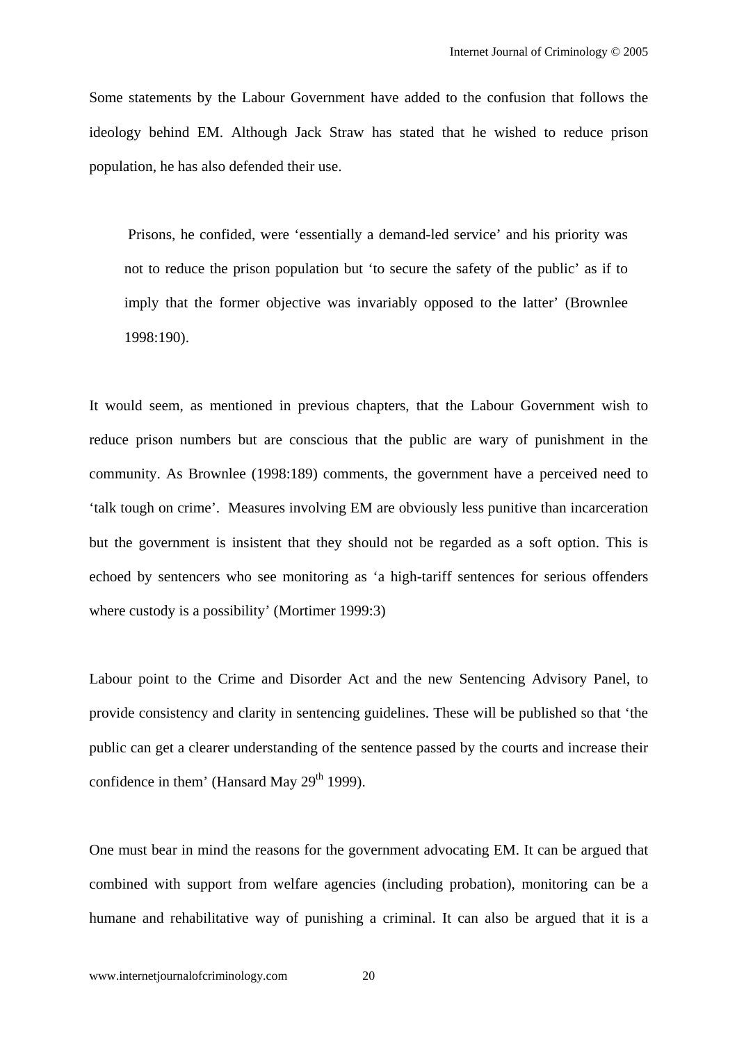Some statements by the Labour Government have added to the confusion that follows the ideology behind EM. Although Jack Straw has stated that he wished to reduce prison population, he has also defended their use.

> Prisons, he confided, were 'essentially a demand-led service' and his priority was not to reduce the prison population but 'to secure the safety of the public' as if to imply that the former objective was invariably opposed to the latter' (Brownlee 1998:190).

It would seem, as mentioned in previous chapters, that the Labour Government wish to reduce prison numbers but are conscious that the public are wary of punishment in the community. As Brownlee (1998:189) comments, the government have a perceived need to 'talk tough on crime'. Measures involving EM are obviously less punitive than incarceration but the government is insistent that they should not be regarded as a soft option. This is echoed by sentencers who see monitoring as 'a high-tariff sentences for serious offenders where custody is a possibility' (Mortimer 1999:3)

Labour point to the Crime and Disorder Act and the new Sentencing Advisory Panel, to provide consistency and clarity in sentencing guidelines. These will be published so that 'the public can get a clearer understanding of the sentence passed by the courts and increase their confidence in them' (Hansard May 29th 1999).

One must bear in mind the reasons for the government advocating EM. It can be argued that combined with support from welfare agencies (including probation), monitoring can be a humane and rehabilitative way of punishing a criminal. It can also be argued that it is a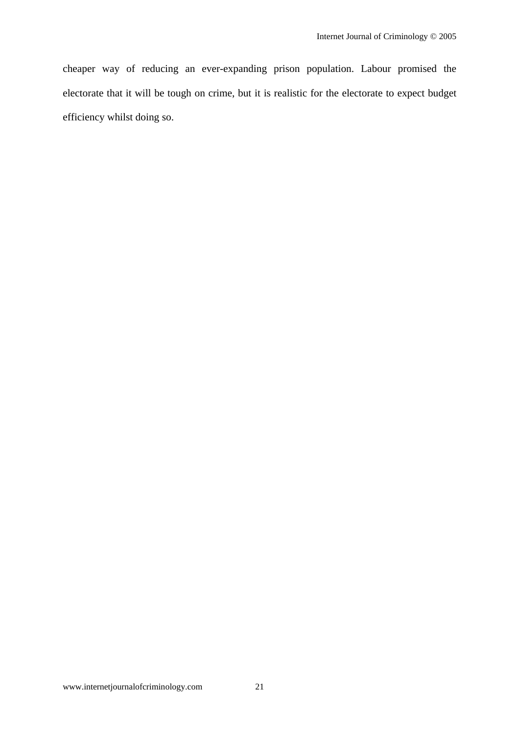cheaper way of reducing an ever-expanding prison population. Labour promised the electorate that it will be tough on crime, but it is realistic for the electorate to expect budget efficiency whilst doing so.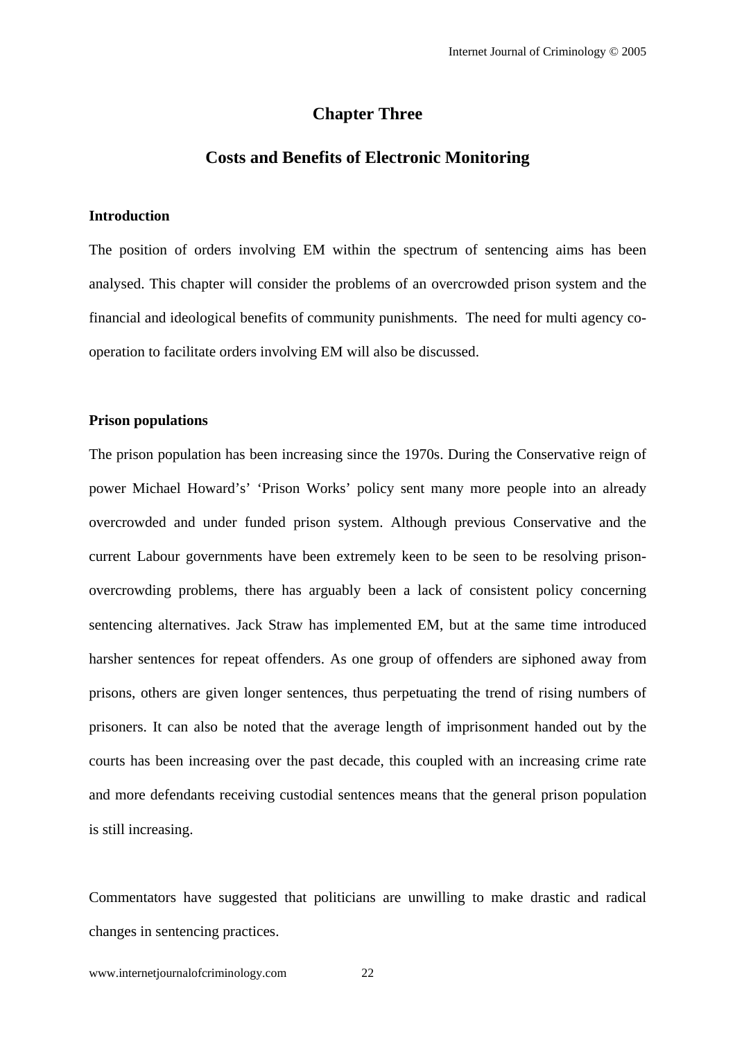## Chapter Three

## Costs and Benefits of Electronic Monitoring

### Introduction

The position of orders involving EM within the spectrum of sentencing aims has been analysed. This chapter will consider the problems of an overcrowded prison system and the financial and ideological benefits of community punishments. The need for multi agency co-operation to facilitate orders involving EM will also be discussed.

### Prison populations

The prison population has been increasing since the 1970s. During the Conservative reign of power Michael Howard's' 'Prison Works' policy sent many more people into an already overcrowded and under funded prison system. Although previous Conservative and the current Labour governments have been extremely keen to be seen to be resolving prison-overcrowding problems, there has arguably been a lack of consistent policy concerning sentencing alternatives. Jack Straw has implemented EM, but at the same time introduced harsher sentences for repeat offenders. As one group of offenders are siphoned away from prisons, others are given longer sentences, thus perpetuating the trend of rising numbers of prisoners. It can also be noted that the average length of imprisonment handed out by the courts has been increasing over the past decade, this coupled with an increasing crime rate and more defendants receiving custodial sentences means that the general prison population is still increasing.

Commentators have suggested that politicians are unwilling to make drastic and radical changes in sentencing practices.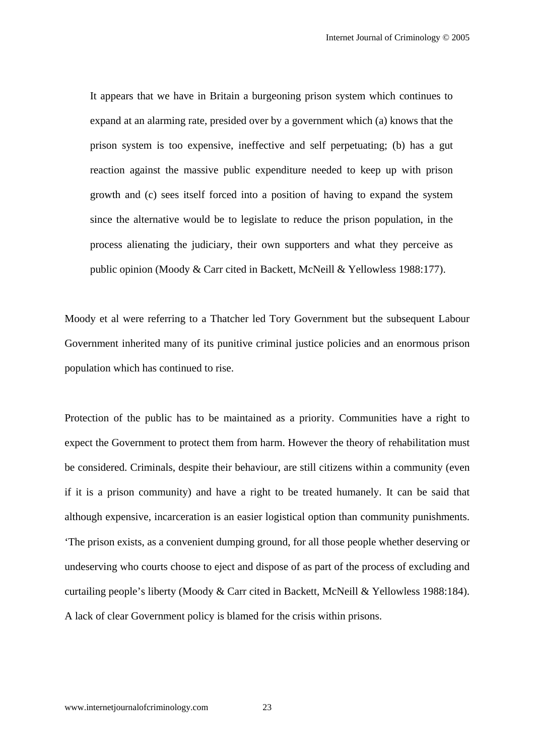> It appears that we have in Britain a burgeoning prison system which continues to expand at an alarming rate, presided over by a government which (a) knows that the prison system is too expensive, ineffective and self perpetuating; (b) has a gut reaction against the massive public expenditure needed to keep up with prison growth and (c) sees itself forced into a position of having to expand the system since the alternative would be to legislate to reduce the prison population, in the process alienating the judiciary, their own supporters and what they perceive as public opinion (Moody & Carr cited in Backett, McNeill & Yellowless 1988:177).

Moody et al were referring to a Thatcher led Tory Government but the subsequent Labour Government inherited many of its punitive criminal justice policies and an enormous prison population which has continued to rise.

Protection of the public has to be maintained as a priority. Communities have a right to expect the Government to protect them from harm. However the theory of rehabilitation must be considered. Criminals, despite their behaviour, are still citizens within a community (even if it is a prison community) and have a right to be treated humanely. It can be said that although expensive, incarceration is an easier logistical option than community punishments. 'The prison exists, as a convenient dumping ground, for all those people whether deserving or undeserving who courts choose to eject and dispose of as part of the process of excluding and curtailing people's liberty (Moody & Carr cited in Backett, McNeill & Yellowless 1988:184). A lack of clear Government policy is blamed for the crisis within prisons.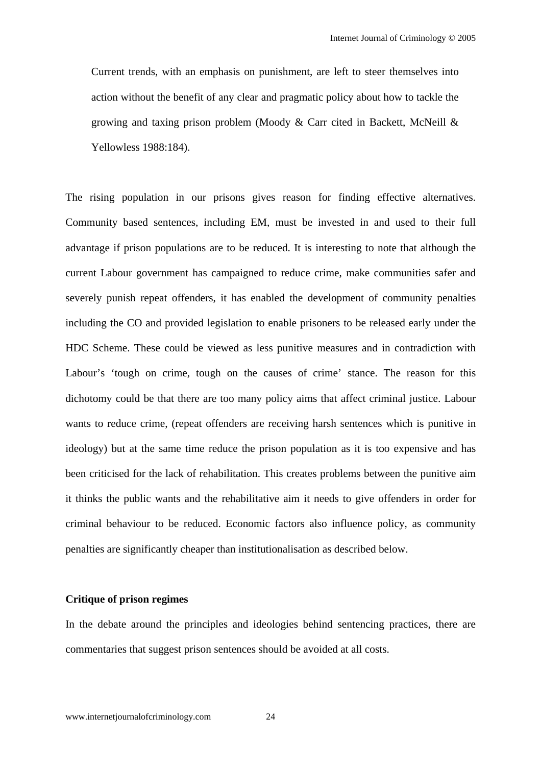> Current trends, with an emphasis on punishment, are left to steer themselves into action without the benefit of any clear and pragmatic policy about how to tackle the growing and taxing prison problem (Moody & Carr cited in Backett, McNeill & Yellowless 1988:184).

The rising population in our prisons gives reason for finding effective alternatives. Community based sentences, including EM, must be invested in and used to their full advantage if prison populations are to be reduced. It is interesting to note that although the current Labour government has campaigned to reduce crime, make communities safer and severely punish repeat offenders, it has enabled the development of community penalties including the CO and provided legislation to enable prisoners to be released early under the HDC Scheme. These could be viewed as less punitive measures and in contradiction with Labour's 'tough on crime, tough on the causes of crime' stance. The reason for this dichotomy could be that there are too many policy aims that affect criminal justice. Labour wants to reduce crime, (repeat offenders are receiving harsh sentences which is punitive in ideology) but at the same time reduce the prison population as it is too expensive and has been criticised for the lack of rehabilitation. This creates problems between the punitive aim it thinks the public wants and the rehabilitative aim it needs to give offenders in order for criminal behaviour to be reduced. Economic factors also influence policy, as community penalties are significantly cheaper than institutionalisation as described below.

**Critique of prison regimes**

In the debate around the principles and ideologies behind sentencing practices, there are commentaries that suggest prison sentences should be avoided at all costs.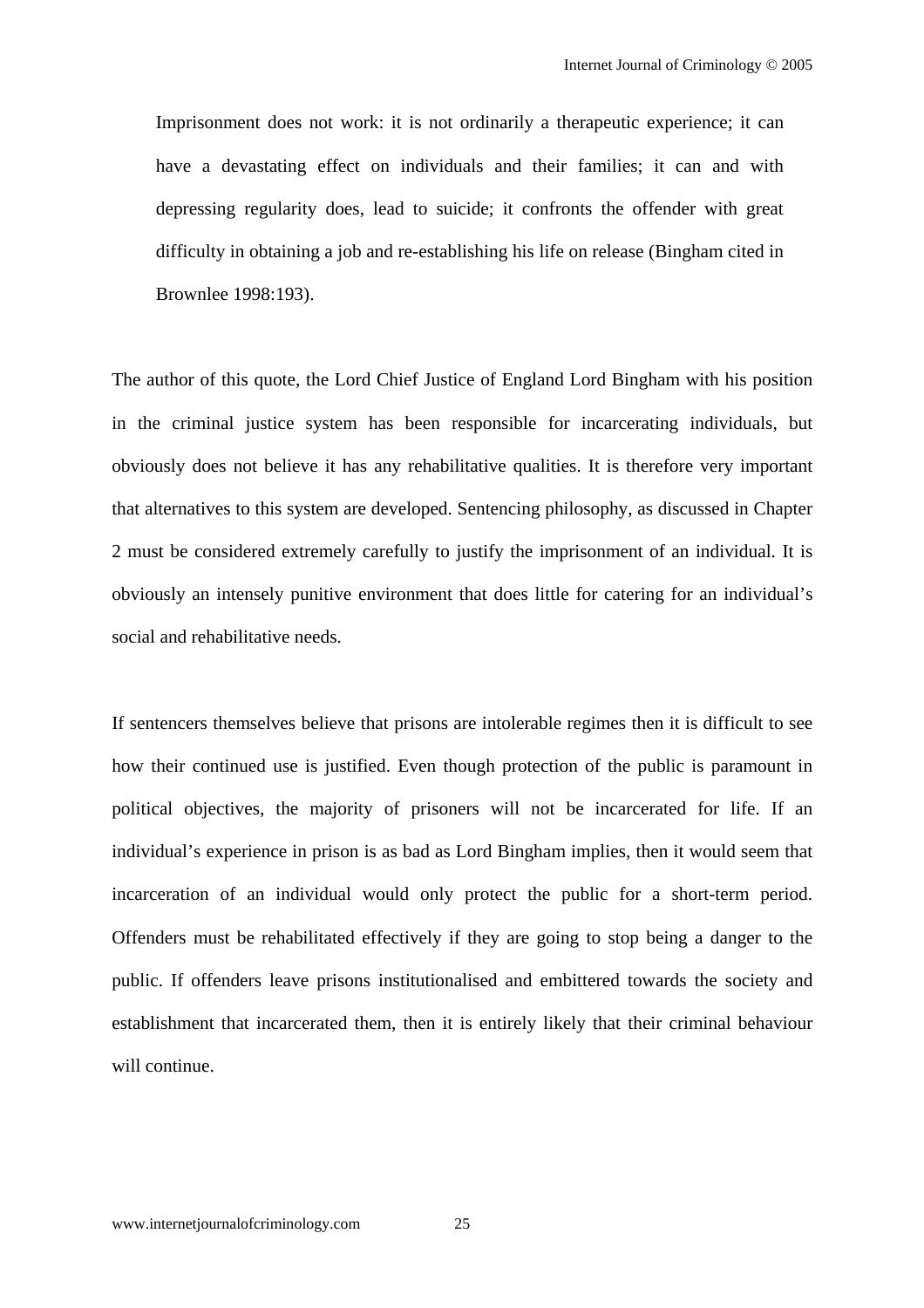> Imprisonment does not work: it is not ordinarily a therapeutic experience; it can have a devastating effect on individuals and their families; it can and with depressing regularity does, lead to suicide; it confronts the offender with great difficulty in obtaining a job and re-establishing his life on release (Bingham cited in Brownlee 1998:193).

The author of this quote, the Lord Chief Justice of England Lord Bingham with his position in the criminal justice system has been responsible for incarcerating individuals, but obviously does not believe it has any rehabilitative qualities. It is therefore very important that alternatives to this system are developed. Sentencing philosophy, as discussed in Chapter 2 must be considered extremely carefully to justify the imprisonment of an individual. It is obviously an intensely punitive environment that does little for catering for an individual's social and rehabilitative needs.

If sentencers themselves believe that prisons are intolerable regimes then it is difficult to see how their continued use is justified. Even though protection of the public is paramount in political objectives, the majority of prisoners will not be incarcerated for life. If an individual's experience in prison is as bad as Lord Bingham implies, then it would seem that incarceration of an individual would only protect the public for a short-term period. Offenders must be rehabilitated effectively if they are going to stop being a danger to the public. If offenders leave prisons institutionalised and embittered towards the society and establishment that incarcerated them, then it is entirely likely that their criminal behaviour will continue.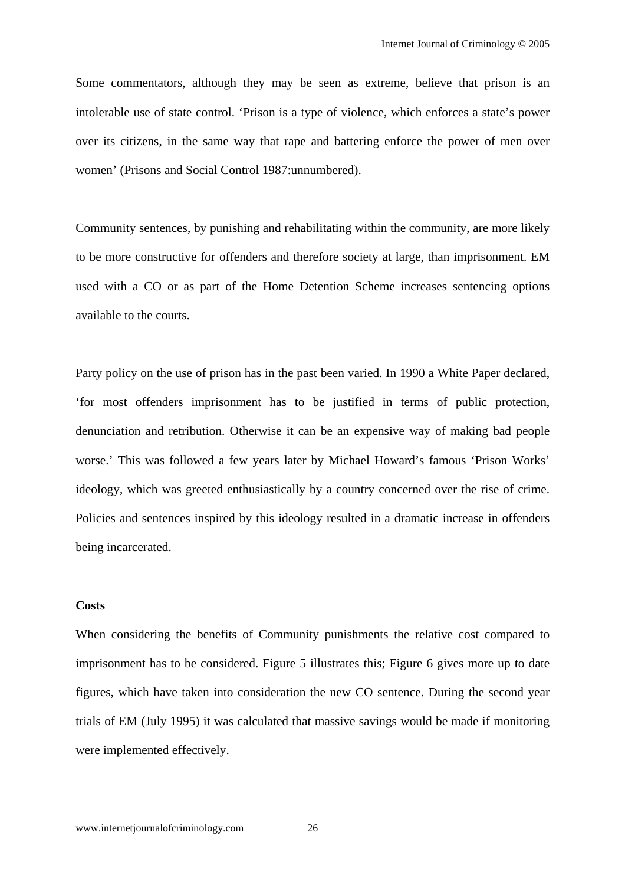Some commentators, although they may be seen as extreme, believe that prison is an intolerable use of state control. 'Prison is a type of violence, which enforces a state's power over its citizens, in the same way that rape and battering enforce the power of men over women' (Prisons and Social Control 1987:unnumbered).

Community sentences, by punishing and rehabilitating within the community, are more likely to be more constructive for offenders and therefore society at large, than imprisonment. EM used with a CO or as part of the Home Detention Scheme increases sentencing options available to the courts.

Party policy on the use of prison has in the past been varied. In 1990 a White Paper declared, 'for most offenders imprisonment has to be justified in terms of public protection, denunciation and retribution. Otherwise it can be an expensive way of making bad people worse.' This was followed a few years later by Michael Howard's famous 'Prison Works' ideology, which was greeted enthusiastically by a country concerned over the rise of crime. Policies and sentences inspired by this ideology resulted in a dramatic increase in offenders being incarcerated.

**Costs**

When considering the benefits of Community punishments the relative cost compared to imprisonment has to be considered. Figure 5 illustrates this; Figure 6 gives more up to date figures, which have taken into consideration the new CO sentence. During the second year trials of EM (July 1995) it was calculated that massive savings would be made if monitoring were implemented effectively.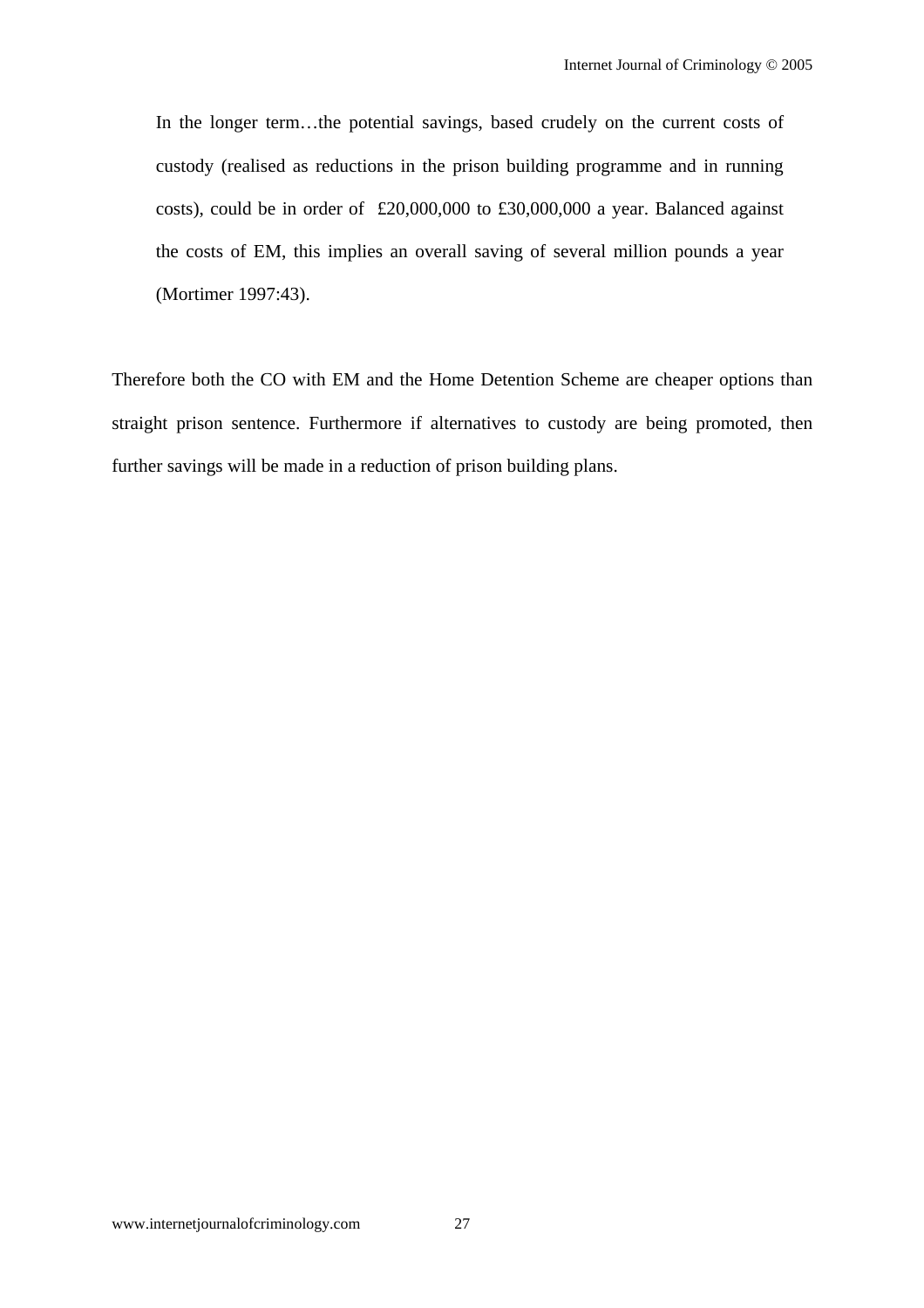> In the longer term…the potential savings, based crudely on the current costs of custody (realised as reductions in the prison building programme and in running costs), could be in order of £20,000,000 to £30,000,000 a year. Balanced against the costs of EM, this implies an overall saving of several million pounds a year (Mortimer 1997:43).

Therefore both the CO with EM and the Home Detention Scheme are cheaper options than straight prison sentence. Furthermore if alternatives to custody are being promoted, then further savings will be made in a reduction of prison building plans.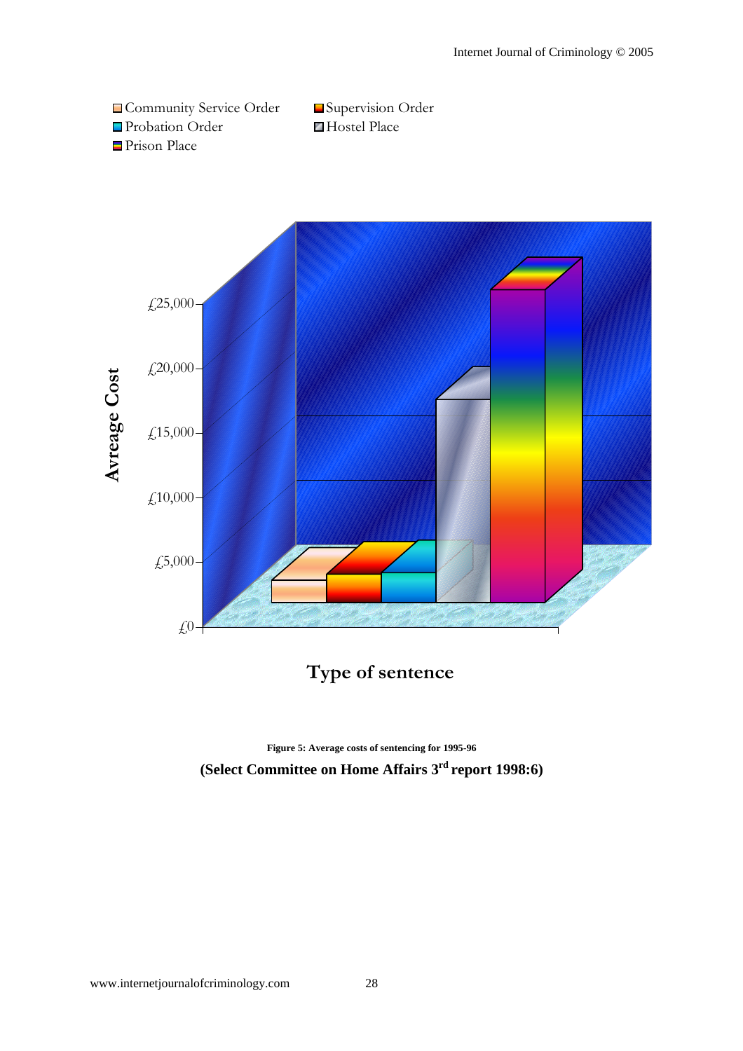Community Service Order
Supervision Order
Probation Order
Hostel Place
Prison Place

Avreage Cost

£25,000
£20,000
£15,000
£10,000
£5,000
£0

Type of sentence

**Figure 5: Average costs of sentencing for 1995-96**

**(Select Committee on Home Affairs 3rd report 1998:6)**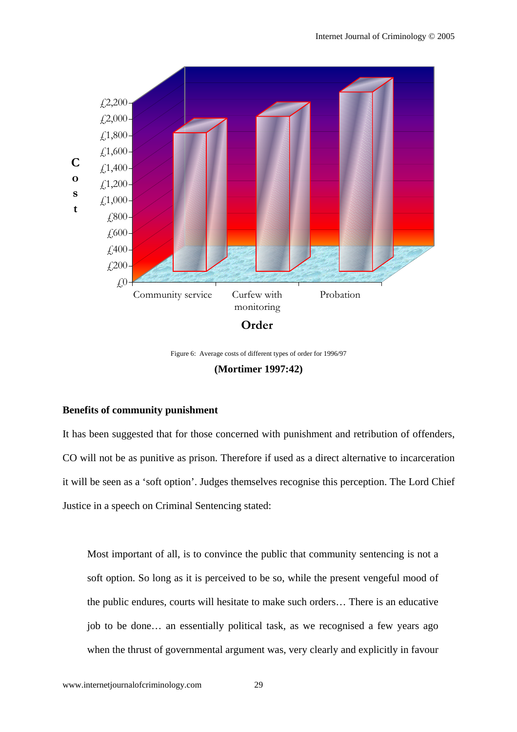Figure 6: Average costs of different types of order for 1996/97

**(Mortimer 1997:42)**

**Benefits of community punishment**

It has been suggested that for those concerned with punishment and retribution of offenders, CO will not be as punitive as prison. Therefore if used as a direct alternative to incarceration it will be seen as a 'soft option'. Judges themselves recognise this perception. The Lord Chief Justice in a speech on Criminal Sentencing stated:

> Most important of all, is to convince the public that community sentencing is not a soft option. So long as it is perceived to be so, while the present vengeful mood of the public endures, courts will hesitate to make such orders… There is an educative job to be done… an essentially political task, as we recognised a few years ago when the thrust of governmental argument was, very clearly and explicitly in favour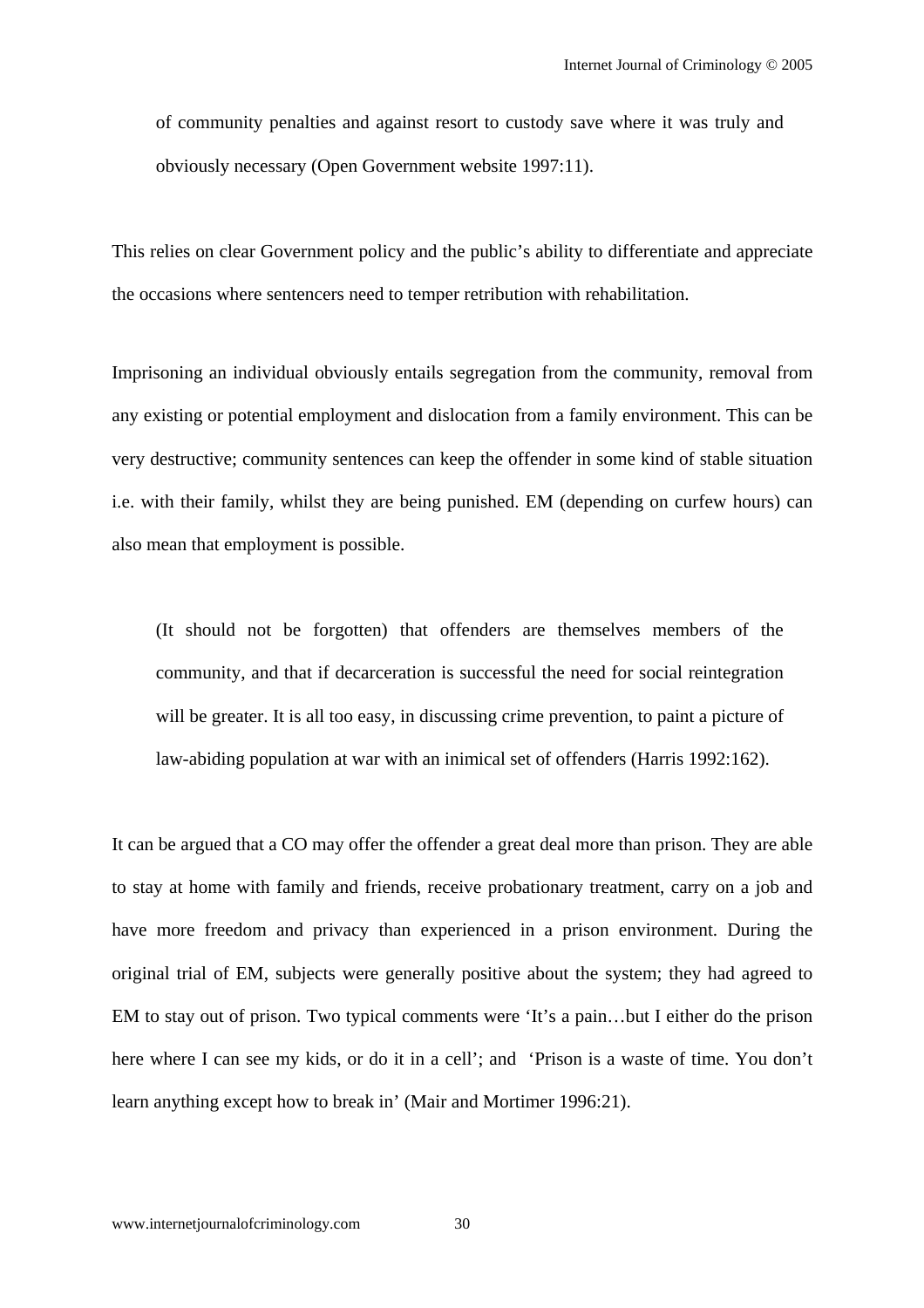> of community penalties and against resort to custody save where it was truly and obviously necessary (Open Government website 1997:11).

This relies on clear Government policy and the public's ability to differentiate and appreciate the occasions where sentencers need to temper retribution with rehabilitation.

Imprisoning an individual obviously entails segregation from the community, removal from any existing or potential employment and dislocation from a family environment. This can be very destructive; community sentences can keep the offender in some kind of stable situation i.e. with their family, whilst they are being punished. EM (depending on curfew hours) can also mean that employment is possible.

> (It should not be forgotten) that offenders are themselves members of the community, and that if decarceration is successful the need for social reintegration will be greater. It is all too easy, in discussing crime prevention, to paint a picture of law-abiding population at war with an inimical set of offenders (Harris 1992:162).

It can be argued that a CO may offer the offender a great deal more than prison. They are able to stay at home with family and friends, receive probationary treatment, carry on a job and have more freedom and privacy than experienced in a prison environment. During the original trial of EM, subjects were generally positive about the system; they had agreed to EM to stay out of prison. Two typical comments were 'It's a pain…but I either do the prison here where I can see my kids, or do it in a cell'; and 'Prison is a waste of time. You don't learn anything except how to break in' (Mair and Mortimer 1996:21).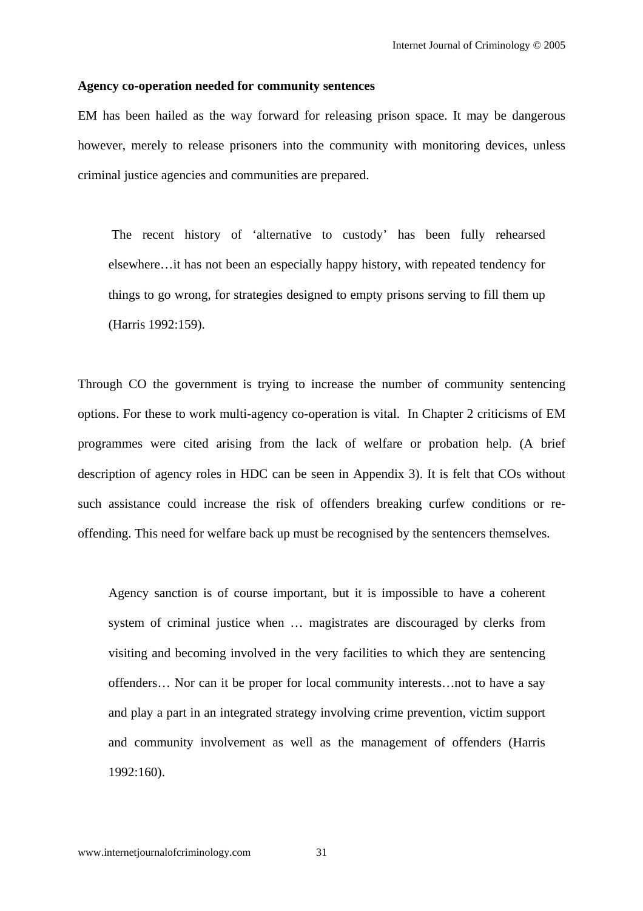**Agency co-operation needed for community sentences**

EM has been hailed as the way forward for releasing prison space. It may be dangerous however, merely to release prisoners into the community with monitoring devices, unless criminal justice agencies and communities are prepared.

> The recent history of 'alternative to custody' has been fully rehearsed elsewhere…it has not been an especially happy history, with repeated tendency for things to go wrong, for strategies designed to empty prisons serving to fill them up (Harris 1992:159).

Through CO the government is trying to increase the number of community sentencing options. For these to work multi-agency co-operation is vital. In Chapter 2 criticisms of EM programmes were cited arising from the lack of welfare or probation help. (A brief description of agency roles in HDC can be seen in Appendix 3). It is felt that COs without such assistance could increase the risk of offenders breaking curfew conditions or re-offending. This need for welfare back up must be recognised by the sentencers themselves.

> Agency sanction is of course important, but it is impossible to have a coherent system of criminal justice when … magistrates are discouraged by clerks from visiting and becoming involved in the very facilities to which they are sentencing offenders… Nor can it be proper for local community interests…not to have a say and play a part in an integrated strategy involving crime prevention, victim support and community involvement as well as the management of offenders (Harris 1992:160).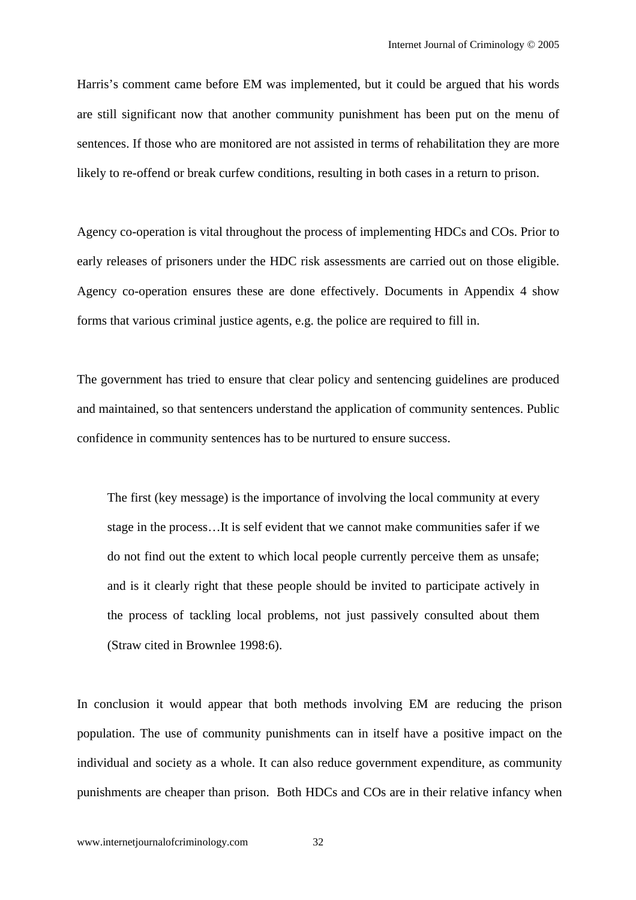Harris's comment came before EM was implemented, but it could be argued that his words are still significant now that another community punishment has been put on the menu of sentences. If those who are monitored are not assisted in terms of rehabilitation they are more likely to re-offend or break curfew conditions, resulting in both cases in a return to prison.

Agency co-operation is vital throughout the process of implementing HDCs and COs. Prior to early releases of prisoners under the HDC risk assessments are carried out on those eligible. Agency co-operation ensures these are done effectively. Documents in Appendix 4 show forms that various criminal justice agents, e.g. the police are required to fill in.

The government has tried to ensure that clear policy and sentencing guidelines are produced and maintained, so that sentencers understand the application of community sentences. Public confidence in community sentences has to be nurtured to ensure success.

> The first (key message) is the importance of involving the local community at every stage in the process…It is self evident that we cannot make communities safer if we do not find out the extent to which local people currently perceive them as unsafe; and is it clearly right that these people should be invited to participate actively in the process of tackling local problems, not just passively consulted about them (Straw cited in Brownlee 1998:6).

In conclusion it would appear that both methods involving EM are reducing the prison population. The use of community punishments can in itself have a positive impact on the individual and society as a whole. It can also reduce government expenditure, as community punishments are cheaper than prison. Both HDCs and COs are in their relative infancy when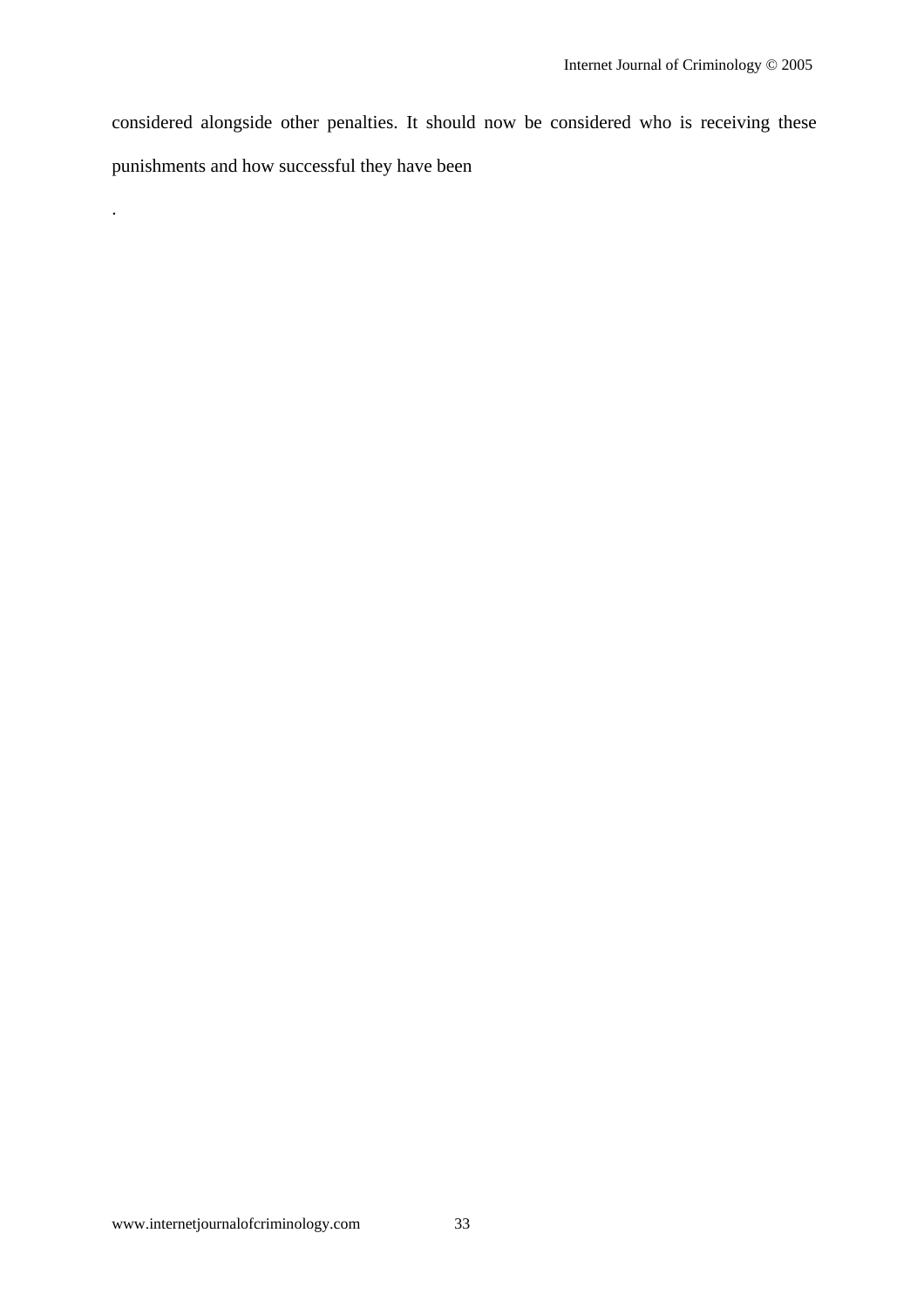considered alongside other penalties. It should now be considered who is receiving these punishments and how successful they have been

.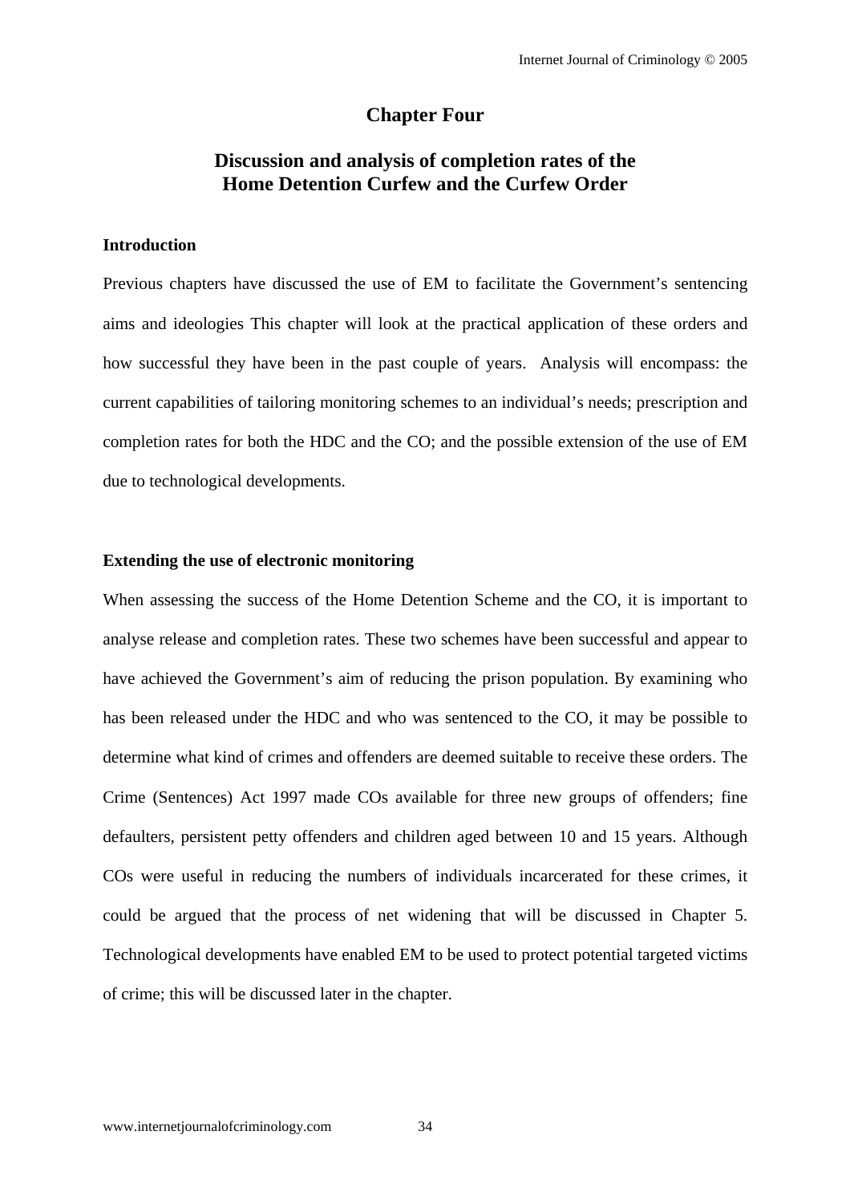## Chapter Four

## Discussion and analysis of completion rates of the Home Detention Curfew and the Curfew Order

### Introduction

Previous chapters have discussed the use of EM to facilitate the Government's sentencing aims and ideologies This chapter will look at the practical application of these orders and how successful they have been in the past couple of years. Analysis will encompass: the current capabilities of tailoring monitoring schemes to an individual's needs; prescription and completion rates for both the HDC and the CO; and the possible extension of the use of EM due to technological developments.

### Extending the use of electronic monitoring

When assessing the success of the Home Detention Scheme and the CO, it is important to analyse release and completion rates. These two schemes have been successful and appear to have achieved the Government's aim of reducing the prison population. By examining who has been released under the HDC and who was sentenced to the CO, it may be possible to determine what kind of crimes and offenders are deemed suitable to receive these orders. The Crime (Sentences) Act 1997 made COs available for three new groups of offenders; fine defaulters, persistent petty offenders and children aged between 10 and 15 years. Although COs were useful in reducing the numbers of individuals incarcerated for these crimes, it could be argued that the process of net widening that will be discussed in Chapter 5. Technological developments have enabled EM to be used to protect potential targeted victims of crime; this will be discussed later in the chapter.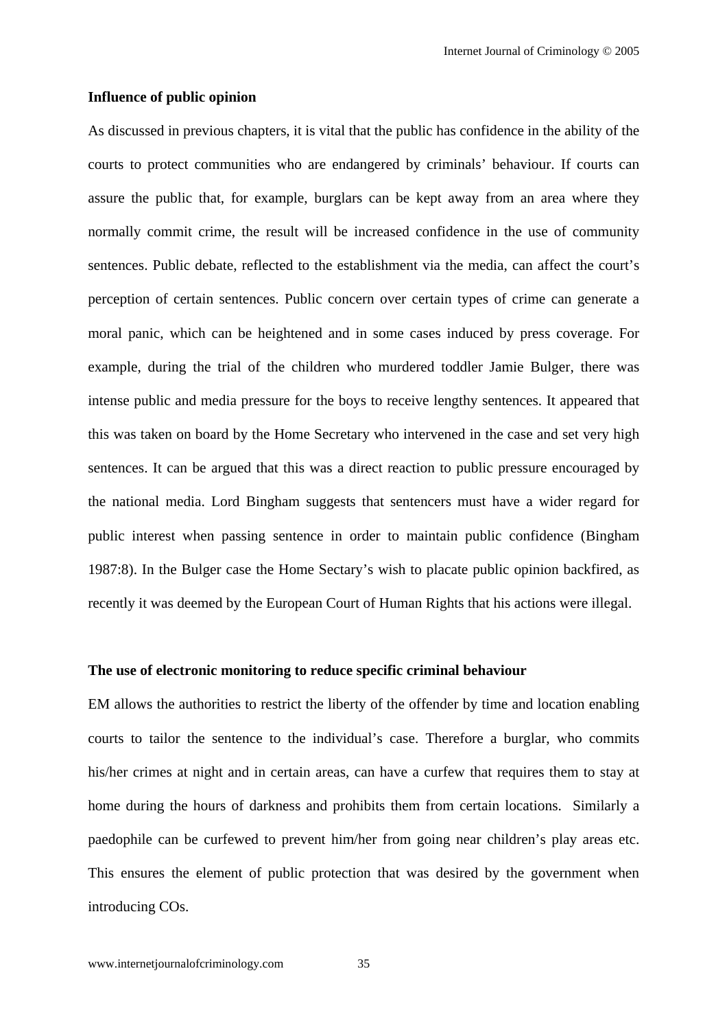**Influence of public opinion**

As discussed in previous chapters, it is vital that the public has confidence in the ability of the courts to protect communities who are endangered by criminals' behaviour. If courts can assure the public that, for example, burglars can be kept away from an area where they normally commit crime, the result will be increased confidence in the use of community sentences. Public debate, reflected to the establishment via the media, can affect the court's perception of certain sentences. Public concern over certain types of crime can generate a moral panic, which can be heightened and in some cases induced by press coverage. For example, during the trial of the children who murdered toddler Jamie Bulger, there was intense public and media pressure for the boys to receive lengthy sentences. It appeared that this was taken on board by the Home Secretary who intervened in the case and set very high sentences. It can be argued that this was a direct reaction to public pressure encouraged by the national media. Lord Bingham suggests that sentencers must have a wider regard for public interest when passing sentence in order to maintain public confidence (Bingham 1987:8). In the Bulger case the Home Sectary's wish to placate public opinion backfired, as recently it was deemed by the European Court of Human Rights that his actions were illegal.

**The use of electronic monitoring to reduce specific criminal behaviour**

EM allows the authorities to restrict the liberty of the offender by time and location enabling courts to tailor the sentence to the individual's case. Therefore a burglar, who commits his/her crimes at night and in certain areas, can have a curfew that requires them to stay at home during the hours of darkness and prohibits them from certain locations. Similarly a paedophile can be curfewed to prevent him/her from going near children's play areas etc. This ensures the element of public protection that was desired by the government when introducing COs.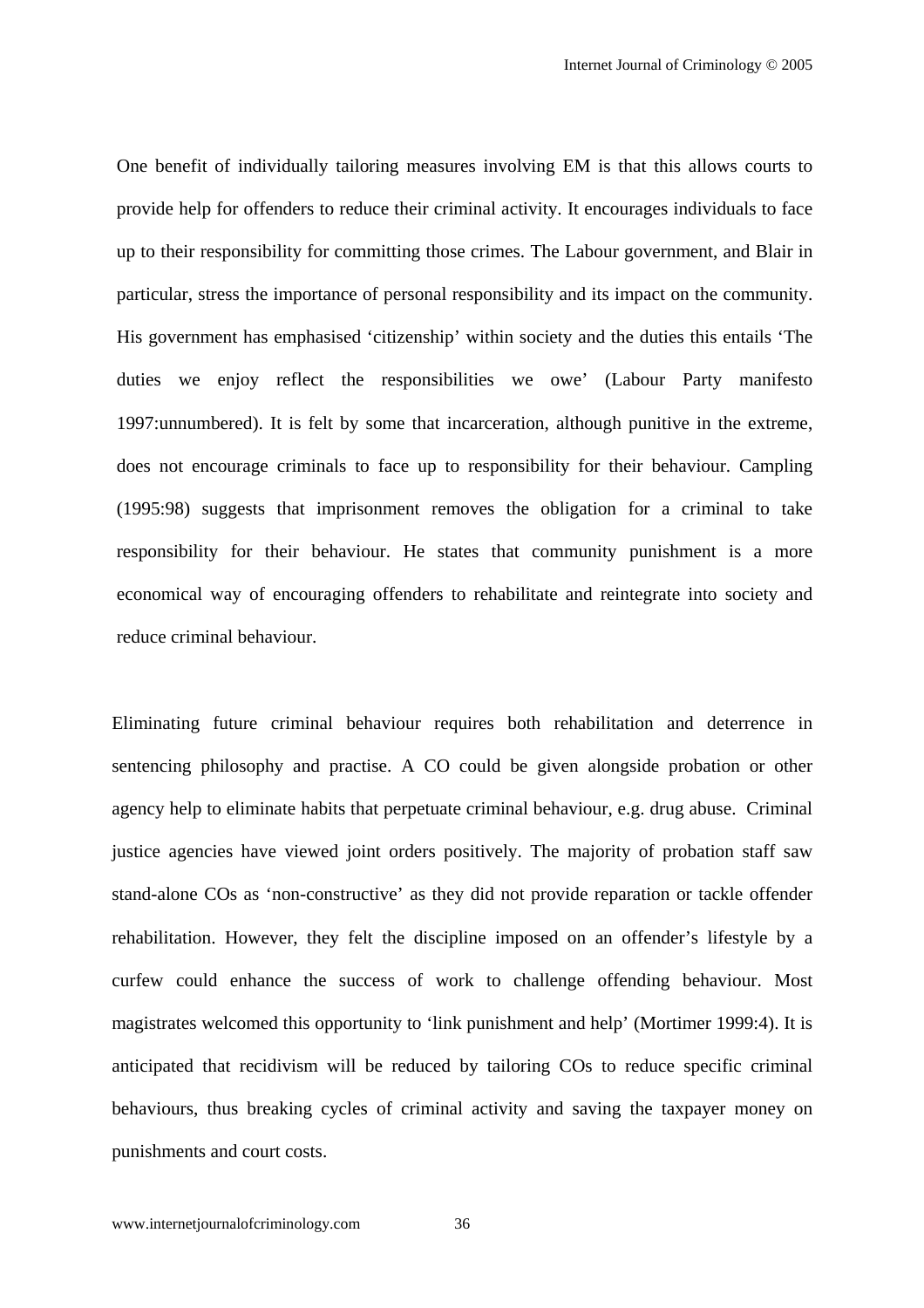One benefit of individually tailoring measures involving EM is that this allows courts to provide help for offenders to reduce their criminal activity. It encourages individuals to face up to their responsibility for committing those crimes. The Labour government, and Blair in particular, stress the importance of personal responsibility and its impact on the community. His government has emphasised 'citizenship' within society and the duties this entails 'The duties we enjoy reflect the responsibilities we owe' (Labour Party manifesto 1997:unnumbered). It is felt by some that incarceration, although punitive in the extreme, does not encourage criminals to face up to responsibility for their behaviour. Campling (1995:98) suggests that imprisonment removes the obligation for a criminal to take responsibility for their behaviour. He states that community punishment is a more economical way of encouraging offenders to rehabilitate and reintegrate into society and reduce criminal behaviour.

Eliminating future criminal behaviour requires both rehabilitation and deterrence in sentencing philosophy and practise. A CO could be given alongside probation or other agency help to eliminate habits that perpetuate criminal behaviour, e.g. drug abuse. Criminal justice agencies have viewed joint orders positively. The majority of probation staff saw stand-alone COs as 'non-constructive' as they did not provide reparation or tackle offender rehabilitation. However, they felt the discipline imposed on an offender's lifestyle by a curfew could enhance the success of work to challenge offending behaviour. Most magistrates welcomed this opportunity to 'link punishment and help' (Mortimer 1999:4). It is anticipated that recidivism will be reduced by tailoring COs to reduce specific criminal behaviours, thus breaking cycles of criminal activity and saving the taxpayer money on punishments and court costs.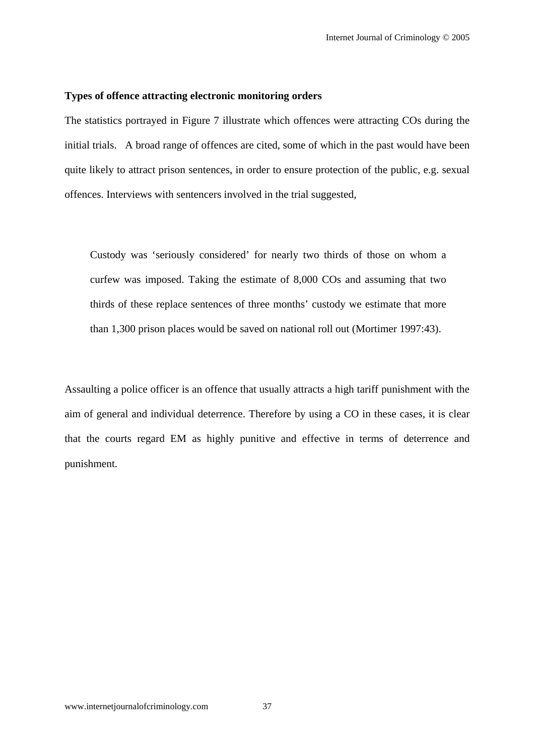**Types of offence attracting electronic monitoring orders**

The statistics portrayed in Figure 7 illustrate which offences were attracting COs during the initial trials. A broad range of offences are cited, some of which in the past would have been quite likely to attract prison sentences, in order to ensure protection of the public, e.g. sexual offences. Interviews with sentencers involved in the trial suggested,

> Custody was 'seriously considered' for nearly two thirds of those on whom a curfew was imposed. Taking the estimate of 8,000 COs and assuming that two thirds of these replace sentences of three months' custody we estimate that more than 1,300 prison places would be saved on national roll out (Mortimer 1997:43).

Assaulting a police officer is an offence that usually attracts a high tariff punishment with the aim of general and individual deterrence. Therefore by using a CO in these cases, it is clear that the courts regard EM as highly punitive and effective in terms of deterrence and punishment.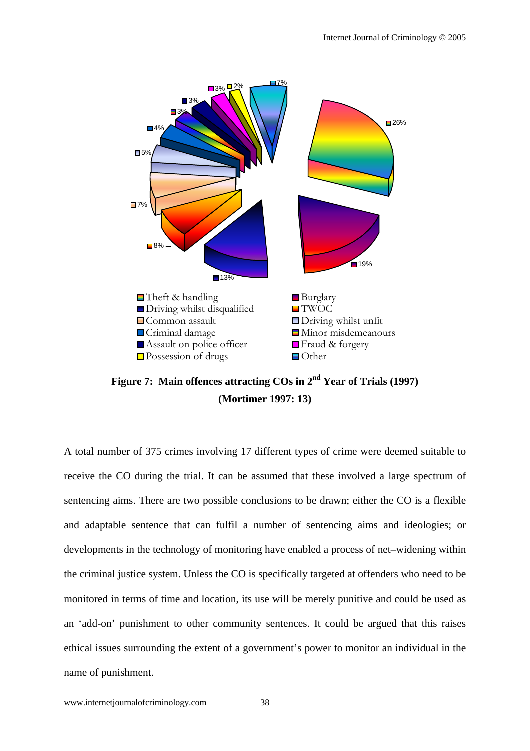**Figure 7: Main offences attracting COs in 2nd Year of Trials (1997) (Mortimer 1997: 13)**

A total number of 375 crimes involving 17 different types of crime were deemed suitable to receive the CO during the trial. It can be assumed that these involved a large spectrum of sentencing aims. There are two possible conclusions to be drawn; either the CO is a flexible and adaptable sentence that can fulfil a number of sentencing aims and ideologies; or developments in the technology of monitoring have enabled a process of net–widening within the criminal justice system. Unless the CO is specifically targeted at offenders who need to be monitored in terms of time and location, its use will be merely punitive and could be used as an 'add-on' punishment to other community sentences. It could be argued that this raises ethical issues surrounding the extent of a government's power to monitor an individual in the name of punishment.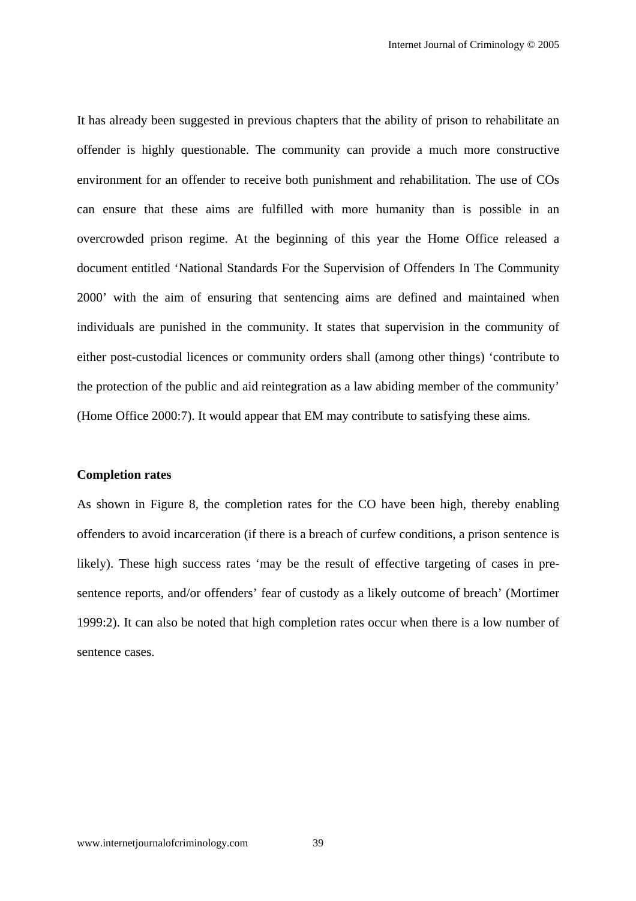It has already been suggested in previous chapters that the ability of prison to rehabilitate an offender is highly questionable. The community can provide a much more constructive environment for an offender to receive both punishment and rehabilitation. The use of COs can ensure that these aims are fulfilled with more humanity than is possible in an overcrowded prison regime. At the beginning of this year the Home Office released a document entitled 'National Standards For the Supervision of Offenders In The Community 2000' with the aim of ensuring that sentencing aims are defined and maintained when individuals are punished in the community. It states that supervision in the community of either post-custodial licences or community orders shall (among other things) 'contribute to the protection of the public and aid reintegration as a law abiding member of the community' (Home Office 2000:7). It would appear that EM may contribute to satisfying these aims.

**Completion rates**

As shown in Figure 8, the completion rates for the CO have been high, thereby enabling offenders to avoid incarceration (if there is a breach of curfew conditions, a prison sentence is likely). These high success rates 'may be the result of effective targeting of cases in pre-sentence reports, and/or offenders' fear of custody as a likely outcome of breach' (Mortimer 1999:2). It can also be noted that high completion rates occur when there is a low number of sentence cases.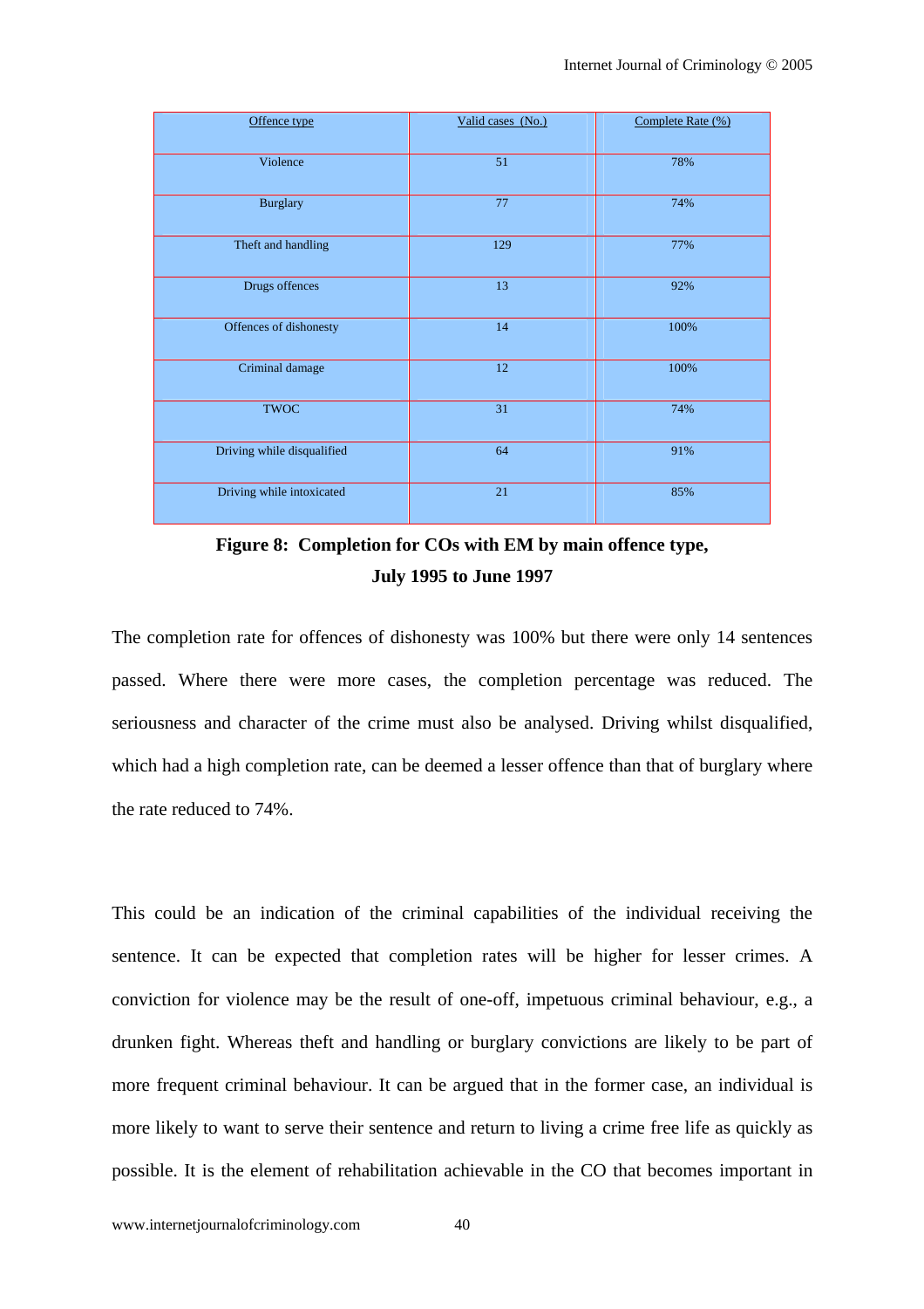| Offence type | Valid cases (No.) | Complete Rate (%) |
|---|---|---|
| Violence | 51 | 78% |
| Burglary | 77 | 74% |
| Theft and handling | 129 | 77% |
| Drugs offences | 13 | 92% |
| Offences of dishonesty | 14 | 100% |
| Criminal damage | 12 | 100% |
| TWOC | 31 | 74% |
| Driving while disqualified | 64 | 91% |
| Driving while intoxicated | 21 | 85% |

**Figure 8: Completion for COs with EM by main offence type, July 1995 to June 1997**

The completion rate for offences of dishonesty was 100% but there were only 14 sentences passed. Where there were more cases, the completion percentage was reduced. The seriousness and character of the crime must also be analysed. Driving whilst disqualified, which had a high completion rate, can be deemed a lesser offence than that of burglary where the rate reduced to 74%.

This could be an indication of the criminal capabilities of the individual receiving the sentence. It can be expected that completion rates will be higher for lesser crimes. A conviction for violence may be the result of one-off, impetuous criminal behaviour, e.g., a drunken fight. Whereas theft and handling or burglary convictions are likely to be part of more frequent criminal behaviour. It can be argued that in the former case, an individual is more likely to want to serve their sentence and return to living a crime free life as quickly as possible. It is the element of rehabilitation achievable in the CO that becomes important in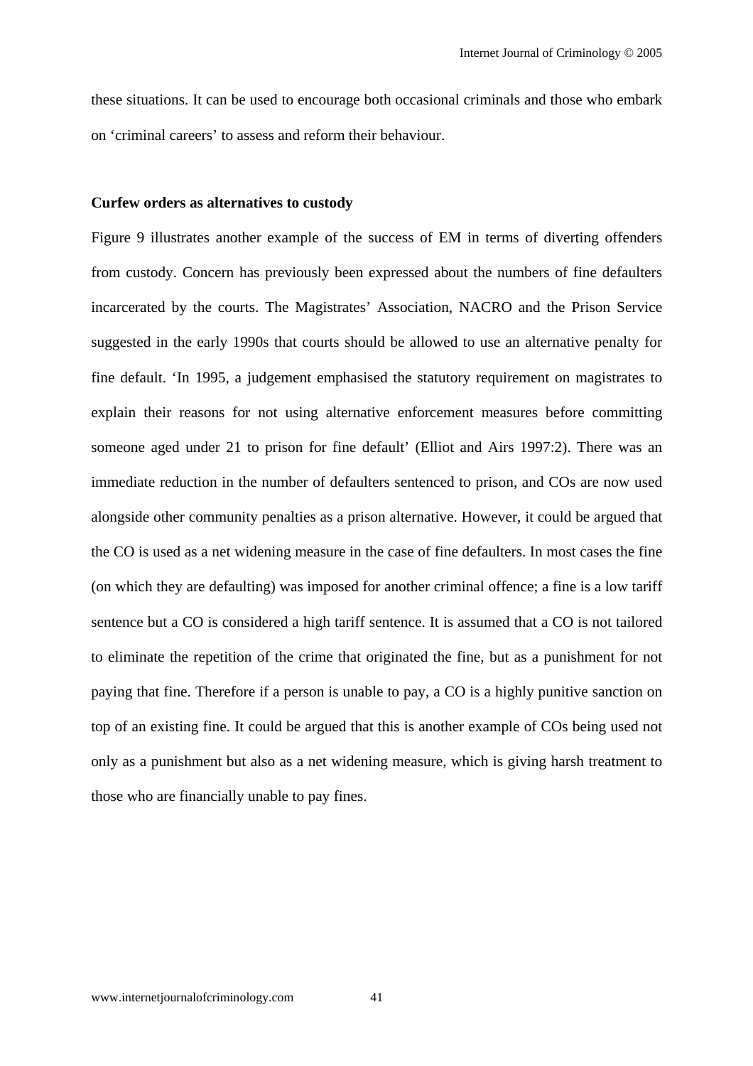these situations. It can be used to encourage both occasional criminals and those who embark on 'criminal careers' to assess and reform their behaviour.

**Curfew orders as alternatives to custody**

Figure 9 illustrates another example of the success of EM in terms of diverting offenders from custody. Concern has previously been expressed about the numbers of fine defaulters incarcerated by the courts. The Magistrates' Association, NACRO and the Prison Service suggested in the early 1990s that courts should be allowed to use an alternative penalty for fine default. 'In 1995, a judgement emphasised the statutory requirement on magistrates to explain their reasons for not using alternative enforcement measures before committing someone aged under 21 to prison for fine default' (Elliot and Airs 1997:2). There was an immediate reduction in the number of defaulters sentenced to prison, and COs are now used alongside other community penalties as a prison alternative. However, it could be argued that the CO is used as a net widening measure in the case of fine defaulters. In most cases the fine (on which they are defaulting) was imposed for another criminal offence; a fine is a low tariff sentence but a CO is considered a high tariff sentence. It is assumed that a CO is not tailored to eliminate the repetition of the crime that originated the fine, but as a punishment for not paying that fine. Therefore if a person is unable to pay, a CO is a highly punitive sanction on top of an existing fine. It could be argued that this is another example of COs being used not only as a punishment but also as a net widening measure, which is giving harsh treatment to those who are financially unable to pay fines.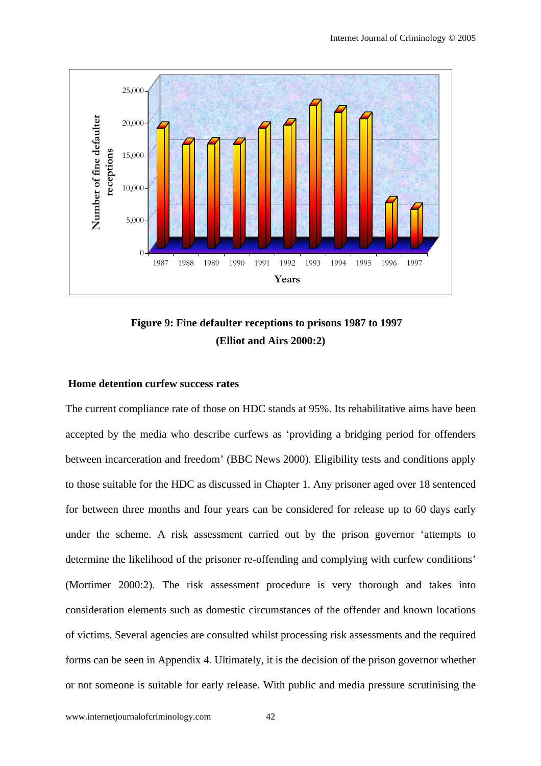**Figure 9: Fine defaulter receptions to prisons 1987 to 1997 (Elliot and Airs 2000:2)**

## Home detention curfew success rates

The current compliance rate of those on HDC stands at 95%. Its rehabilitative aims have been accepted by the media who describe curfews as 'providing a bridging period for offenders between incarceration and freedom' (BBC News 2000). Eligibility tests and conditions apply to those suitable for the HDC as discussed in Chapter 1. Any prisoner aged over 18 sentenced for between three months and four years can be considered for release up to 60 days early under the scheme. A risk assessment carried out by the prison governor 'attempts to determine the likelihood of the prisoner re-offending and complying with curfew conditions' (Mortimer 2000:2). The risk assessment procedure is very thorough and takes into consideration elements such as domestic circumstances of the offender and known locations of victims. Several agencies are consulted whilst processing risk assessments and the required forms can be seen in Appendix 4. Ultimately, it is the decision of the prison governor whether or not someone is suitable for early release. With public and media pressure scrutinising the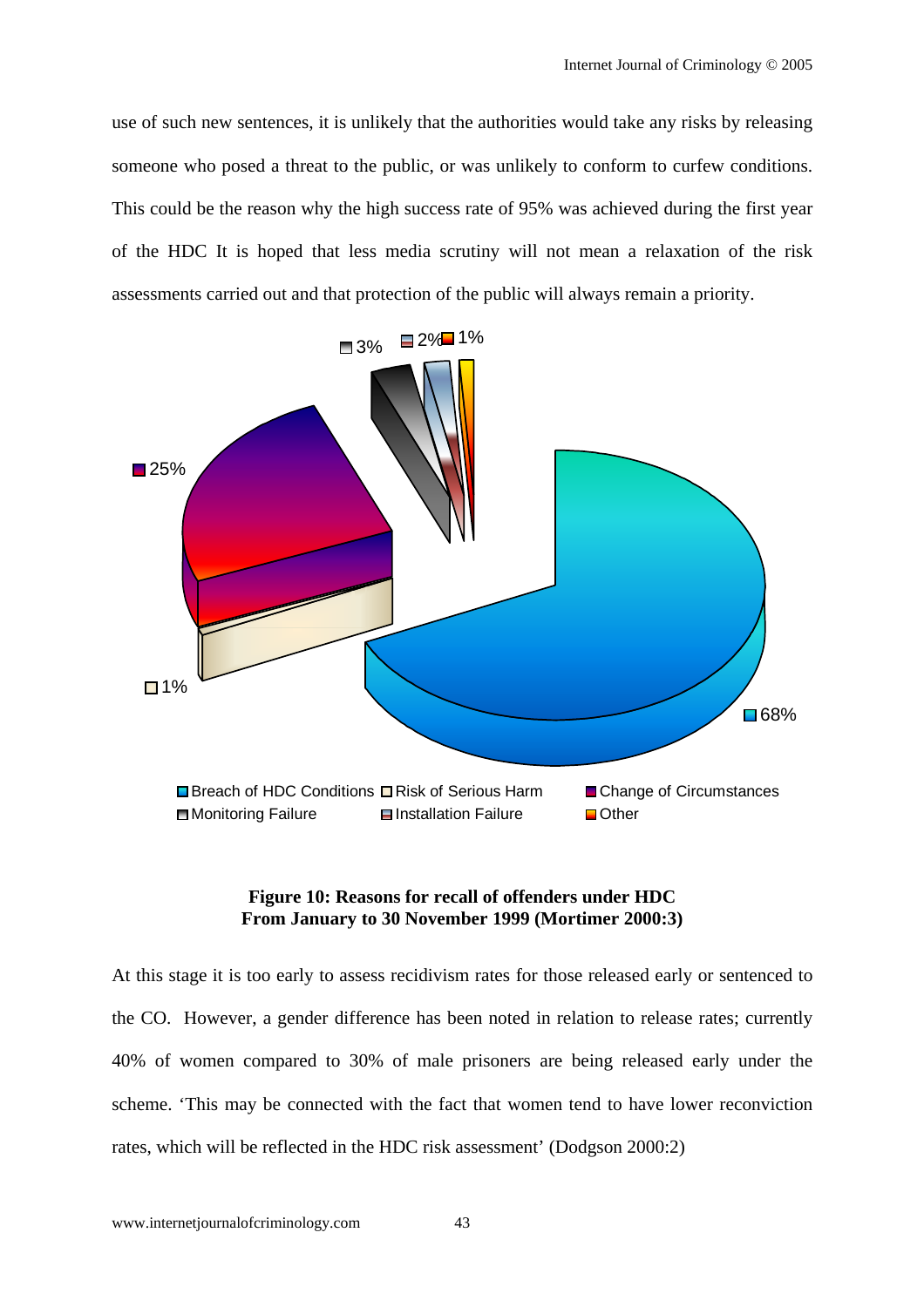use of such new sentences, it is unlikely that the authorities would take any risks by releasing someone who posed a threat to the public, or was unlikely to conform to curfew conditions. This could be the reason why the high success rate of 95% was achieved during the first year of the HDC It is hoped that less media scrutiny will not mean a relaxation of the risk assessments carried out and that protection of the public will always remain a priority.

**Figure 10: Reasons for recall of offenders under HDC From January to 30 November 1999 (Mortimer 2000:3)**

At this stage it is too early to assess recidivism rates for those released early or sentenced to the CO. However, a gender difference has been noted in relation to release rates; currently 40% of women compared to 30% of male prisoners are being released early under the scheme. 'This may be connected with the fact that women tend to have lower reconviction rates, which will be reflected in the HDC risk assessment' (Dodgson 2000:2)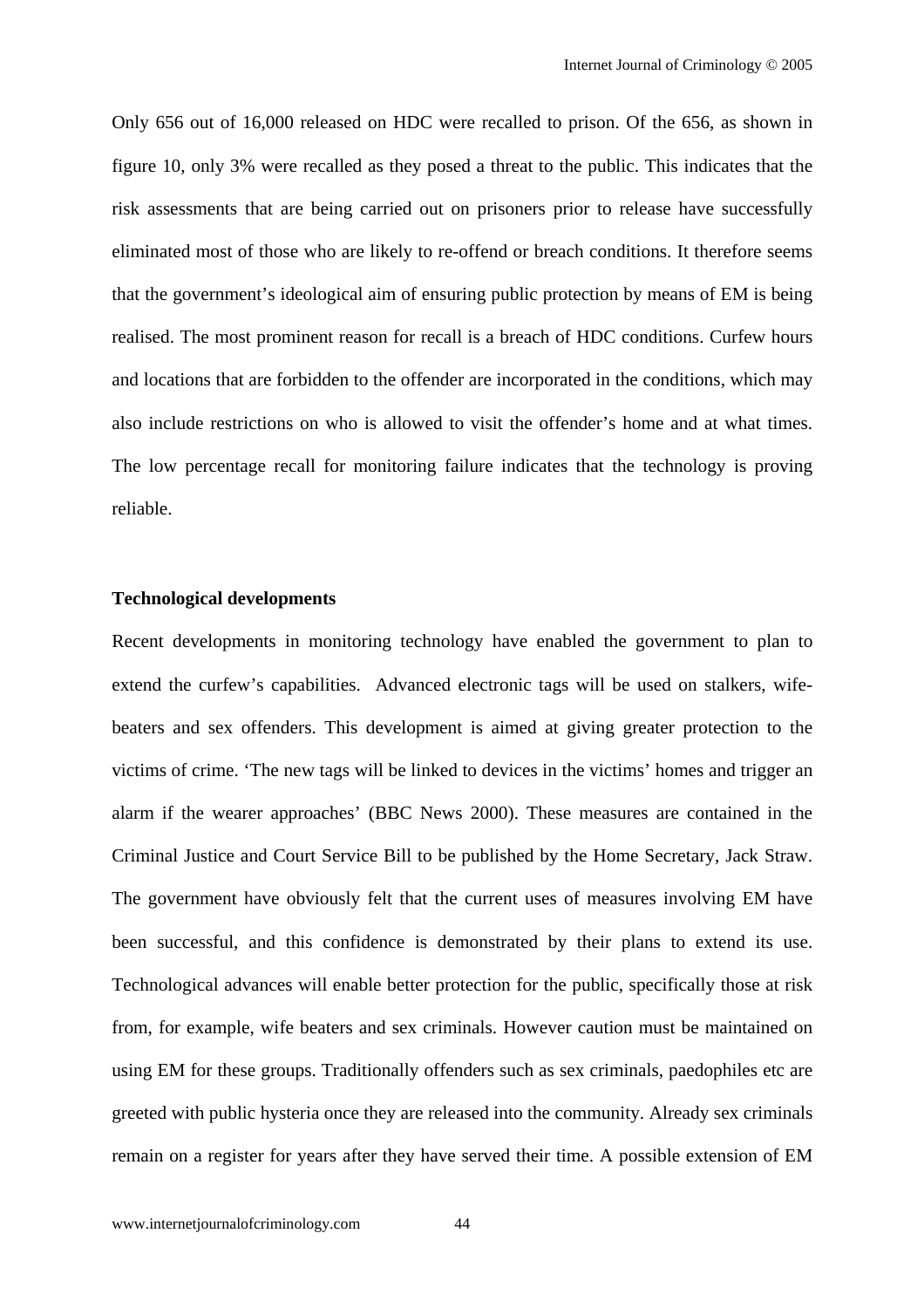Only 656 out of 16,000 released on HDC were recalled to prison. Of the 656, as shown in figure 10, only 3% were recalled as they posed a threat to the public. This indicates that the risk assessments that are being carried out on prisoners prior to release have successfully eliminated most of those who are likely to re-offend or breach conditions. It therefore seems that the government's ideological aim of ensuring public protection by means of EM is being realised. The most prominent reason for recall is a breach of HDC conditions. Curfew hours and locations that are forbidden to the offender are incorporated in the conditions, which may also include restrictions on who is allowed to visit the offender's home and at what times. The low percentage recall for monitoring failure indicates that the technology is proving reliable.

**Technological developments**

Recent developments in monitoring technology have enabled the government to plan to extend the curfew's capabilities. Advanced electronic tags will be used on stalkers, wife-beaters and sex offenders. This development is aimed at giving greater protection to the victims of crime. 'The new tags will be linked to devices in the victims' homes and trigger an alarm if the wearer approaches' (BBC News 2000). These measures are contained in the Criminal Justice and Court Service Bill to be published by the Home Secretary, Jack Straw. The government have obviously felt that the current uses of measures involving EM have been successful, and this confidence is demonstrated by their plans to extend its use. Technological advances will enable better protection for the public, specifically those at risk from, for example, wife beaters and sex criminals. However caution must be maintained on using EM for these groups. Traditionally offenders such as sex criminals, paedophiles etc are greeted with public hysteria once they are released into the community. Already sex criminals remain on a register for years after they have served their time. A possible extension of EM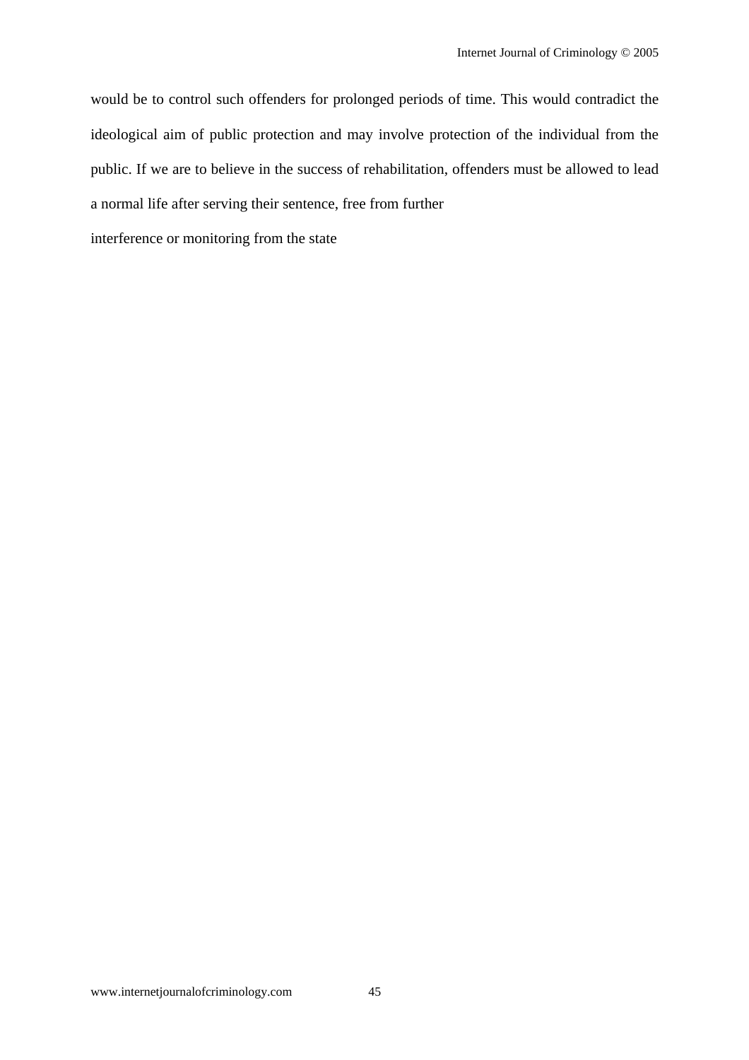would be to control such offenders for prolonged periods of time. This would contradict the ideological aim of public protection and may involve protection of the individual from the public. If we are to believe in the success of rehabilitation, offenders must be allowed to lead a normal life after serving their sentence, free from further interference or monitoring from the state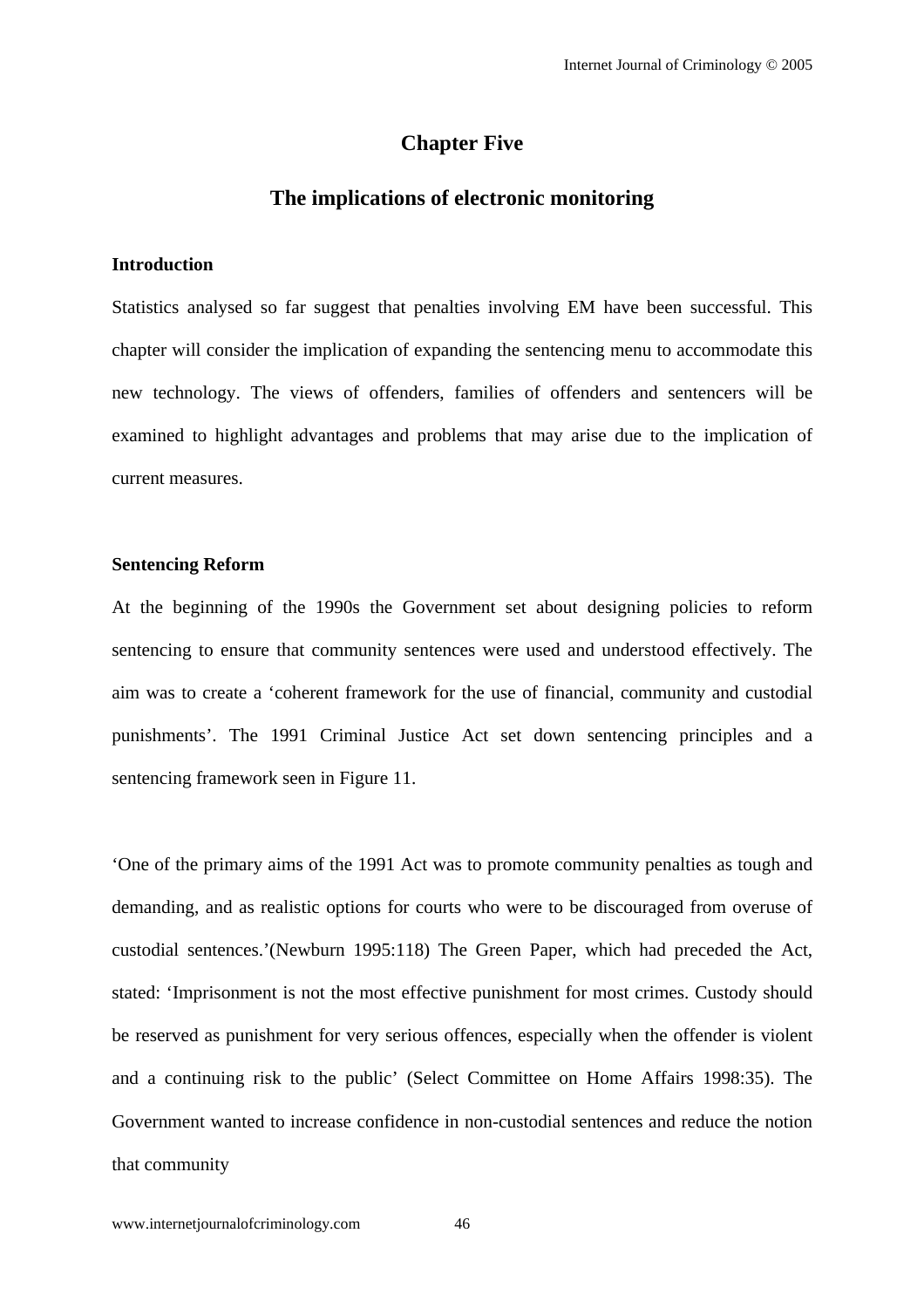# Chapter Five

## The implications of electronic monitoring

### Introduction

Statistics analysed so far suggest that penalties involving EM have been successful. This chapter will consider the implication of expanding the sentencing menu to accommodate this new technology. The views of offenders, families of offenders and sentencers will be examined to highlight advantages and problems that may arise due to the implication of current measures.

### Sentencing Reform

At the beginning of the 1990s the Government set about designing policies to reform sentencing to ensure that community sentences were used and understood effectively. The aim was to create a 'coherent framework for the use of financial, community and custodial punishments'. The 1991 Criminal Justice Act set down sentencing principles and a sentencing framework seen in Figure 11.

'One of the primary aims of the 1991 Act was to promote community penalties as tough and demanding, and as realistic options for courts who were to be discouraged from overuse of custodial sentences.'(Newburn 1995:118) The Green Paper, which had preceded the Act, stated: 'Imprisonment is not the most effective punishment for most crimes. Custody should be reserved as punishment for very serious offences, especially when the offender is violent and a continuing risk to the public' (Select Committee on Home Affairs 1998:35). The Government wanted to increase confidence in non-custodial sentences and reduce the notion that community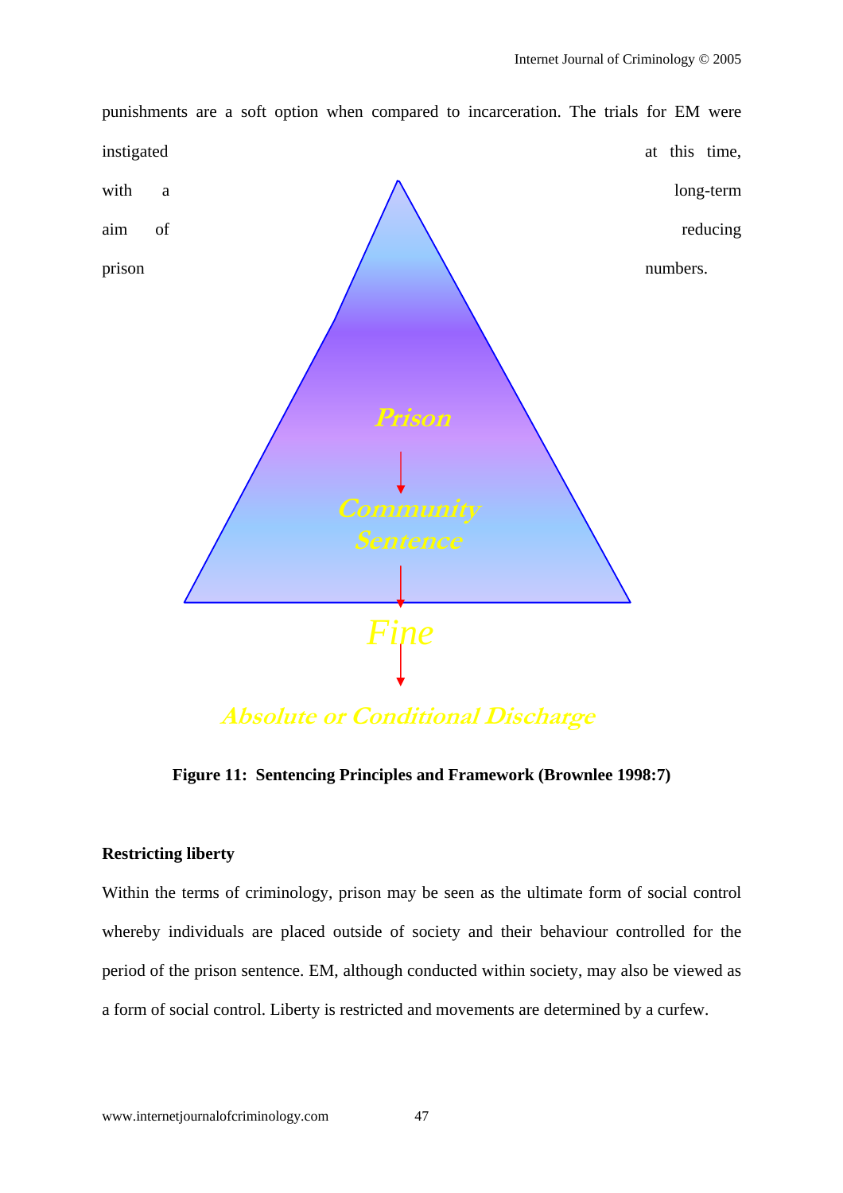punishments are a soft option when compared to incarceration. The trials for EM were instigated at this time, with a long-term aim of reducing prison numbers.

Prison

Community Sentence

Fine

Absolute or Conditional Discharge

**Figure 11: Sentencing Principles and Framework (Brownlee 1998:7)**

**Restricting liberty**

Within the terms of criminology, prison may be seen as the ultimate form of social control whereby individuals are placed outside of society and their behaviour controlled for the period of the prison sentence. EM, although conducted within society, may also be viewed as a form of social control. Liberty is restricted and movements are determined by a curfew.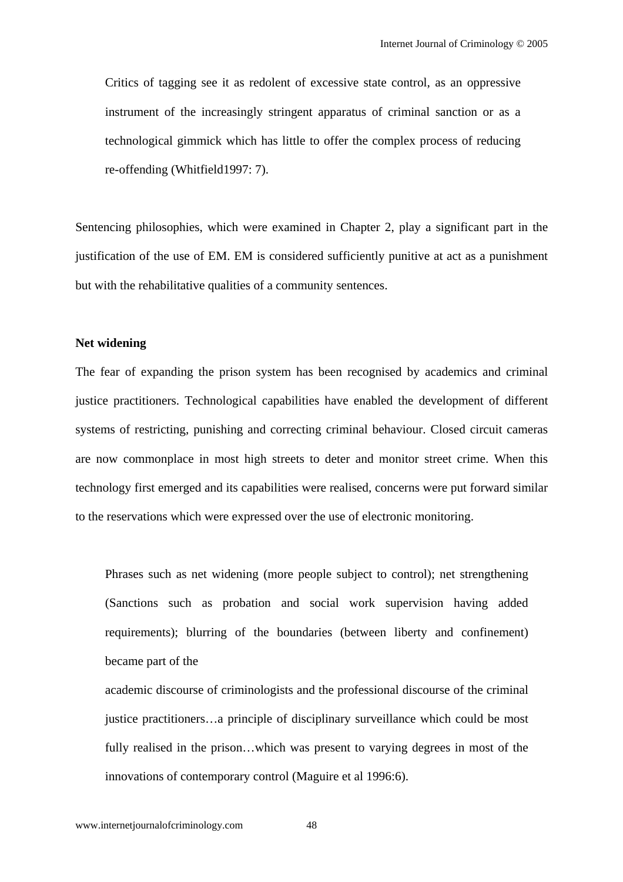> Critics of tagging see it as redolent of excessive state control, as an oppressive instrument of the increasingly stringent apparatus of criminal sanction or as a technological gimmick which has little to offer the complex process of reducing re-offending (Whitfield1997: 7).

Sentencing philosophies, which were examined in Chapter 2, play a significant part in the justification of the use of EM. EM is considered sufficiently punitive at act as a punishment but with the rehabilitative qualities of a community sentences.

**Net widening**

The fear of expanding the prison system has been recognised by academics and criminal justice practitioners. Technological capabilities have enabled the development of different systems of restricting, punishing and correcting criminal behaviour. Closed circuit cameras are now commonplace in most high streets to deter and monitor street crime. When this technology first emerged and its capabilities were realised, concerns were put forward similar to the reservations which were expressed over the use of electronic monitoring.

> Phrases such as net widening (more people subject to control); net strengthening (Sanctions such as probation and social work supervision having added requirements); blurring of the boundaries (between liberty and confinement) became part of the academic discourse of criminologists and the professional discourse of the criminal justice practitioners…a principle of disciplinary surveillance which could be most fully realised in the prison…which was present to varying degrees in most of the innovations of contemporary control (Maguire et al 1996:6).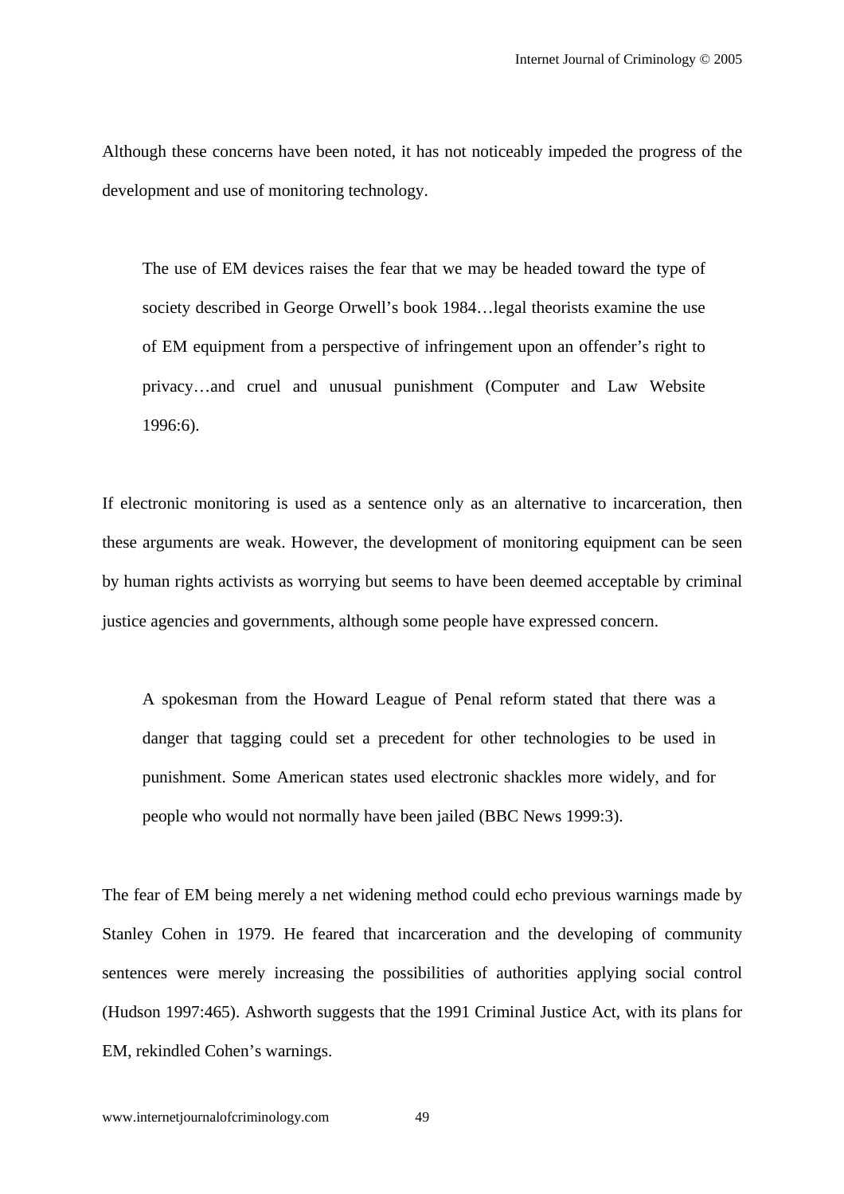Although these concerns have been noted, it has not noticeably impeded the progress of the development and use of monitoring technology.

> The use of EM devices raises the fear that we may be headed toward the type of society described in George Orwell's book 1984…legal theorists examine the use of EM equipment from a perspective of infringement upon an offender's right to privacy…and cruel and unusual punishment (Computer and Law Website 1996:6).

If electronic monitoring is used as a sentence only as an alternative to incarceration, then these arguments are weak. However, the development of monitoring equipment can be seen by human rights activists as worrying but seems to have been deemed acceptable by criminal justice agencies and governments, although some people have expressed concern.

> A spokesman from the Howard League of Penal reform stated that there was a danger that tagging could set a precedent for other technologies to be used in punishment. Some American states used electronic shackles more widely, and for people who would not normally have been jailed (BBC News 1999:3).

The fear of EM being merely a net widening method could echo previous warnings made by Stanley Cohen in 1979. He feared that incarceration and the developing of community sentences were merely increasing the possibilities of authorities applying social control (Hudson 1997:465). Ashworth suggests that the 1991 Criminal Justice Act, with its plans for EM, rekindled Cohen's warnings.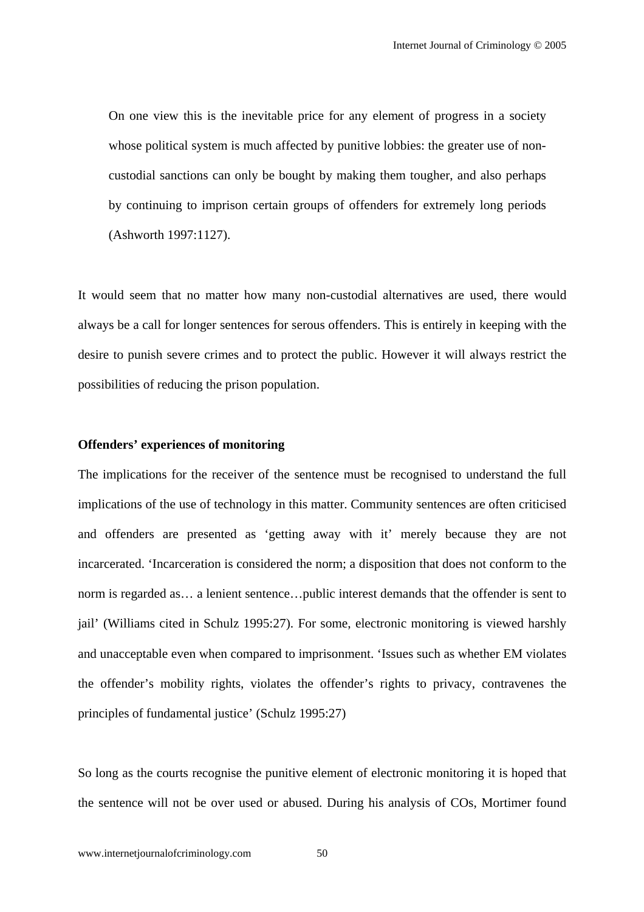> On one view this is the inevitable price for any element of progress in a society whose political system is much affected by punitive lobbies: the greater use of non-custodial sanctions can only be bought by making them tougher, and also perhaps by continuing to imprison certain groups of offenders for extremely long periods (Ashworth 1997:1127).

It would seem that no matter how many non-custodial alternatives are used, there would always be a call for longer sentences for serous offenders. This is entirely in keeping with the desire to punish severe crimes and to protect the public. However it will always restrict the possibilities of reducing the prison population.

**Offenders' experiences of monitoring**

The implications for the receiver of the sentence must be recognised to understand the full implications of the use of technology in this matter. Community sentences are often criticised and offenders are presented as 'getting away with it' merely because they are not incarcerated. 'Incarceration is considered the norm; a disposition that does not conform to the norm is regarded as… a lenient sentence…public interest demands that the offender is sent to jail' (Williams cited in Schulz 1995:27). For some, electronic monitoring is viewed harshly and unacceptable even when compared to imprisonment. 'Issues such as whether EM violates the offender's mobility rights, violates the offender's rights to privacy, contravenes the principles of fundamental justice' (Schulz 1995:27)

So long as the courts recognise the punitive element of electronic monitoring it is hoped that the sentence will not be over used or abused. During his analysis of COs, Mortimer found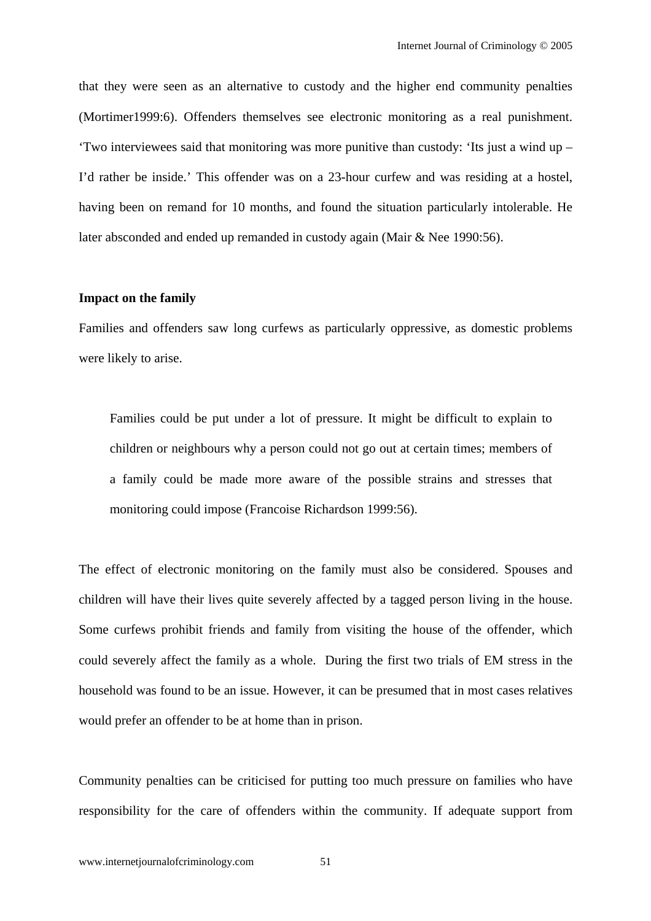that they were seen as an alternative to custody and the higher end community penalties (Mortimer1999:6). Offenders themselves see electronic monitoring as a real punishment. 'Two interviewees said that monitoring was more punitive than custody: 'Its just a wind up – I'd rather be inside.' This offender was on a 23-hour curfew and was residing at a hostel, having been on remand for 10 months, and found the situation particularly intolerable. He later absconded and ended up remanded in custody again (Mair & Nee 1990:56).

**Impact on the family**

Families and offenders saw long curfews as particularly oppressive, as domestic problems were likely to arise.

> Families could be put under a lot of pressure. It might be difficult to explain to children or neighbours why a person could not go out at certain times; members of a family could be made more aware of the possible strains and stresses that monitoring could impose (Francoise Richardson 1999:56).

The effect of electronic monitoring on the family must also be considered. Spouses and children will have their lives quite severely affected by a tagged person living in the house. Some curfews prohibit friends and family from visiting the house of the offender, which could severely affect the family as a whole. During the first two trials of EM stress in the household was found to be an issue. However, it can be presumed that in most cases relatives would prefer an offender to be at home than in prison.

Community penalties can be criticised for putting too much pressure on families who have responsibility for the care of offenders within the community. If adequate support from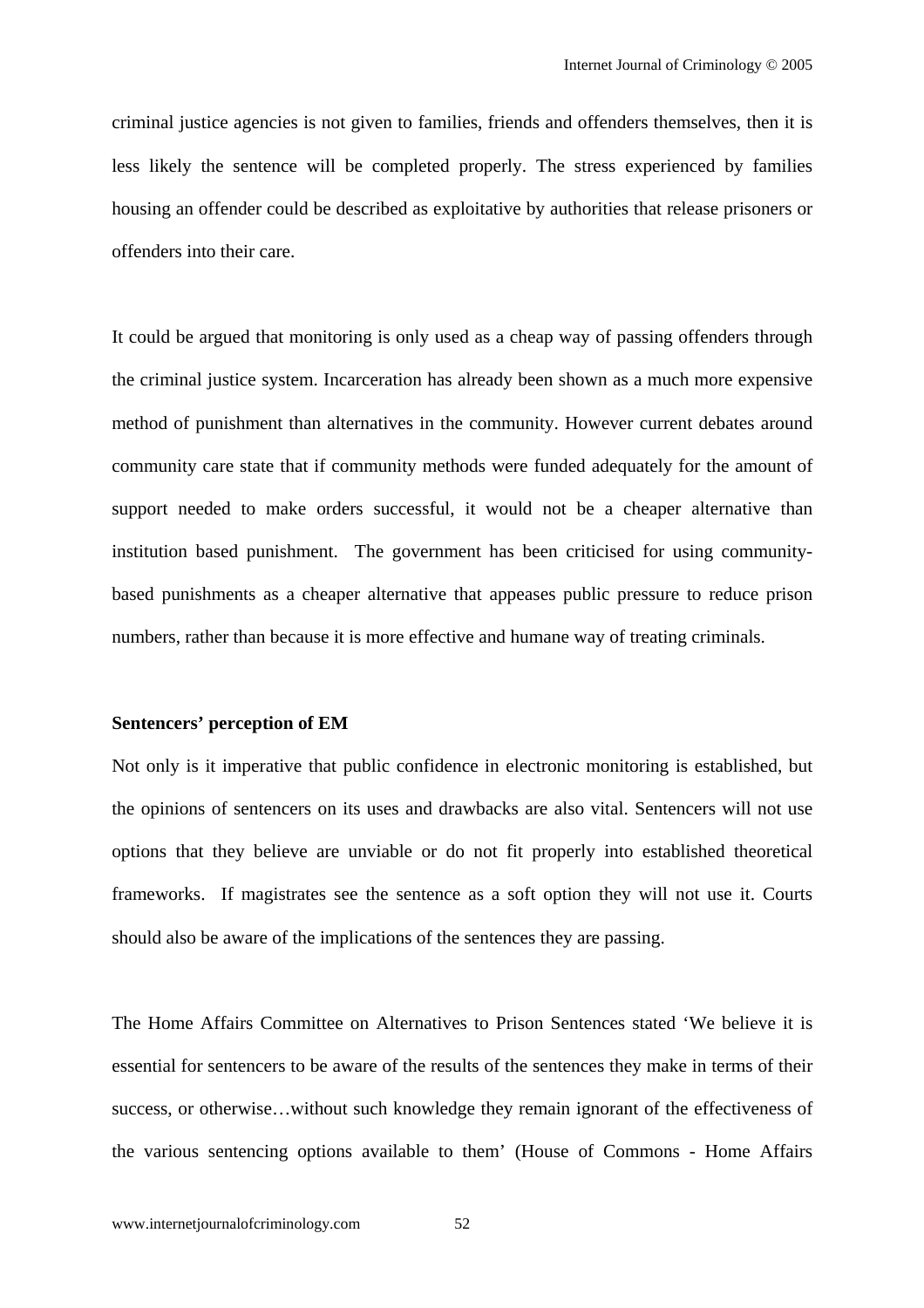criminal justice agencies is not given to families, friends and offenders themselves, then it is less likely the sentence will be completed properly. The stress experienced by families housing an offender could be described as exploitative by authorities that release prisoners or offenders into their care.

It could be argued that monitoring is only used as a cheap way of passing offenders through the criminal justice system. Incarceration has already been shown as a much more expensive method of punishment than alternatives in the community. However current debates around community care state that if community methods were funded adequately for the amount of support needed to make orders successful, it would not be a cheaper alternative than institution based punishment. The government has been criticised for using community-based punishments as a cheaper alternative that appeases public pressure to reduce prison numbers, rather than because it is more effective and humane way of treating criminals.

**Sentencers' perception of EM**

Not only is it imperative that public confidence in electronic monitoring is established, but the opinions of sentencers on its uses and drawbacks are also vital. Sentencers will not use options that they believe are unviable or do not fit properly into established theoretical frameworks. If magistrates see the sentence as a soft option they will not use it. Courts should also be aware of the implications of the sentences they are passing.

The Home Affairs Committee on Alternatives to Prison Sentences stated 'We believe it is essential for sentencers to be aware of the results of the sentences they make in terms of their success, or otherwise…without such knowledge they remain ignorant of the effectiveness of the various sentencing options available to them' (House of Commons - Home Affairs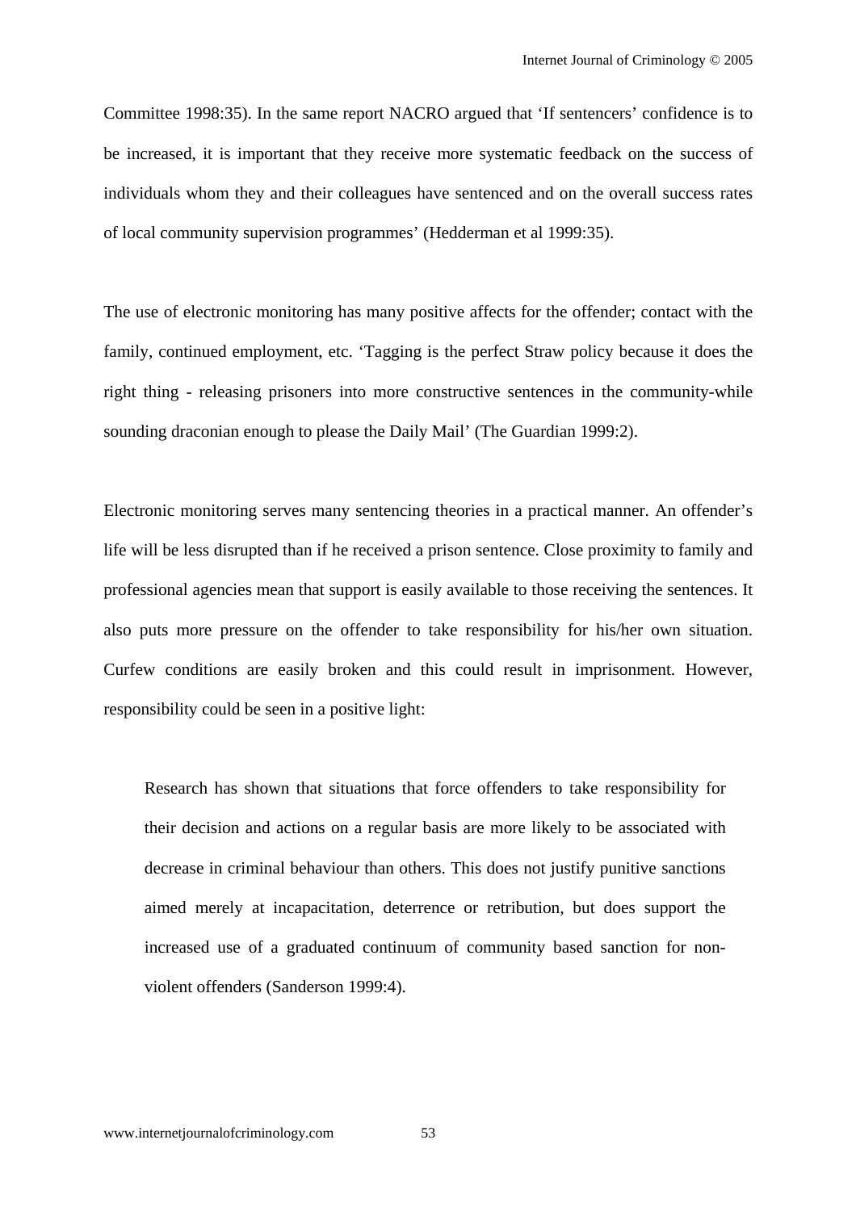Committee 1998:35). In the same report NACRO argued that 'If sentencers' confidence is to be increased, it is important that they receive more systematic feedback on the success of individuals whom they and their colleagues have sentenced and on the overall success rates of local community supervision programmes' (Hedderman et al 1999:35).

The use of electronic monitoring has many positive affects for the offender; contact with the family, continued employment, etc. 'Tagging is the perfect Straw policy because it does the right thing - releasing prisoners into more constructive sentences in the community-while sounding draconian enough to please the Daily Mail' (The Guardian 1999:2).

Electronic monitoring serves many sentencing theories in a practical manner. An offender's life will be less disrupted than if he received a prison sentence. Close proximity to family and professional agencies mean that support is easily available to those receiving the sentences. It also puts more pressure on the offender to take responsibility for his/her own situation. Curfew conditions are easily broken and this could result in imprisonment. However, responsibility could be seen in a positive light:

> Research has shown that situations that force offenders to take responsibility for their decision and actions on a regular basis are more likely to be associated with decrease in criminal behaviour than others. This does not justify punitive sanctions aimed merely at incapacitation, deterrence or retribution, but does support the increased use of a graduated continuum of community based sanction for non-violent offenders (Sanderson 1999:4).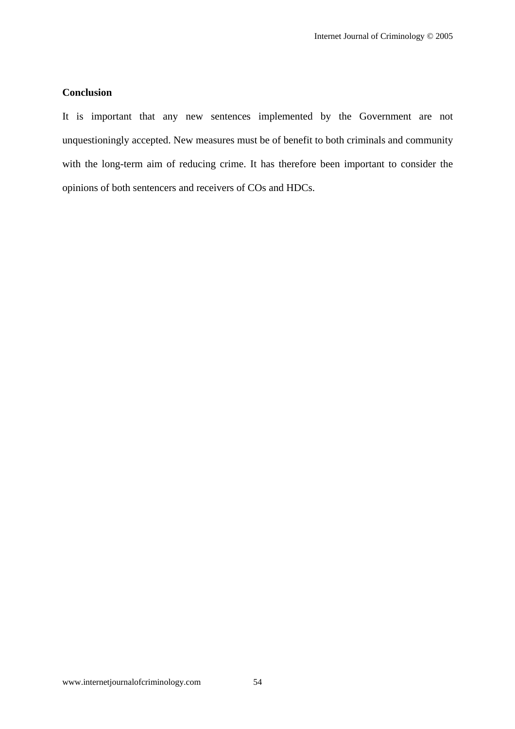**Conclusion**

It is important that any new sentences implemented by the Government are not unquestioningly accepted. New measures must be of benefit to both criminals and community with the long-term aim of reducing crime. It has therefore been important to consider the opinions of both sentencers and receivers of COs and HDCs.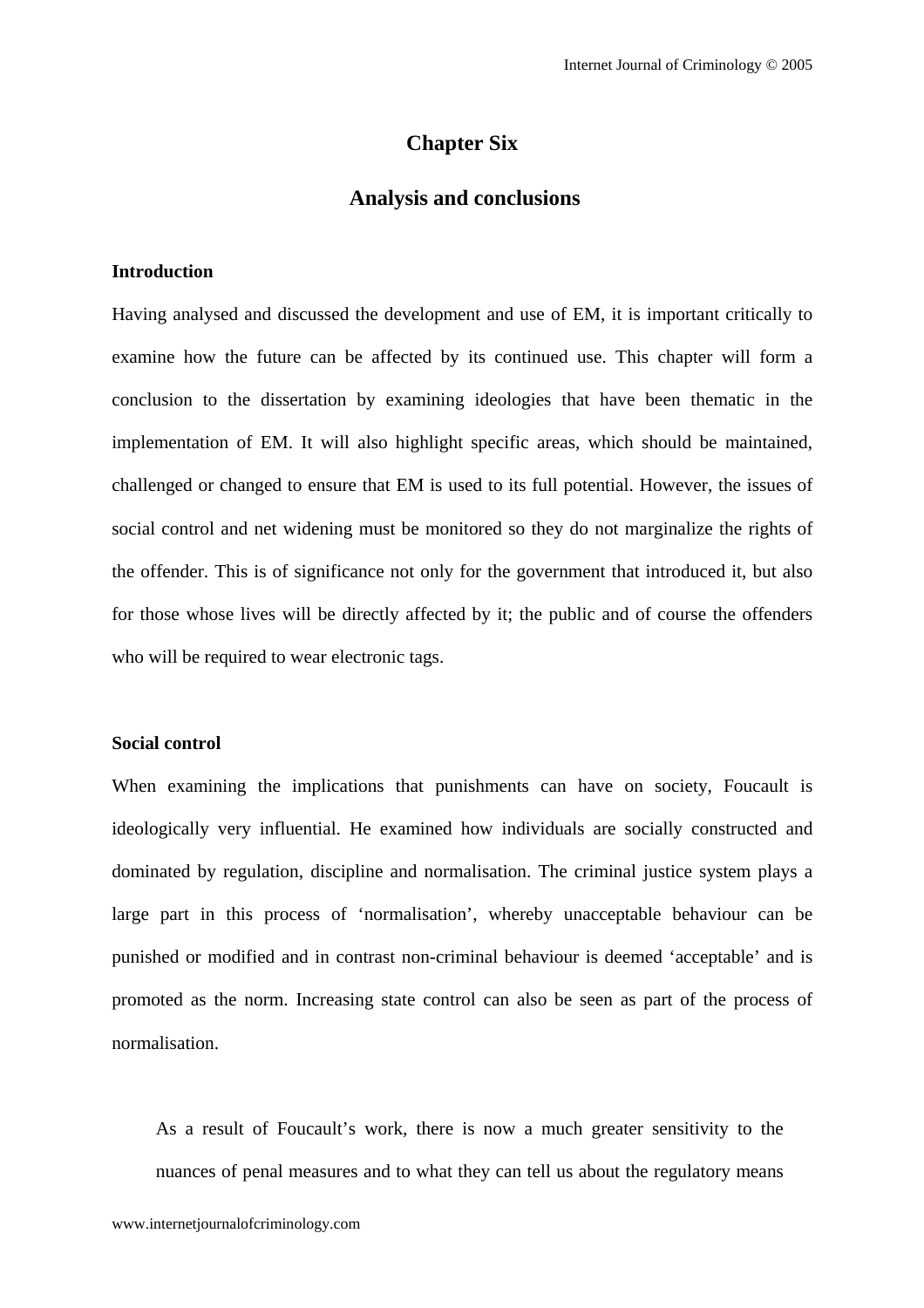## Chapter Six

## Analysis and conclusions

### Introduction

Having analysed and discussed the development and use of EM, it is important critically to examine how the future can be affected by its continued use. This chapter will form a conclusion to the dissertation by examining ideologies that have been thematic in the implementation of EM. It will also highlight specific areas, which should be maintained, challenged or changed to ensure that EM is used to its full potential. However, the issues of social control and net widening must be monitored so they do not marginalize the rights of the offender. This is of significance not only for the government that introduced it, but also for those whose lives will be directly affected by it; the public and of course the offenders who will be required to wear electronic tags.

### Social control

When examining the implications that punishments can have on society, Foucault is ideologically very influential. He examined how individuals are socially constructed and dominated by regulation, discipline and normalisation. The criminal justice system plays a large part in this process of 'normalisation', whereby unacceptable behaviour can be punished or modified and in contrast non-criminal behaviour is deemed 'acceptable' and is promoted as the norm. Increasing state control can also be seen as part of the process of normalisation.

> As a result of Foucault's work, there is now a much greater sensitivity to the nuances of penal measures and to what they can tell us about the regulatory means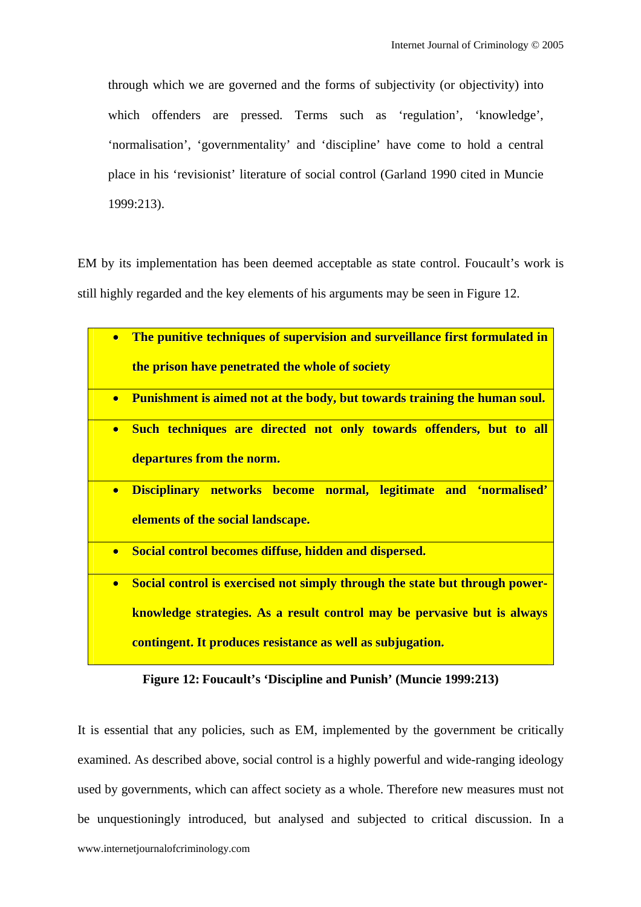through which we are governed and the forms of subjectivity (or objectivity) into which offenders are pressed. Terms such as 'regulation', 'knowledge', 'normalisation', 'governmentality' and 'discipline' have come to hold a central place in his 'revisionist' literature of social control (Garland 1990 cited in Muncie 1999:213).

EM by its implementation has been deemed acceptable as state control. Foucault's work is still highly regarded and the key elements of his arguments may be seen in Figure 12.

- **The punitive techniques of supervision and surveillance first formulated in the prison have penetrated the whole of society**
- **Punishment is aimed not at the body, but towards training the human soul.**
- **Such techniques are directed not only towards offenders, but to all departures from the norm.**
- **Disciplinary networks become normal, legitimate and 'normalised' elements of the social landscape.**
- **Social control becomes diffuse, hidden and dispersed.**
- **Social control is exercised not simply through the state but through power-knowledge strategies. As a result control may be pervasive but is always contingent. It produces resistance as well as subjugation.**

**Figure 12: Foucault's 'Discipline and Punish' (Muncie 1999:213)**

It is essential that any policies, such as EM, implemented by the government be critically examined. As described above, social control is a highly powerful and wide-ranging ideology used by governments, which can affect society as a whole. Therefore new measures must not be unquestioningly introduced, but analysed and subjected to critical discussion. In a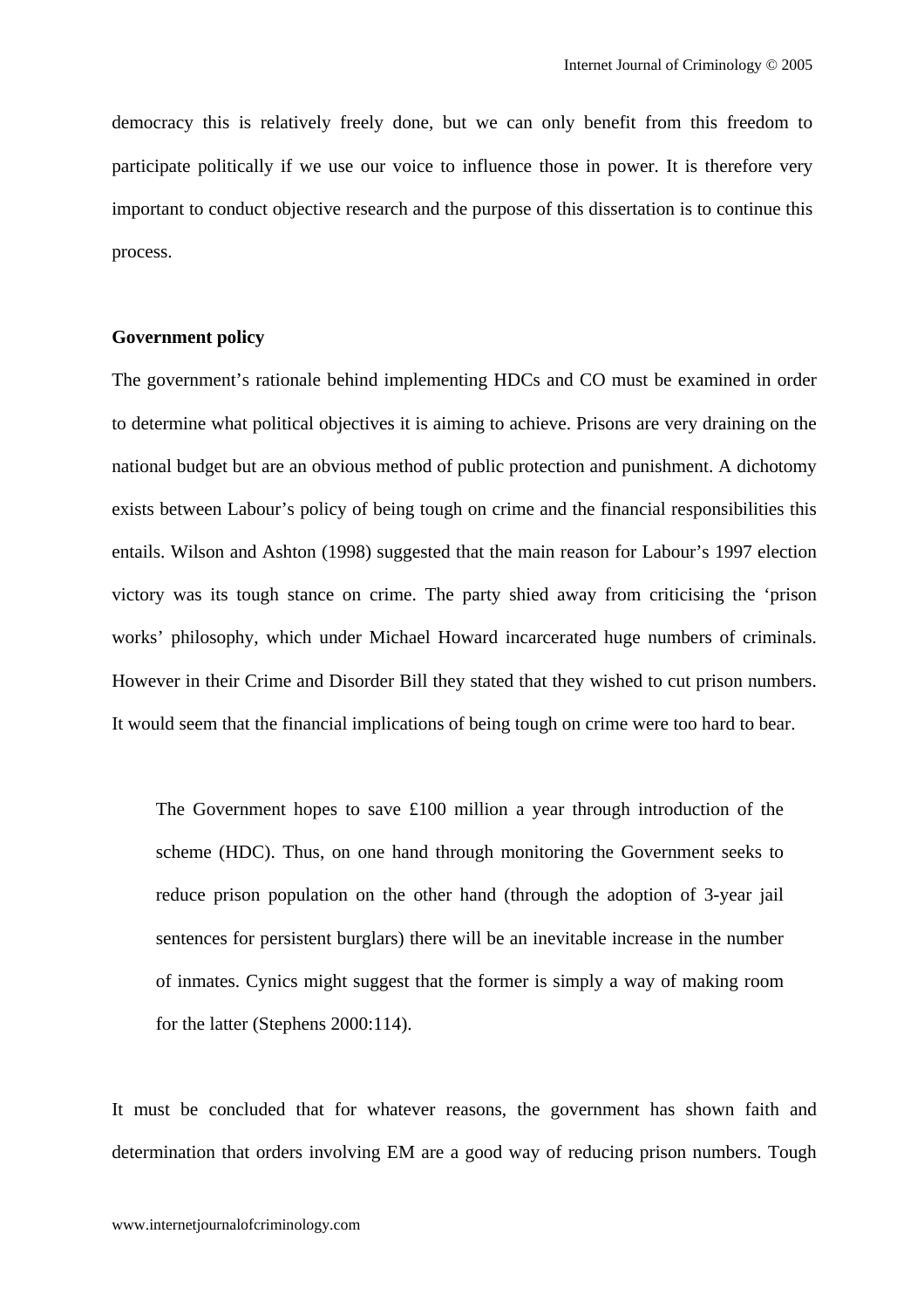democracy this is relatively freely done, but we can only benefit from this freedom to participate politically if we use our voice to influence those in power. It is therefore very important to conduct objective research and the purpose of this dissertation is to continue this process.

**Government policy**

The government's rationale behind implementing HDCs and CO must be examined in order to determine what political objectives it is aiming to achieve. Prisons are very draining on the national budget but are an obvious method of public protection and punishment. A dichotomy exists between Labour's policy of being tough on crime and the financial responsibilities this entails. Wilson and Ashton (1998) suggested that the main reason for Labour's 1997 election victory was its tough stance on crime. The party shied away from criticising the 'prison works' philosophy, which under Michael Howard incarcerated huge numbers of criminals. However in their Crime and Disorder Bill they stated that they wished to cut prison numbers. It would seem that the financial implications of being tough on crime were too hard to bear.

> The Government hopes to save £100 million a year through introduction of the scheme (HDC). Thus, on one hand through monitoring the Government seeks to reduce prison population on the other hand (through the adoption of 3-year jail sentences for persistent burglars) there will be an inevitable increase in the number of inmates. Cynics might suggest that the former is simply a way of making room for the latter (Stephens 2000:114).

It must be concluded that for whatever reasons, the government has shown faith and determination that orders involving EM are a good way of reducing prison numbers. Tough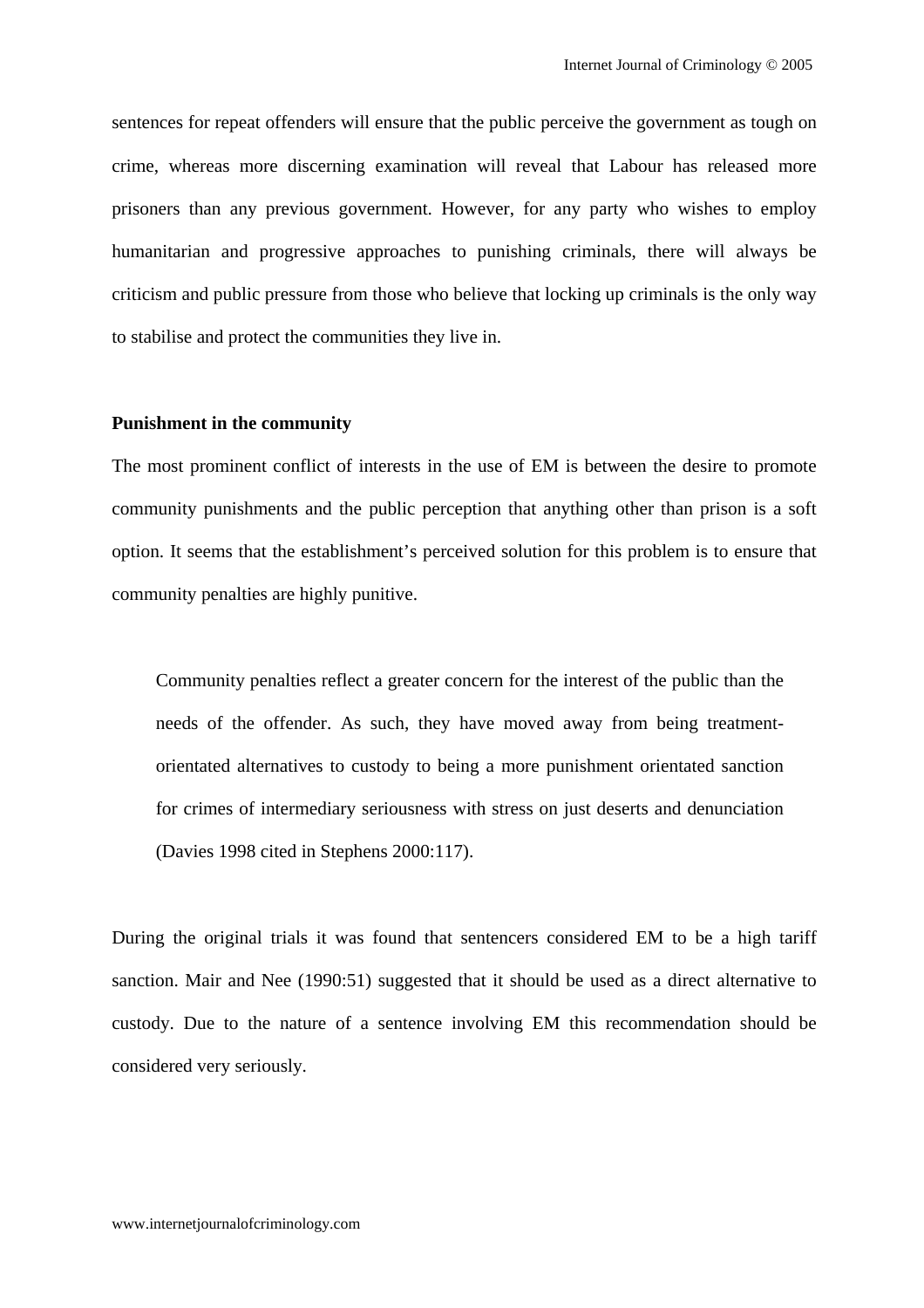sentences for repeat offenders will ensure that the public perceive the government as tough on crime, whereas more discerning examination will reveal that Labour has released more prisoners than any previous government. However, for any party who wishes to employ humanitarian and progressive approaches to punishing criminals, there will always be criticism and public pressure from those who believe that locking up criminals is the only way to stabilise and protect the communities they live in.

**Punishment in the community**

The most prominent conflict of interests in the use of EM is between the desire to promote community punishments and the public perception that anything other than prison is a soft option. It seems that the establishment's perceived solution for this problem is to ensure that community penalties are highly punitive.

> Community penalties reflect a greater concern for the interest of the public than the needs of the offender. As such, they have moved away from being treatment-orientated alternatives to custody to being a more punishment orientated sanction for crimes of intermediary seriousness with stress on just deserts and denunciation (Davies 1998 cited in Stephens 2000:117).

During the original trials it was found that sentencers considered EM to be a high tariff sanction. Mair and Nee (1990:51) suggested that it should be used as a direct alternative to custody. Due to the nature of a sentence involving EM this recommendation should be considered very seriously.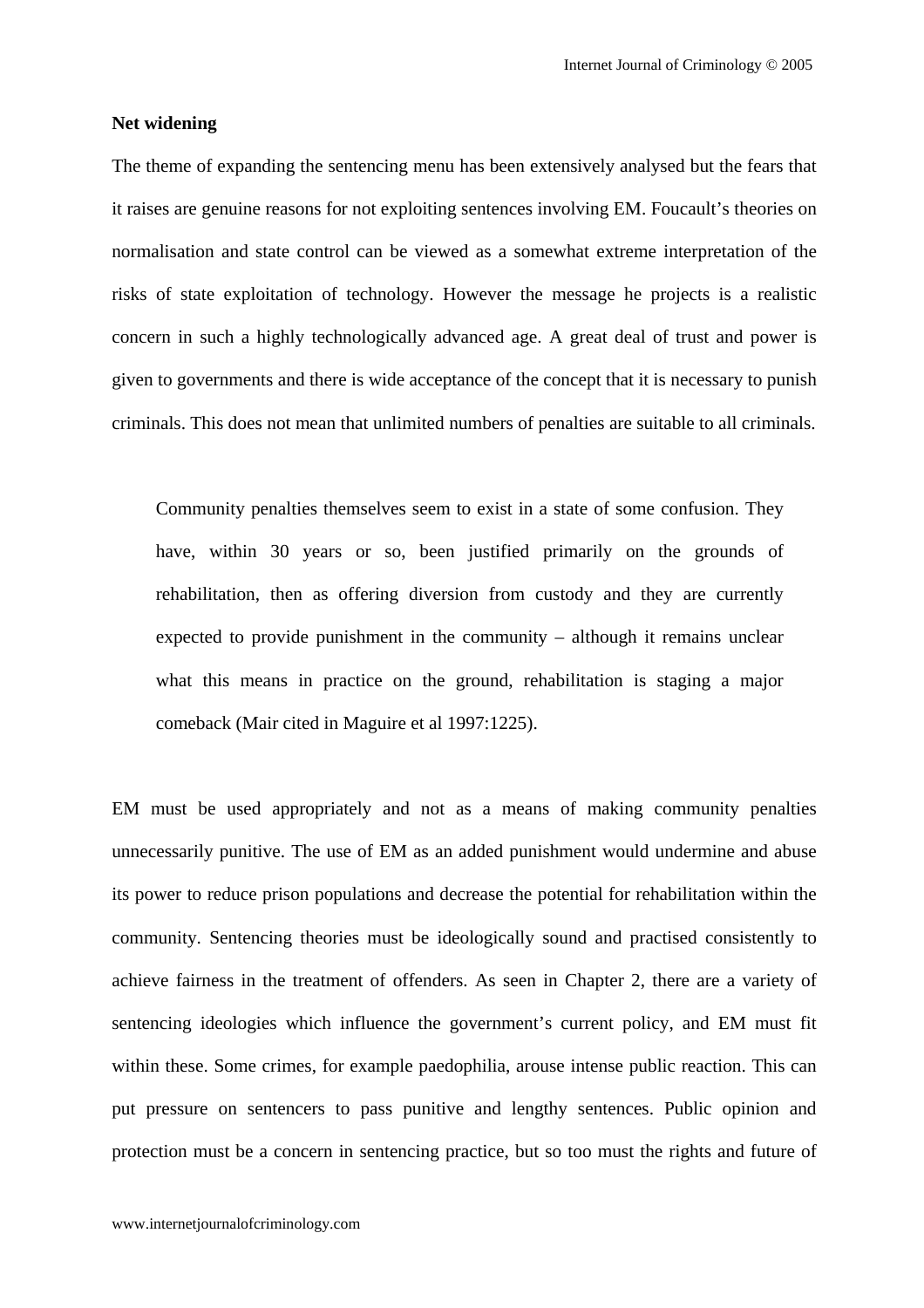**Net widening**

The theme of expanding the sentencing menu has been extensively analysed but the fears that it raises are genuine reasons for not exploiting sentences involving EM. Foucault's theories on normalisation and state control can be viewed as a somewhat extreme interpretation of the risks of state exploitation of technology. However the message he projects is a realistic concern in such a highly technologically advanced age. A great deal of trust and power is given to governments and there is wide acceptance of the concept that it is necessary to punish criminals. This does not mean that unlimited numbers of penalties are suitable to all criminals.

> Community penalties themselves seem to exist in a state of some confusion. They have, within 30 years or so, been justified primarily on the grounds of rehabilitation, then as offering diversion from custody and they are currently expected to provide punishment in the community – although it remains unclear what this means in practice on the ground, rehabilitation is staging a major comeback (Mair cited in Maguire et al 1997:1225).

EM must be used appropriately and not as a means of making community penalties unnecessarily punitive. The use of EM as an added punishment would undermine and abuse its power to reduce prison populations and decrease the potential for rehabilitation within the community. Sentencing theories must be ideologically sound and practised consistently to achieve fairness in the treatment of offenders. As seen in Chapter 2, there are a variety of sentencing ideologies which influence the government's current policy, and EM must fit within these. Some crimes, for example paedophilia, arouse intense public reaction. This can put pressure on sentencers to pass punitive and lengthy sentences. Public opinion and protection must be a concern in sentencing practice, but so too must the rights and future of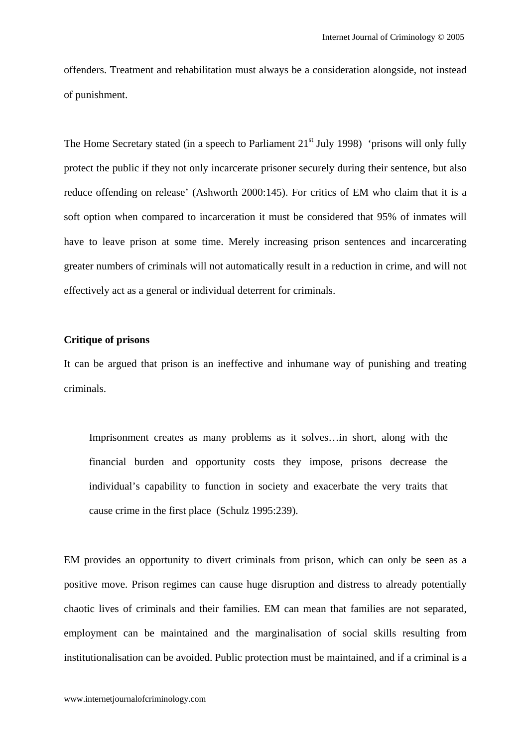offenders. Treatment and rehabilitation must always be a consideration alongside, not instead of punishment.

The Home Secretary stated (in a speech to Parliament 21st July 1998) 'prisons will only fully protect the public if they not only incarcerate prisoner securely during their sentence, but also reduce offending on release' (Ashworth 2000:145). For critics of EM who claim that it is a soft option when compared to incarceration it must be considered that 95% of inmates will have to leave prison at some time. Merely increasing prison sentences and incarcerating greater numbers of criminals will not automatically result in a reduction in crime, and will not effectively act as a general or individual deterrent for criminals.

**Critique of prisons**

It can be argued that prison is an ineffective and inhumane way of punishing and treating criminals.

> Imprisonment creates as many problems as it solves…in short, along with the financial burden and opportunity costs they impose, prisons decrease the individual's capability to function in society and exacerbate the very traits that cause crime in the first place (Schulz 1995:239).

EM provides an opportunity to divert criminals from prison, which can only be seen as a positive move. Prison regimes can cause huge disruption and distress to already potentially chaotic lives of criminals and their families. EM can mean that families are not separated, employment can be maintained and the marginalisation of social skills resulting from institutionalisation can be avoided. Public protection must be maintained, and if a criminal is a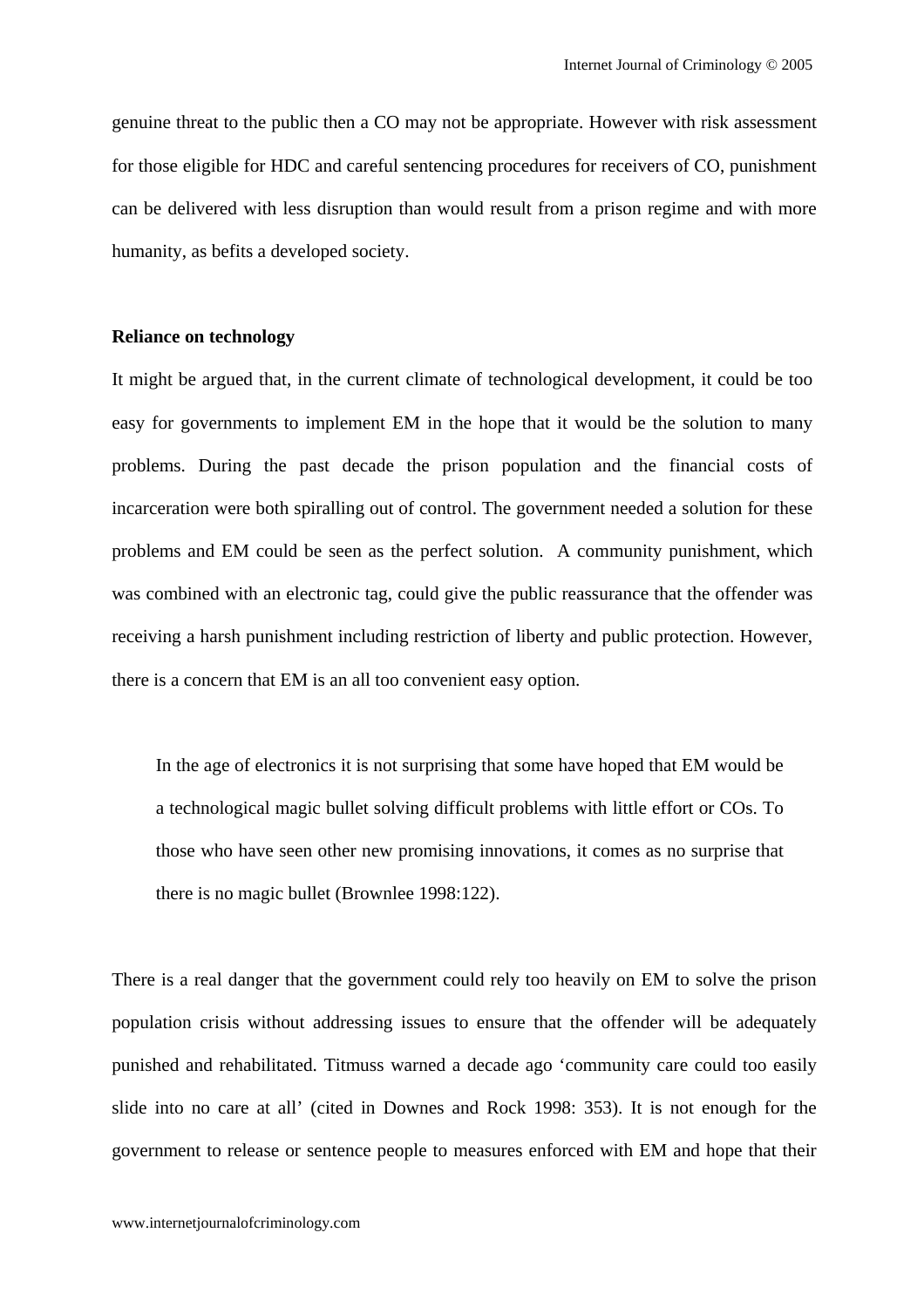genuine threat to the public then a CO may not be appropriate. However with risk assessment for those eligible for HDC and careful sentencing procedures for receivers of CO, punishment can be delivered with less disruption than would result from a prison regime and with more humanity, as befits a developed society.

**Reliance on technology**

It might be argued that, in the current climate of technological development, it could be too easy for governments to implement EM in the hope that it would be the solution to many problems. During the past decade the prison population and the financial costs of incarceration were both spiralling out of control. The government needed a solution for these problems and EM could be seen as the perfect solution. A community punishment, which was combined with an electronic tag, could give the public reassurance that the offender was receiving a harsh punishment including restriction of liberty and public protection. However, there is a concern that EM is an all too convenient easy option.

> In the age of electronics it is not surprising that some have hoped that EM would be a technological magic bullet solving difficult problems with little effort or COs. To those who have seen other new promising innovations, it comes as no surprise that there is no magic bullet (Brownlee 1998:122).

There is a real danger that the government could rely too heavily on EM to solve the prison population crisis without addressing issues to ensure that the offender will be adequately punished and rehabilitated. Titmuss warned a decade ago 'community care could too easily slide into no care at all' (cited in Downes and Rock 1998: 353). It is not enough for the government to release or sentence people to measures enforced with EM and hope that their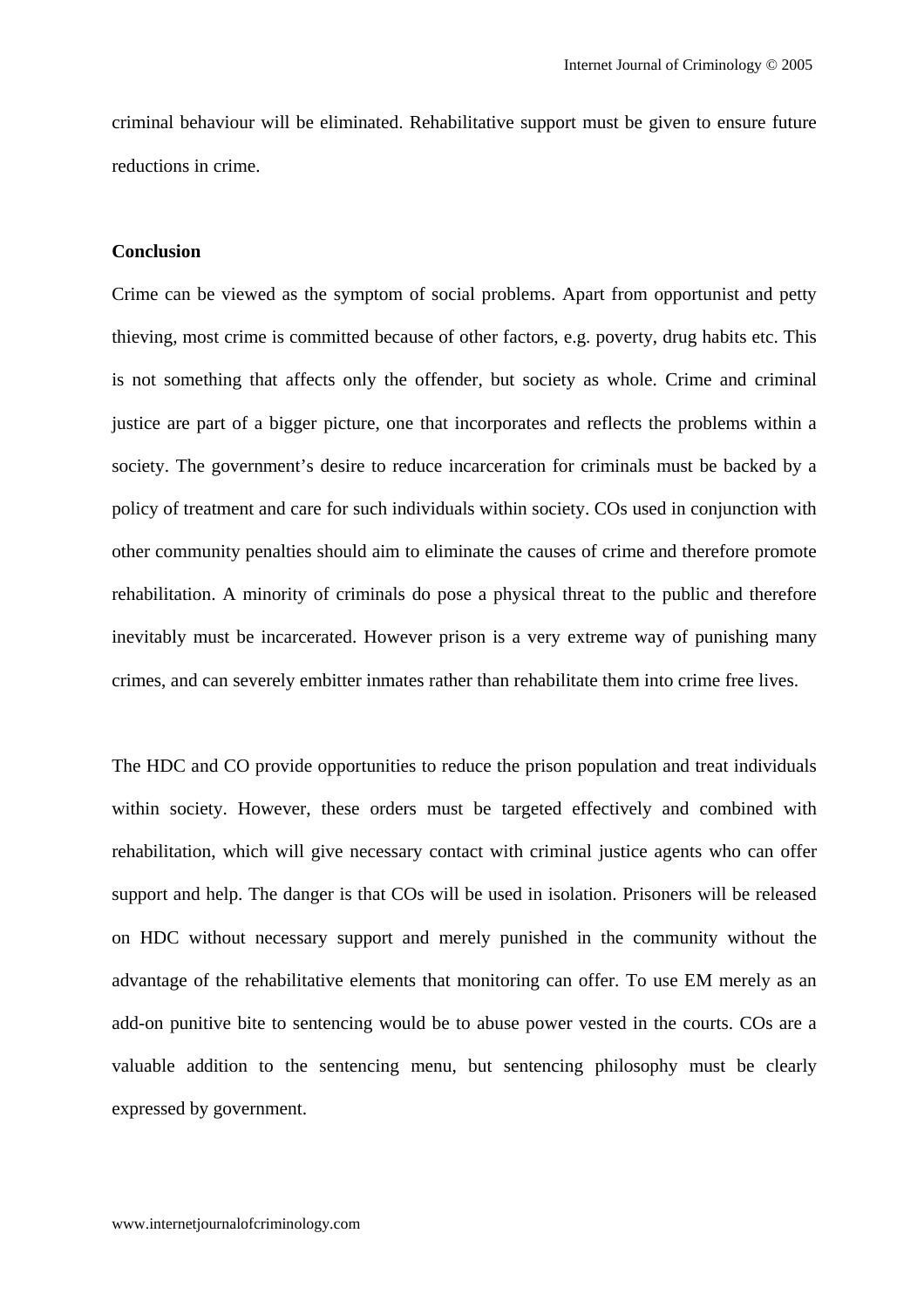criminal behaviour will be eliminated. Rehabilitative support must be given to ensure future reductions in crime.

**Conclusion**

Crime can be viewed as the symptom of social problems. Apart from opportunist and petty thieving, most crime is committed because of other factors, e.g. poverty, drug habits etc. This is not something that affects only the offender, but society as whole. Crime and criminal justice are part of a bigger picture, one that incorporates and reflects the problems within a society. The government's desire to reduce incarceration for criminals must be backed by a policy of treatment and care for such individuals within society. COs used in conjunction with other community penalties should aim to eliminate the causes of crime and therefore promote rehabilitation. A minority of criminals do pose a physical threat to the public and therefore inevitably must be incarcerated. However prison is a very extreme way of punishing many crimes, and can severely embitter inmates rather than rehabilitate them into crime free lives.

The HDC and CO provide opportunities to reduce the prison population and treat individuals within society. However, these orders must be targeted effectively and combined with rehabilitation, which will give necessary contact with criminal justice agents who can offer support and help. The danger is that COs will be used in isolation. Prisoners will be released on HDC without necessary support and merely punished in the community without the advantage of the rehabilitative elements that monitoring can offer. To use EM merely as an add-on punitive bite to sentencing would be to abuse power vested in the courts. COs are a valuable addition to the sentencing menu, but sentencing philosophy must be clearly expressed by government.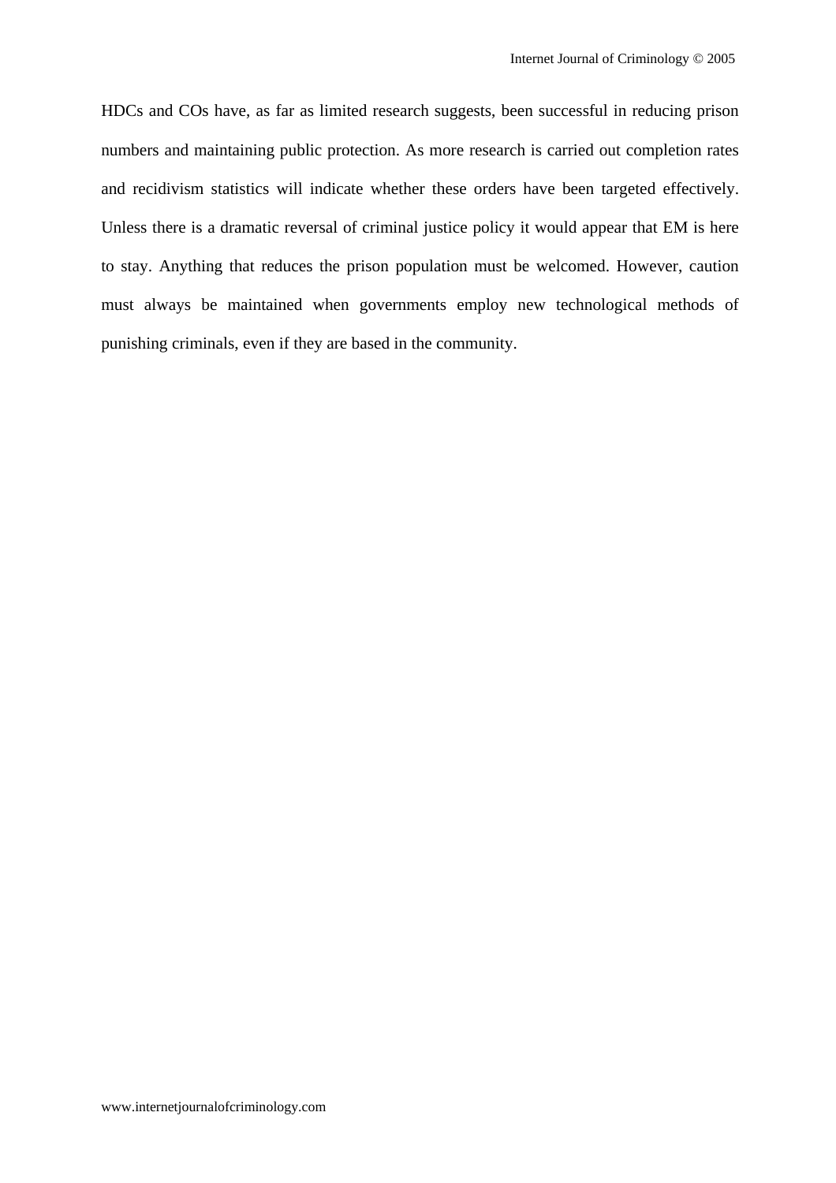HDCs and COs have, as far as limited research suggests, been successful in reducing prison numbers and maintaining public protection. As more research is carried out completion rates and recidivism statistics will indicate whether these orders have been targeted effectively. Unless there is a dramatic reversal of criminal justice policy it would appear that EM is here to stay. Anything that reduces the prison population must be welcomed. However, caution must always be maintained when governments employ new technological methods of punishing criminals, even if they are based in the community.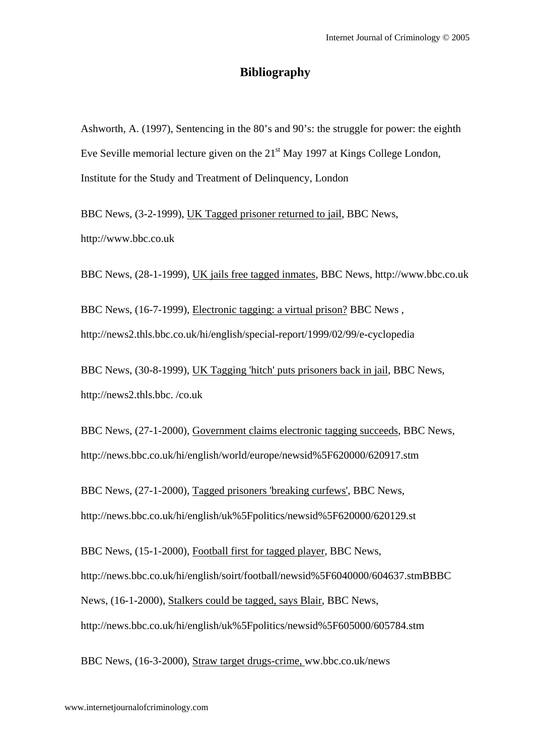# Bibliography

Ashworth, A. (1997), Sentencing in the 80's and 90's: the struggle for power: the eighth Eve Seville memorial lecture given on the 21st May 1997 at Kings College London, Institute for the Study and Treatment of Delinquency, London

BBC News, (3-2-1999), UK Tagged prisoner returned to jail, BBC News, http://www.bbc.co.uk

BBC News, (28-1-1999), UK jails free tagged inmates, BBC News, http://www.bbc.co.uk

BBC News, (16-7-1999), Electronic tagging: a virtual prison? BBC News , http://news2.thls.bbc.co.uk/hi/english/special-report/1999/02/99/e-cyclopedia

BBC News, (30-8-1999), UK Tagging 'hitch' puts prisoners back in jail, BBC News, http://news2.thls.bbc. /co.uk

BBC News, (27-1-2000), Government claims electronic tagging succeeds, BBC News, http://news.bbc.co.uk/hi/english/world/europe/newsid%5F620000/620917.stm

BBC News, (27-1-2000), Tagged prisoners 'breaking curfews', BBC News, http://news.bbc.co.uk/hi/english/uk%5Fpolitics/newsid%5F620000/620129.st

BBC News, (15-1-2000), Football first for tagged player, BBC News, http://news.bbc.co.uk/hi/english/soirt/football/newsid%5F6040000/604637.stmBBBC News, (16-1-2000), Stalkers could be tagged, says Blair, BBC News, http://news.bbc.co.uk/hi/english/uk%5Fpolitics/newsid%5F605000/605784.stm

BBC News, (16-3-2000), Straw target drugs-crime, ww.bbc.co.uk/news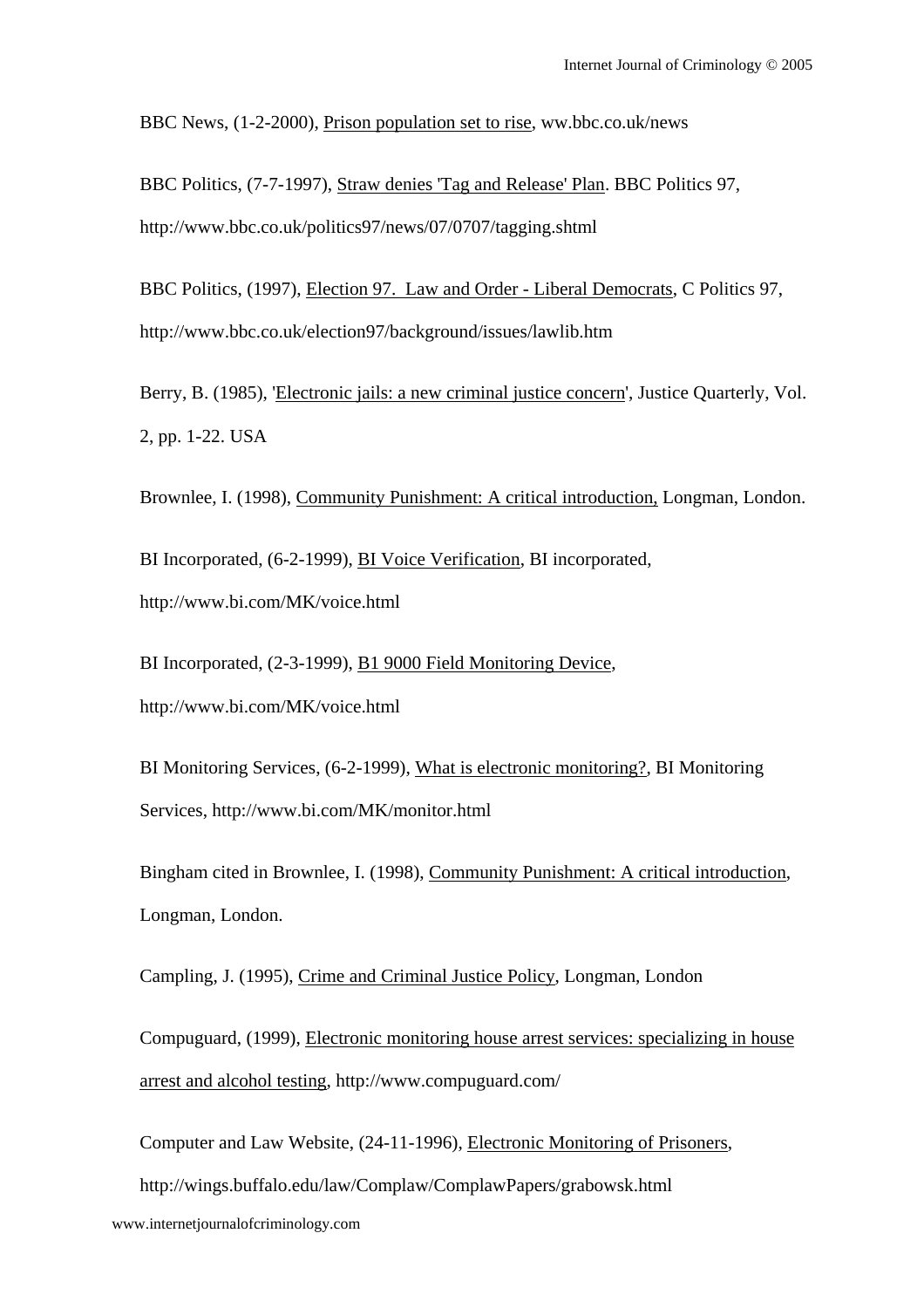BBC News, (1-2-2000), Prison population set to rise, ww.bbc.co.uk/news

BBC Politics, (7-7-1997), Straw denies 'Tag and Release' Plan. BBC Politics 97, http://www.bbc.co.uk/politics97/news/07/0707/tagging.shtml

BBC Politics, (1997), Election 97. Law and Order - Liberal Democrats, C Politics 97, http://www.bbc.co.uk/election97/background/issues/lawlib.htm

Berry, B. (1985), 'Electronic jails: a new criminal justice concern', Justice Quarterly, Vol. 2, pp. 1-22. USA

Brownlee, I. (1998), Community Punishment: A critical introduction, Longman, London.

BI Incorporated, (6-2-1999), BI Voice Verification, BI incorporated, http://www.bi.com/MK/voice.html

BI Incorporated, (2-3-1999), B1 9000 Field Monitoring Device, http://www.bi.com/MK/voice.html

BI Monitoring Services, (6-2-1999), What is electronic monitoring?, BI Monitoring Services, http://www.bi.com/MK/monitor.html

Bingham cited in Brownlee, I. (1998), Community Punishment: A critical introduction, Longman, London.

Campling, J. (1995), Crime and Criminal Justice Policy, Longman, London

Compuguard, (1999), Electronic monitoring house arrest services: specializing in house arrest and alcohol testing, http://www.compuguard.com/

Computer and Law Website, (24-11-1996), Electronic Monitoring of Prisoners, http://wings.buffalo.edu/law/Complaw/ComplawPapers/grabowsk.html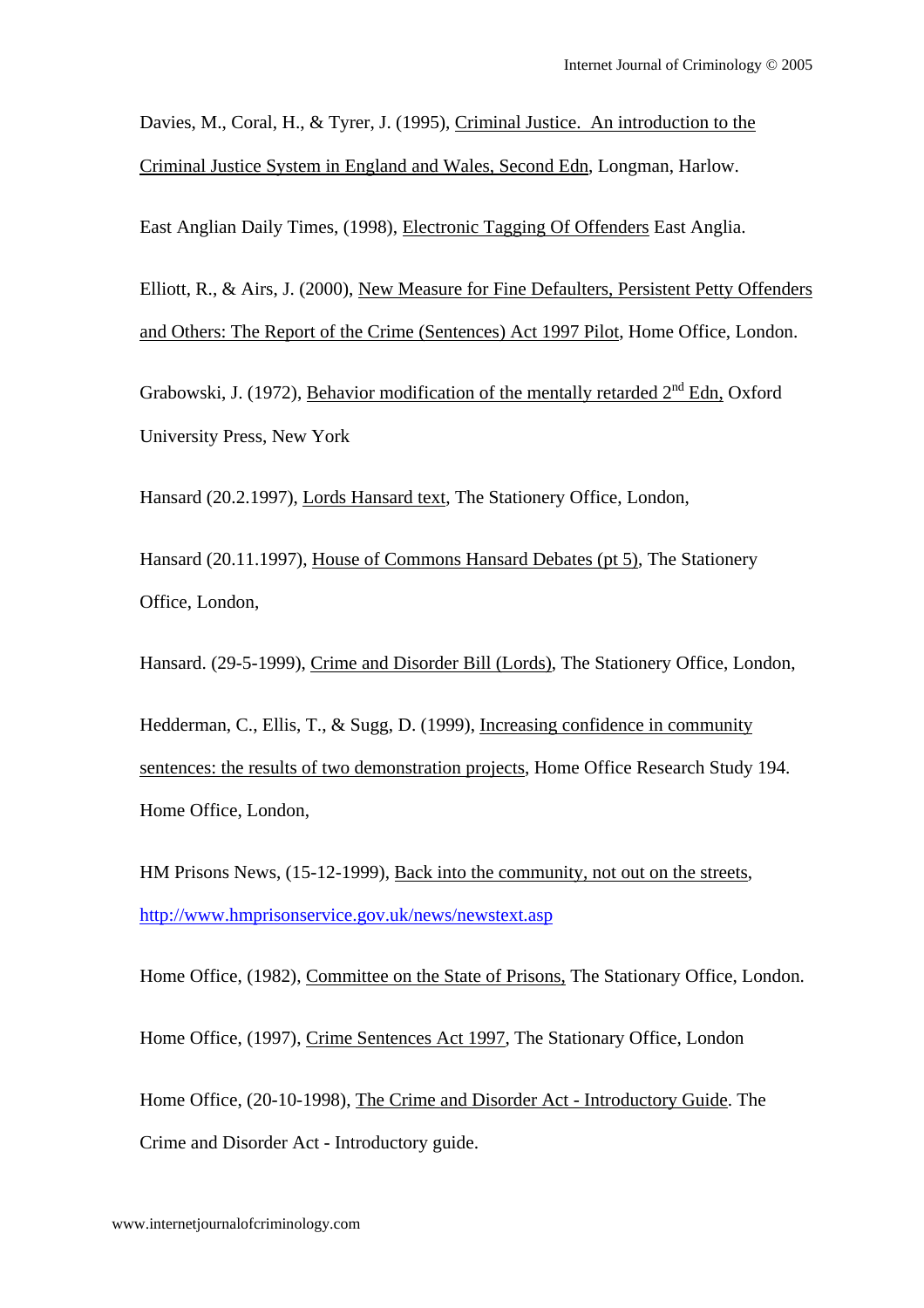Davies, M., Coral, H., & Tyrer, J. (1995), Criminal Justice. An introduction to the Criminal Justice System in England and Wales, Second Edn, Longman, Harlow.

East Anglian Daily Times, (1998), Electronic Tagging Of Offenders East Anglia.

Elliott, R., & Airs, J. (2000), New Measure for Fine Defaulters, Persistent Petty Offenders and Others: The Report of the Crime (Sentences) Act 1997 Pilot, Home Office, London.

Grabowski, J. (1972), Behavior modification of the mentally retarded 2nd Edn, Oxford University Press, New York

Hansard (20.2.1997), Lords Hansard text, The Stationery Office, London,

Hansard (20.11.1997), House of Commons Hansard Debates (pt 5), The Stationery Office, London,

Hansard. (29-5-1999), Crime and Disorder Bill (Lords), The Stationery Office, London,

Hedderman, C., Ellis, T., & Sugg, D. (1999), Increasing confidence in community sentences: the results of two demonstration projects, Home Office Research Study 194. Home Office, London,

HM Prisons News, (15-12-1999), Back into the community, not out on the streets, http://www.hmprisonservice.gov.uk/news/newstext.asp

Home Office, (1982), Committee on the State of Prisons, The Stationary Office, London.

Home Office, (1997), Crime Sentences Act 1997, The Stationary Office, London

Home Office, (20-10-1998), The Crime and Disorder Act - Introductory Guide. The Crime and Disorder Act - Introductory guide.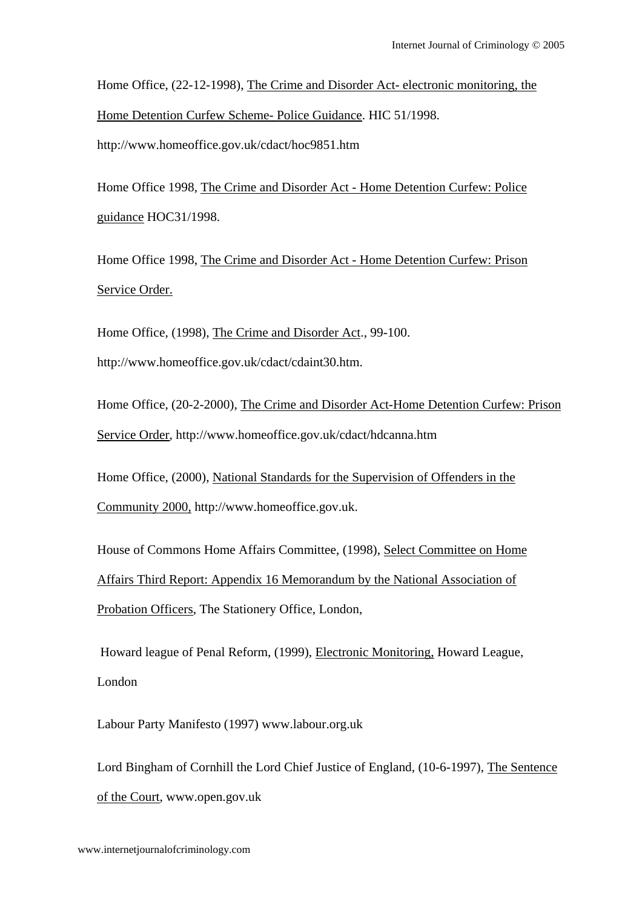Home Office, (22-12-1998), The Crime and Disorder Act- electronic monitoring, the Home Detention Curfew Scheme- Police Guidance. HIC 51/1998. http://www.homeoffice.gov.uk/cdact/hoc9851.htm

Home Office 1998, The Crime and Disorder Act - Home Detention Curfew: Police guidance HOC31/1998.

Home Office 1998, The Crime and Disorder Act - Home Detention Curfew: Prison Service Order.

Home Office, (1998), The Crime and Disorder Act., 99-100. http://www.homeoffice.gov.uk/cdact/cdaint30.htm.

Home Office, (20-2-2000), The Crime and Disorder Act-Home Detention Curfew: Prison Service Order, http://www.homeoffice.gov.uk/cdact/hdcanna.htm

Home Office, (2000), National Standards for the Supervision of Offenders in the Community 2000, http://www.homeoffice.gov.uk.

House of Commons Home Affairs Committee, (1998), Select Committee on Home Affairs Third Report: Appendix 16 Memorandum by the National Association of Probation Officers, The Stationery Office, London,

Howard league of Penal Reform, (1999), Electronic Monitoring, Howard League, London

Labour Party Manifesto (1997) www.labour.org.uk

Lord Bingham of Cornhill the Lord Chief Justice of England, (10-6-1997), The Sentence of the Court, www.open.gov.uk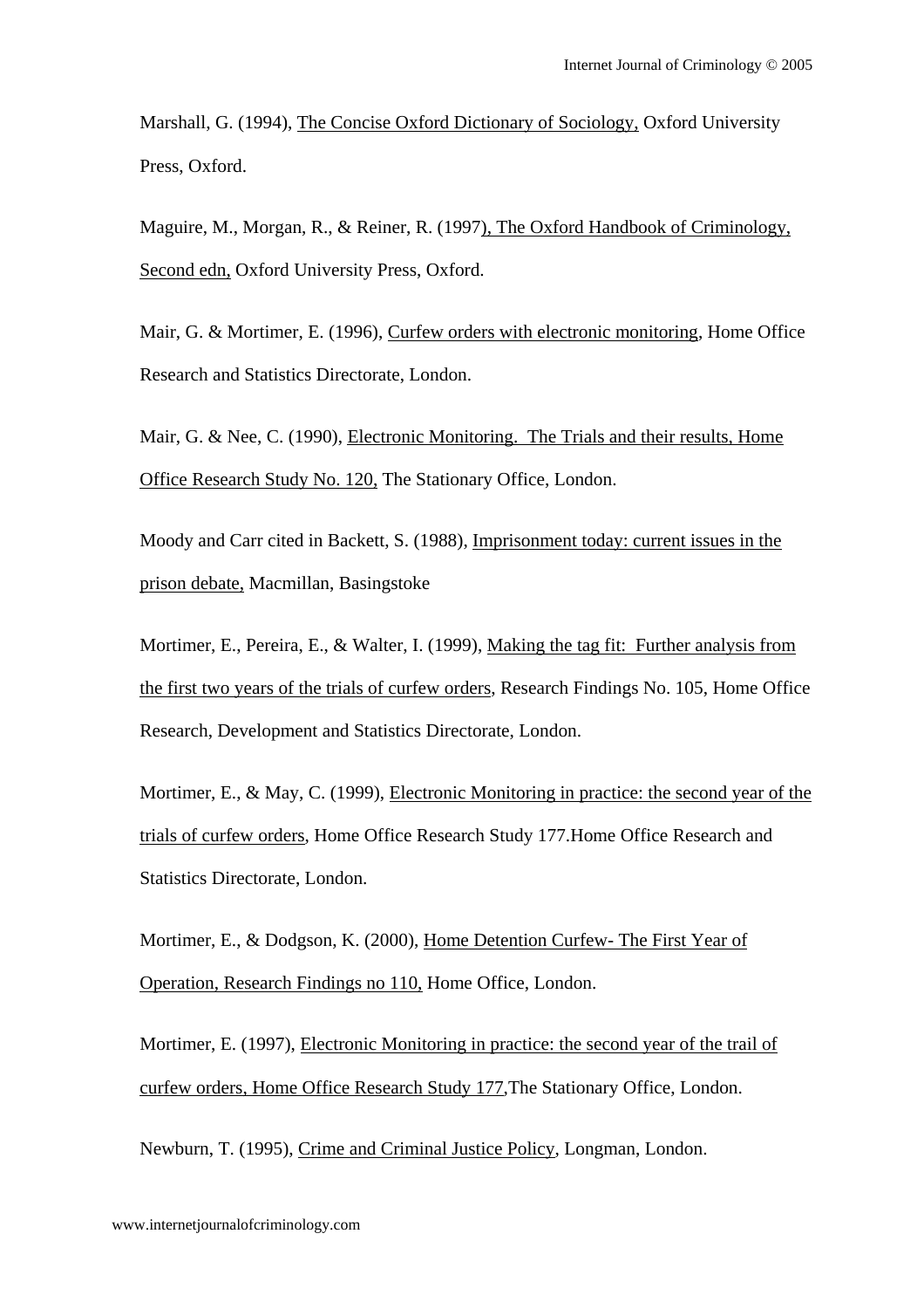Marshall, G. (1994), <u>The Concise Oxford Dictionary of Sociology,</u> Oxford University Press, Oxford.

Maguire, M., Morgan, R., & Reiner, R. (1997<u>), The Oxford Handbook of Criminology, Second edn,</u> Oxford University Press, Oxford.

Mair, G. & Mortimer, E. (1996), <u>Curfew orders with electronic monitoring</u>, Home Office Research and Statistics Directorate, London.

Mair, G. & Nee, C. (1990), <u>Electronic Monitoring. The Trials and their results, Home Office Research Study No. 120,</u> The Stationary Office, London.

Moody and Carr cited in Backett, S. (1988), <u>Imprisonment today: current issues in the prison debate,</u> Macmillan, Basingstoke

Mortimer, E., Pereira, E., & Walter, I. (1999), <u>Making the tag fit: Further analysis from the first two years of the trials of curfew orders</u>, Research Findings No. 105, Home Office Research, Development and Statistics Directorate, London.

Mortimer, E., & May, C. (1999), <u>Electronic Monitoring in practice: the second year of the trials of curfew orders</u>, Home Office Research Study 177.Home Office Research and Statistics Directorate, London.

Mortimer, E., & Dodgson, K. (2000), <u>Home Detention Curfew- The First Year of Operation, Research Findings no 110,</u> Home Office, London.

Mortimer, E. (1997), <u>Electronic Monitoring in practice: the second year of the trail of curfew orders, Home Office Research Study 177,</u>The Stationary Office, London.

Newburn, T. (1995), <u>Crime and Criminal Justice Policy</u>, Longman, London.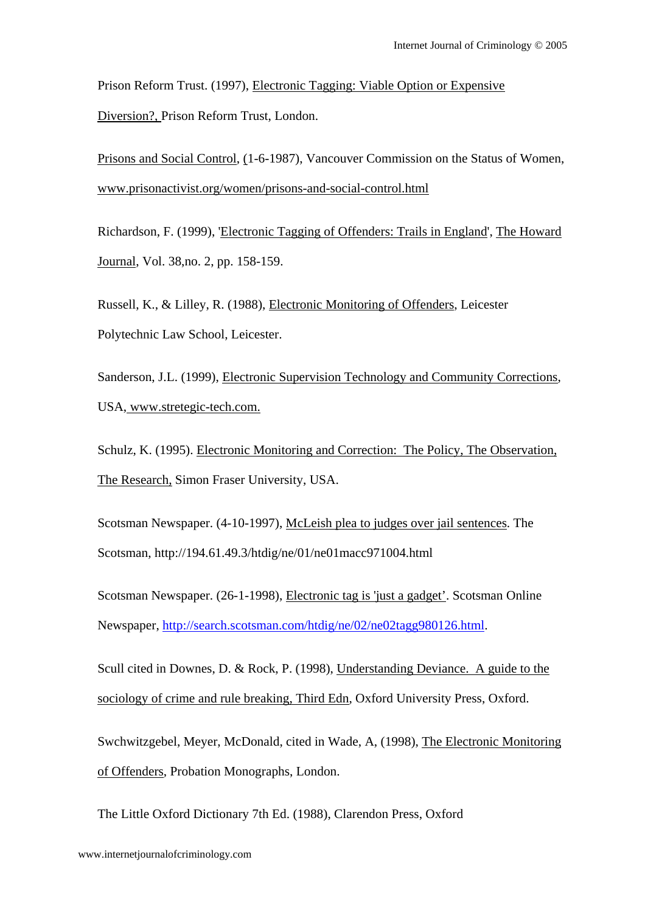Prison Reform Trust. (1997), Electronic Tagging: Viable Option or Expensive Diversion?, Prison Reform Trust, London.

Prisons and Social Control, (1-6-1987), Vancouver Commission on the Status of Women, www.prisonactivist.org/women/prisons-and-social-control.html

Richardson, F. (1999), 'Electronic Tagging of Offenders: Trails in England', The Howard Journal, Vol. 38,no. 2, pp. 158-159.

Russell, K., & Lilley, R. (1988), Electronic Monitoring of Offenders, Leicester Polytechnic Law School, Leicester.

Sanderson, J.L. (1999), Electronic Supervision Technology and Community Corrections, USA, www.stretegic-tech.com.

Schulz, K. (1995). Electronic Monitoring and Correction: The Policy, The Observation, The Research, Simon Fraser University, USA.

Scotsman Newspaper. (4-10-1997), McLeish plea to judges over jail sentences. The Scotsman, http://194.61.49.3/htdig/ne/01/ne01macc971004.html

Scotsman Newspaper. (26-1-1998), Electronic tag is 'just a gadget'. Scotsman Online Newspaper, http://search.scotsman.com/htdig/ne/02/ne02tagg980126.html.

Scull cited in Downes, D. & Rock, P. (1998), Understanding Deviance. A guide to the sociology of crime and rule breaking, Third Edn, Oxford University Press, Oxford.

Swchwitzgebel, Meyer, McDonald, cited in Wade, A, (1998), The Electronic Monitoring of Offenders, Probation Monographs, London.

The Little Oxford Dictionary 7th Ed. (1988), Clarendon Press, Oxford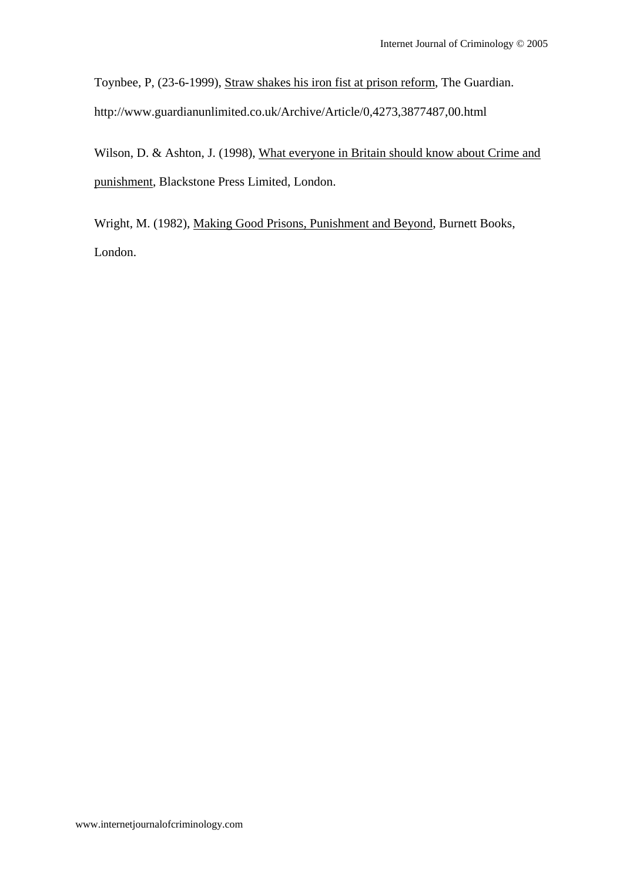Toynbee, P, (23-6-1999), Straw shakes his iron fist at prison reform, The Guardian. http://www.guardianunlimited.co.uk/Archive/Article/0,4273,3877487,00.html

Wilson, D. & Ashton, J. (1998), What everyone in Britain should know about Crime and punishment, Blackstone Press Limited, London.

Wright, M. (1982), Making Good Prisons, Punishment and Beyond, Burnett Books, London.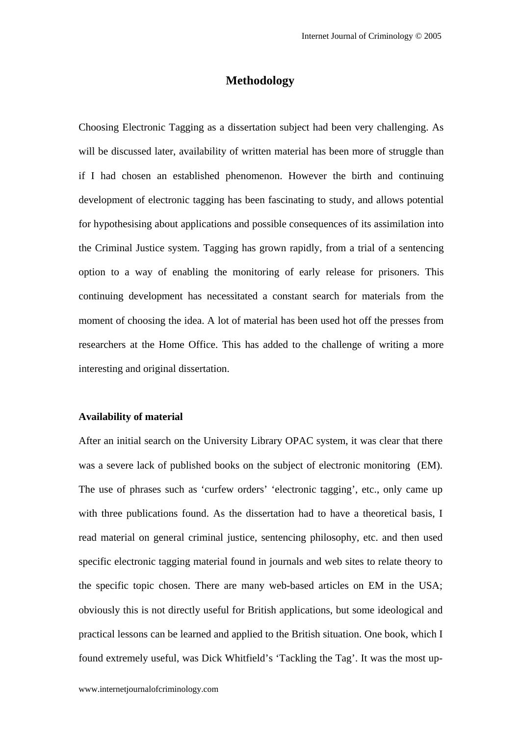# Methodology

Choosing Electronic Tagging as a dissertation subject had been very challenging. As will be discussed later, availability of written material has been more of struggle than if I had chosen an established phenomenon. However the birth and continuing development of electronic tagging has been fascinating to study, and allows potential for hypothesising about applications and possible consequences of its assimilation into the Criminal Justice system. Tagging has grown rapidly, from a trial of a sentencing option to a way of enabling the monitoring of early release for prisoners. This continuing development has necessitated a constant search for materials from the moment of choosing the idea. A lot of material has been used hot off the presses from researchers at the Home Office. This has added to the challenge of writing a more interesting and original dissertation.

**Availability of material**

After an initial search on the University Library OPAC system, it was clear that there was a severe lack of published books on the subject of electronic monitoring (EM). The use of phrases such as 'curfew orders' 'electronic tagging', etc., only came up with three publications found. As the dissertation had to have a theoretical basis, I read material on general criminal justice, sentencing philosophy, etc. and then used specific electronic tagging material found in journals and web sites to relate theory to the specific topic chosen. There are many web-based articles on EM in the USA; obviously this is not directly useful for British applications, but some ideological and practical lessons can be learned and applied to the British situation. One book, which I found extremely useful, was Dick Whitfield's 'Tackling the Tag'. It was the most up-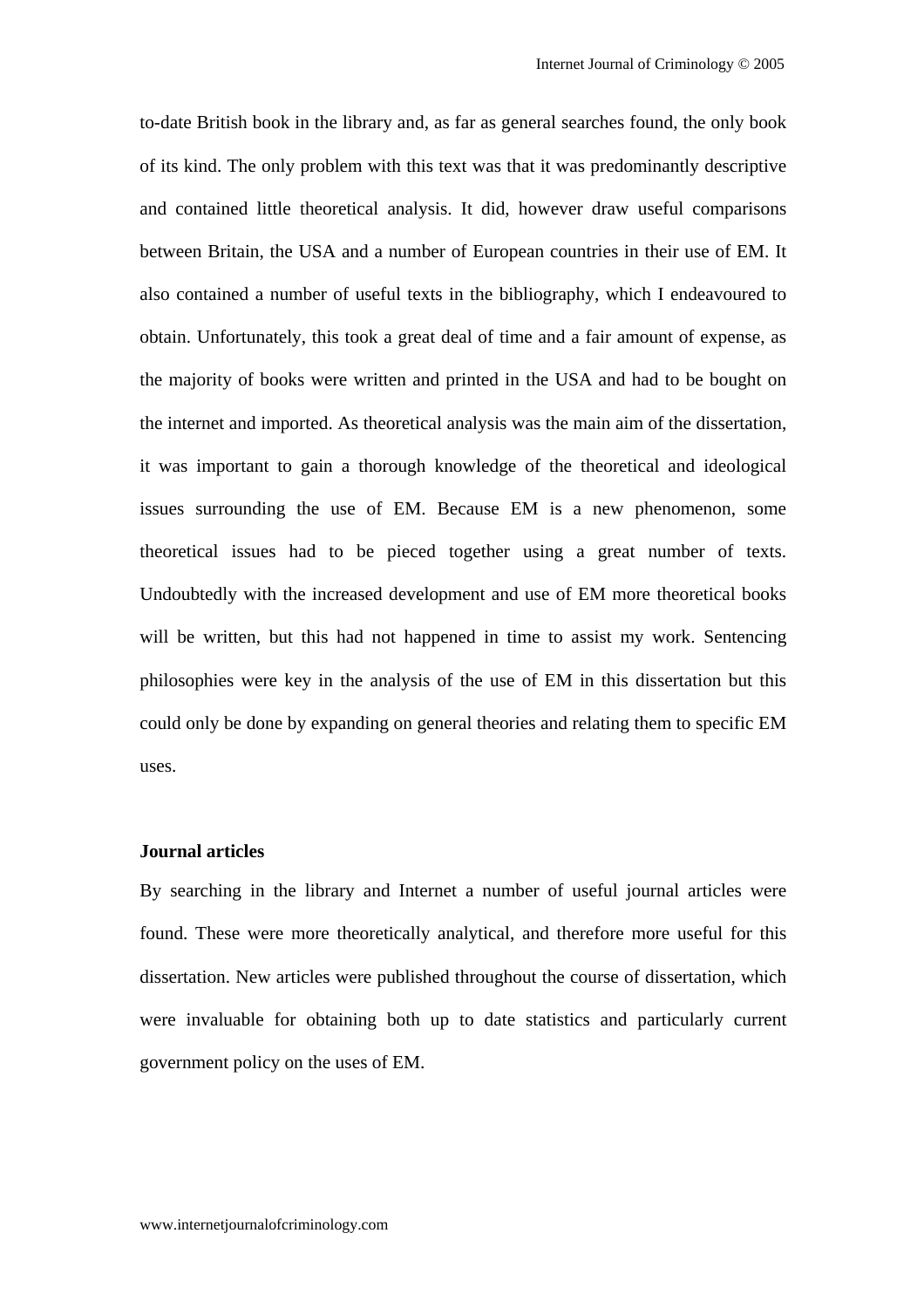to-date British book in the library and, as far as general searches found, the only book of its kind. The only problem with this text was that it was predominantly descriptive and contained little theoretical analysis. It did, however draw useful comparisons between Britain, the USA and a number of European countries in their use of EM. It also contained a number of useful texts in the bibliography, which I endeavoured to obtain. Unfortunately, this took a great deal of time and a fair amount of expense, as the majority of books were written and printed in the USA and had to be bought on the internet and imported. As theoretical analysis was the main aim of the dissertation, it was important to gain a thorough knowledge of the theoretical and ideological issues surrounding the use of EM. Because EM is a new phenomenon, some theoretical issues had to be pieced together using a great number of texts. Undoubtedly with the increased development and use of EM more theoretical books will be written, but this had not happened in time to assist my work. Sentencing philosophies were key in the analysis of the use of EM in this dissertation but this could only be done by expanding on general theories and relating them to specific EM uses.

**Journal articles**

By searching in the library and Internet a number of useful journal articles were found. These were more theoretically analytical, and therefore more useful for this dissertation. New articles were published throughout the course of dissertation, which were invaluable for obtaining both up to date statistics and particularly current government policy on the uses of EM.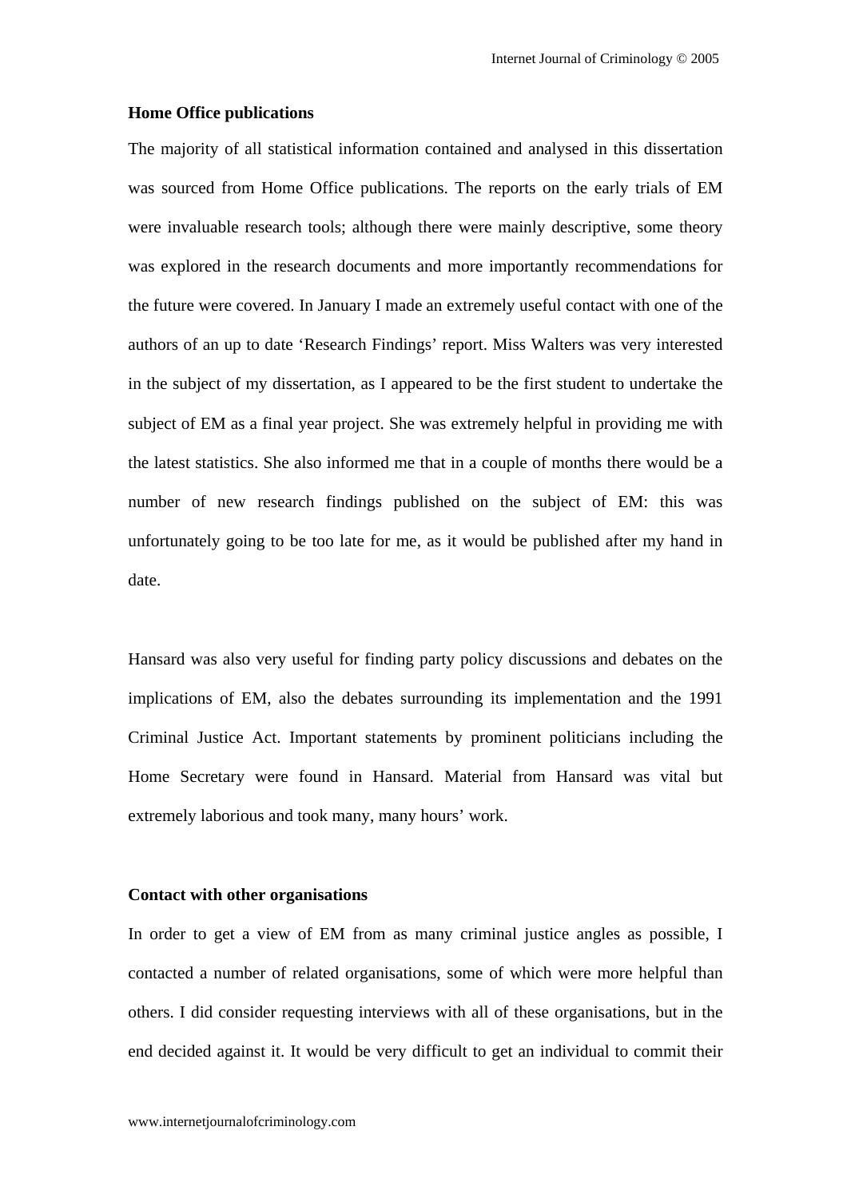**Home Office publications**

The majority of all statistical information contained and analysed in this dissertation was sourced from Home Office publications. The reports on the early trials of EM were invaluable research tools; although there were mainly descriptive, some theory was explored in the research documents and more importantly recommendations for the future were covered. In January I made an extremely useful contact with one of the authors of an up to date 'Research Findings' report. Miss Walters was very interested in the subject of my dissertation, as I appeared to be the first student to undertake the subject of EM as a final year project. She was extremely helpful in providing me with the latest statistics. She also informed me that in a couple of months there would be a number of new research findings published on the subject of EM: this was unfortunately going to be too late for me, as it would be published after my hand in date.

Hansard was also very useful for finding party policy discussions and debates on the implications of EM, also the debates surrounding its implementation and the 1991 Criminal Justice Act. Important statements by prominent politicians including the Home Secretary were found in Hansard. Material from Hansard was vital but extremely laborious and took many, many hours' work.

**Contact with other organisations**

In order to get a view of EM from as many criminal justice angles as possible, I contacted a number of related organisations, some of which were more helpful than others. I did consider requesting interviews with all of these organisations, but in the end decided against it. It would be very difficult to get an individual to commit their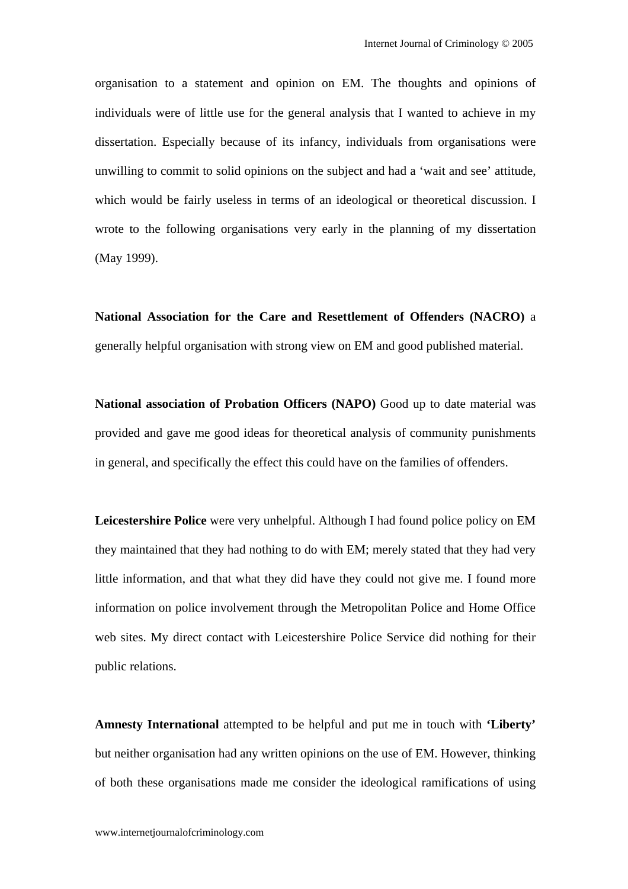organisation to a statement and opinion on EM. The thoughts and opinions of individuals were of little use for the general analysis that I wanted to achieve in my dissertation. Especially because of its infancy, individuals from organisations were unwilling to commit to solid opinions on the subject and had a 'wait and see' attitude, which would be fairly useless in terms of an ideological or theoretical discussion. I wrote to the following organisations very early in the planning of my dissertation (May 1999).

**National Association for the Care and Resettlement of Offenders (NACRO)** a generally helpful organisation with strong view on EM and good published material.

**National association of Probation Officers (NAPO)** Good up to date material was provided and gave me good ideas for theoretical analysis of community punishments in general, and specifically the effect this could have on the families of offenders.

**Leicestershire Police** were very unhelpful. Although I had found police policy on EM they maintained that they had nothing to do with EM; merely stated that they had very little information, and that what they did have they could not give me. I found more information on police involvement through the Metropolitan Police and Home Office web sites. My direct contact with Leicestershire Police Service did nothing for their public relations.

**Amnesty International** attempted to be helpful and put me in touch with **'Liberty'** but neither organisation had any written opinions on the use of EM. However, thinking of both these organisations made me consider the ideological ramifications of using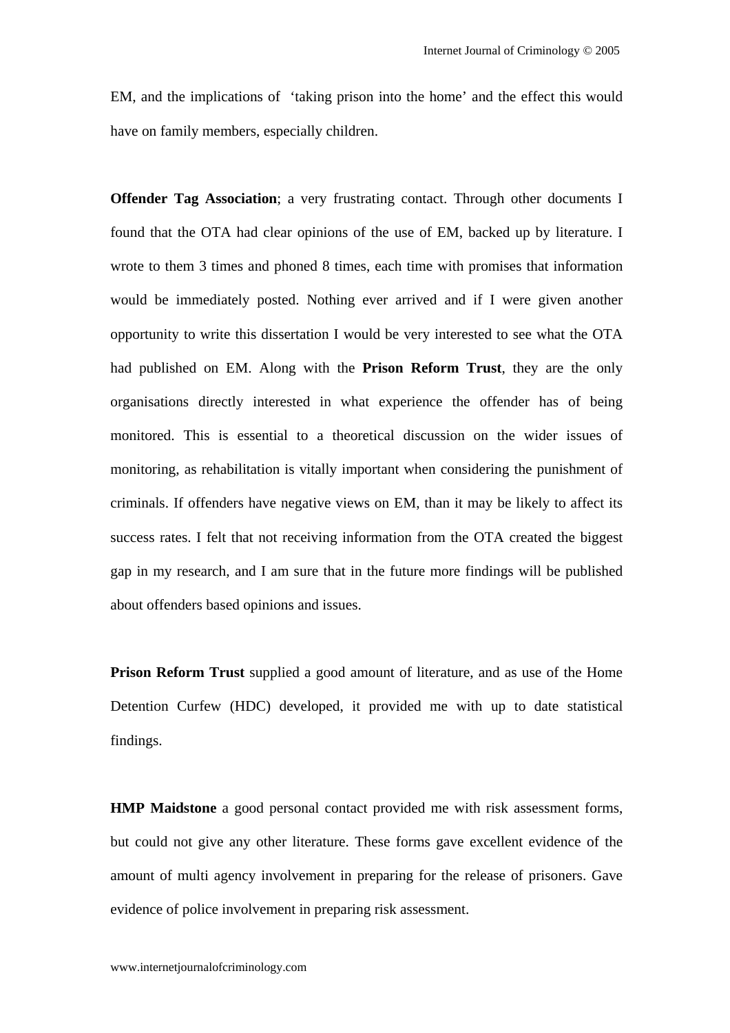EM, and the implications of 'taking prison into the home' and the effect this would have on family members, especially children.

**Offender Tag Association**; a very frustrating contact. Through other documents I found that the OTA had clear opinions of the use of EM, backed up by literature. I wrote to them 3 times and phoned 8 times, each time with promises that information would be immediately posted. Nothing ever arrived and if I were given another opportunity to write this dissertation I would be very interested to see what the OTA had published on EM. Along with the **Prison Reform Trust**, they are the only organisations directly interested in what experience the offender has of being monitored. This is essential to a theoretical discussion on the wider issues of monitoring, as rehabilitation is vitally important when considering the punishment of criminals. If offenders have negative views on EM, than it may be likely to affect its success rates. I felt that not receiving information from the OTA created the biggest gap in my research, and I am sure that in the future more findings will be published about offenders based opinions and issues.

**Prison Reform Trust** supplied a good amount of literature, and as use of the Home Detention Curfew (HDC) developed, it provided me with up to date statistical findings.

**HMP Maidstone** a good personal contact provided me with risk assessment forms, but could not give any other literature. These forms gave excellent evidence of the amount of multi agency involvement in preparing for the release of prisoners. Gave evidence of police involvement in preparing risk assessment.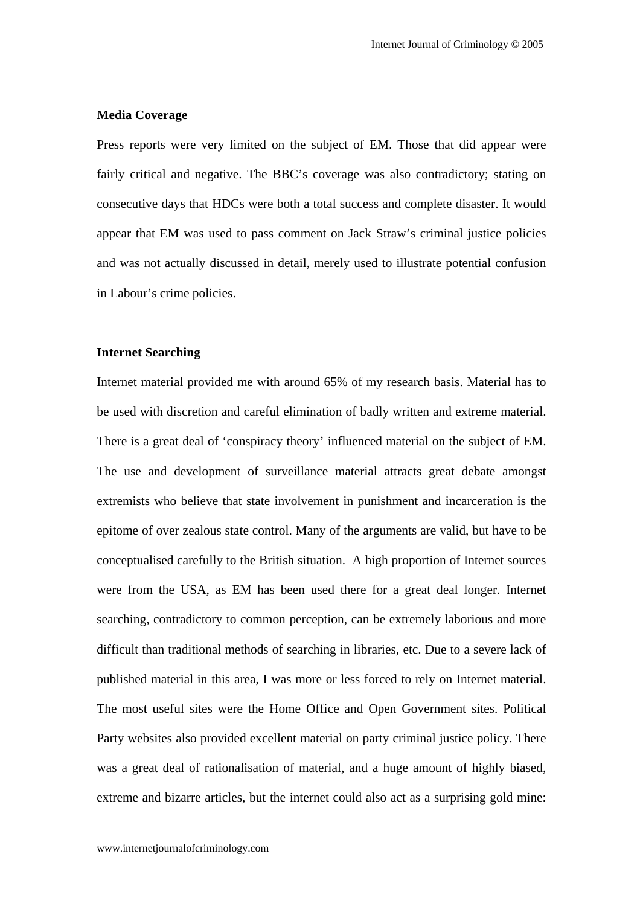**Media Coverage**

Press reports were very limited on the subject of EM. Those that did appear were fairly critical and negative. The BBC's coverage was also contradictory; stating on consecutive days that HDCs were both a total success and complete disaster. It would appear that EM was used to pass comment on Jack Straw's criminal justice policies and was not actually discussed in detail, merely used to illustrate potential confusion in Labour's crime policies.

**Internet Searching**

Internet material provided me with around 65% of my research basis. Material has to be used with discretion and careful elimination of badly written and extreme material. There is a great deal of 'conspiracy theory' influenced material on the subject of EM. The use and development of surveillance material attracts great debate amongst extremists who believe that state involvement in punishment and incarceration is the epitome of over zealous state control. Many of the arguments are valid, but have to be conceptualised carefully to the British situation. A high proportion of Internet sources were from the USA, as EM has been used there for a great deal longer. Internet searching, contradictory to common perception, can be extremely laborious and more difficult than traditional methods of searching in libraries, etc. Due to a severe lack of published material in this area, I was more or less forced to rely on Internet material. The most useful sites were the Home Office and Open Government sites. Political Party websites also provided excellent material on party criminal justice policy. There was a great deal of rationalisation of material, and a huge amount of highly biased, extreme and bizarre articles, but the internet could also act as a surprising gold mine: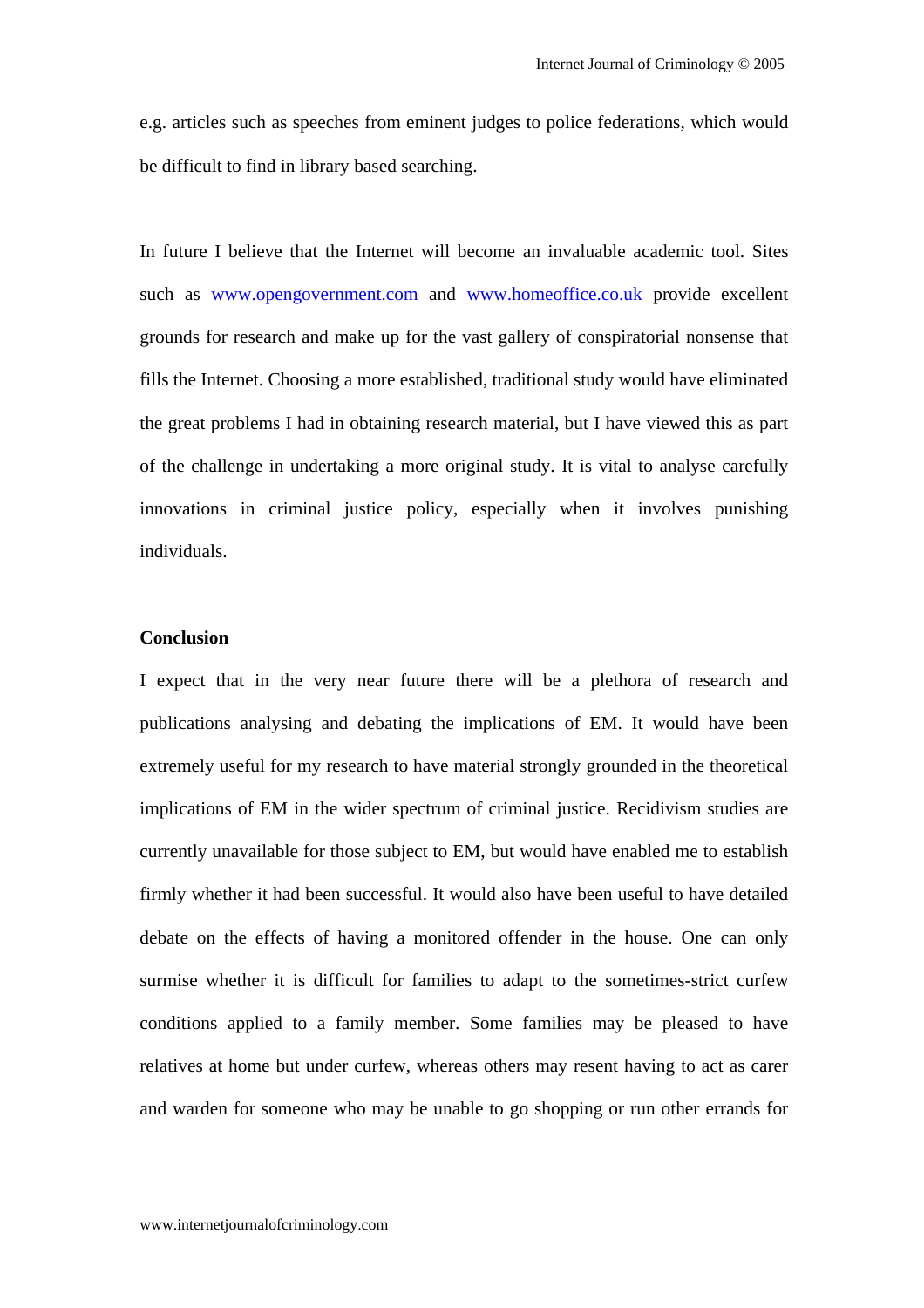e.g. articles such as speeches from eminent judges to police federations, which would be difficult to find in library based searching.

In future I believe that the Internet will become an invaluable academic tool. Sites such as [www.opengovernment.com](http://www.opengovernment.com) and [www.homeoffice.co.uk](http://www.homeoffice.co.uk) provide excellent grounds for research and make up for the vast gallery of conspiratorial nonsense that fills the Internet. Choosing a more established, traditional study would have eliminated the great problems I had in obtaining research material, but I have viewed this as part of the challenge in undertaking a more original study. It is vital to analyse carefully innovations in criminal justice policy, especially when it involves punishing individuals.

**Conclusion**

I expect that in the very near future there will be a plethora of research and publications analysing and debating the implications of EM. It would have been extremely useful for my research to have material strongly grounded in the theoretical implications of EM in the wider spectrum of criminal justice. Recidivism studies are currently unavailable for those subject to EM, but would have enabled me to establish firmly whether it had been successful. It would also have been useful to have detailed debate on the effects of having a monitored offender in the house. One can only surmise whether it is difficult for families to adapt to the sometimes-strict curfew conditions applied to a family member. Some families may be pleased to have relatives at home but under curfew, whereas others may resent having to act as carer and warden for someone who may be unable to go shopping or run other errands for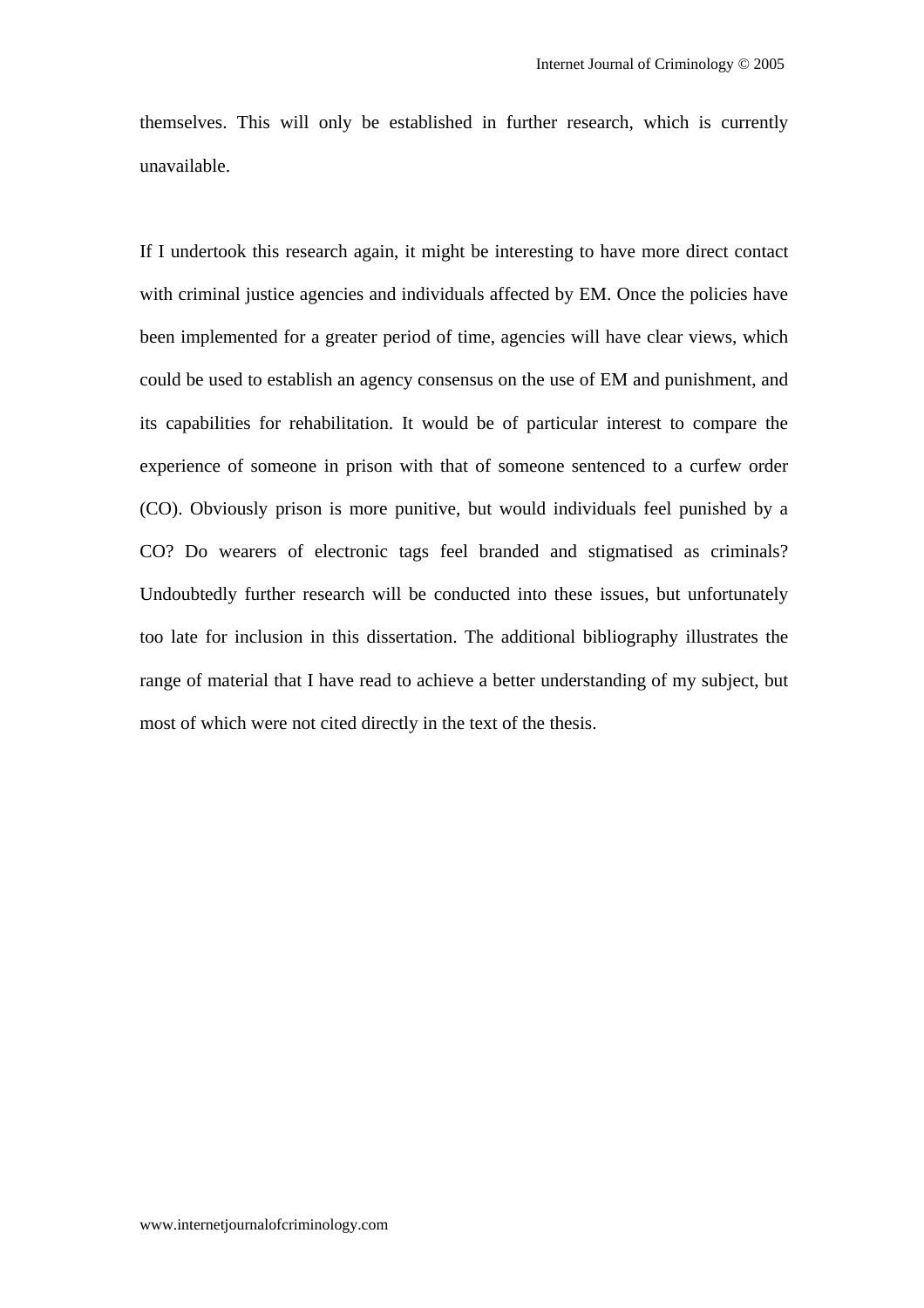themselves. This will only be established in further research, which is currently unavailable.

If I undertook this research again, it might be interesting to have more direct contact with criminal justice agencies and individuals affected by EM. Once the policies have been implemented for a greater period of time, agencies will have clear views, which could be used to establish an agency consensus on the use of EM and punishment, and its capabilities for rehabilitation. It would be of particular interest to compare the experience of someone in prison with that of someone sentenced to a curfew order (CO). Obviously prison is more punitive, but would individuals feel punished by a CO? Do wearers of electronic tags feel branded and stigmatised as criminals? Undoubtedly further research will be conducted into these issues, but unfortunately too late for inclusion in this dissertation. The additional bibliography illustrates the range of material that I have read to achieve a better understanding of my subject, but most of which were not cited directly in the text of the thesis.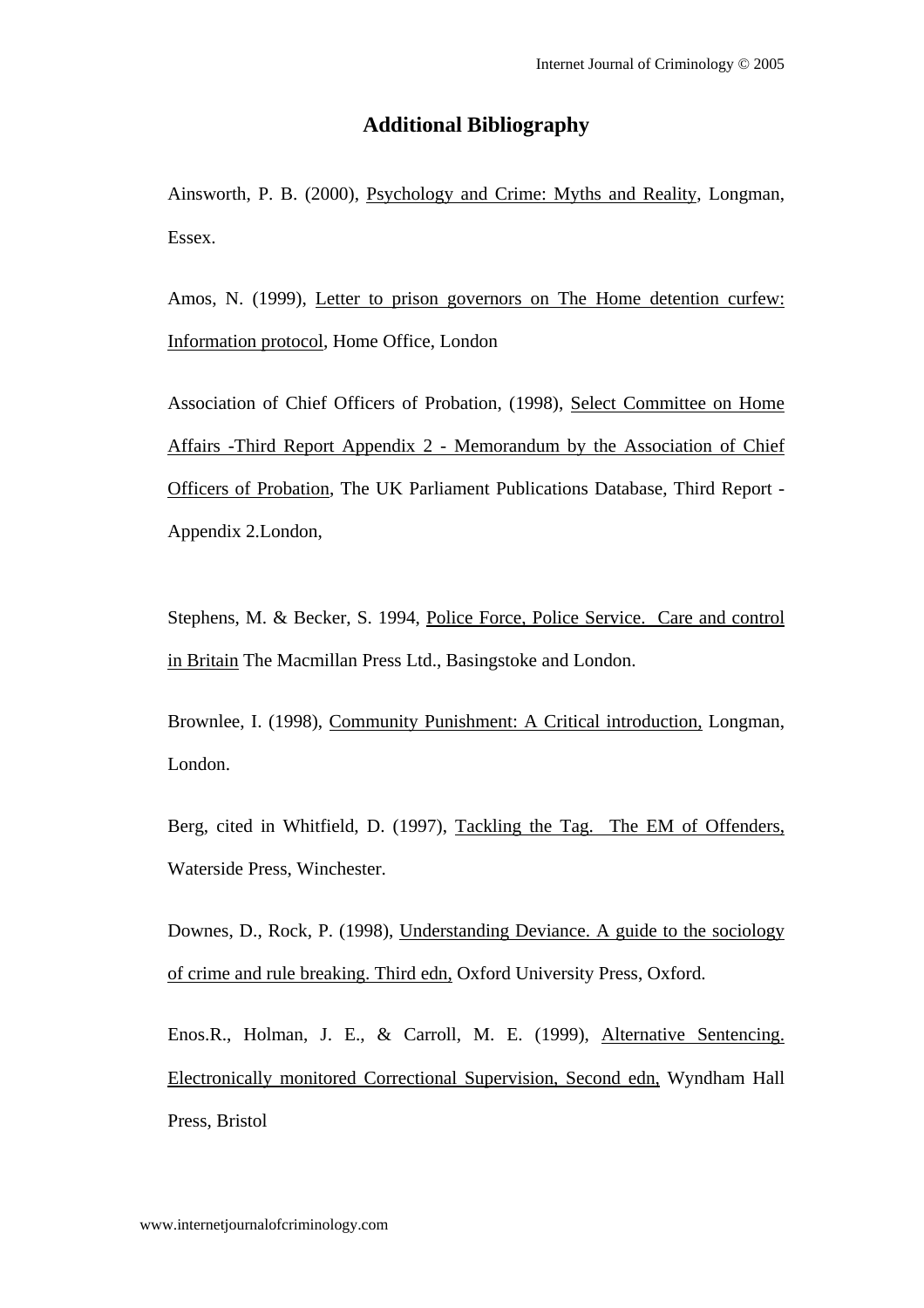## Additional Bibliography

Ainsworth, P. B. (2000), Psychology and Crime: Myths and Reality, Longman, Essex.

Amos, N. (1999), Letter to prison governors on The Home detention curfew: Information protocol, Home Office, London

Association of Chief Officers of Probation, (1998), Select Committee on Home Affairs -Third Report Appendix 2 - Memorandum by the Association of Chief Officers of Probation, The UK Parliament Publications Database, Third Report - Appendix 2.London,

Stephens, M. & Becker, S. 1994, Police Force, Police Service. Care and control in Britain The Macmillan Press Ltd., Basingstoke and London.

Brownlee, I. (1998), Community Punishment: A Critical introduction, Longman, London.

Berg, cited in Whitfield, D. (1997), Tackling the Tag. The EM of Offenders, Waterside Press, Winchester.

Downes, D., Rock, P. (1998), Understanding Deviance. A guide to the sociology of crime and rule breaking. Third edn, Oxford University Press, Oxford.

Enos.R., Holman, J. E., & Carroll, M. E. (1999), Alternative Sentencing. Electronically monitored Correctional Supervision, Second edn, Wyndham Hall Press, Bristol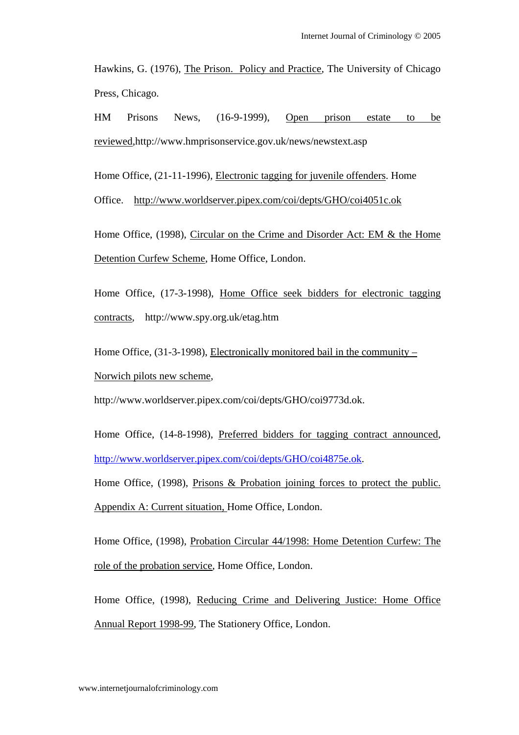Hawkins, G. (1976), The Prison. Policy and Practice, The University of Chicago Press, Chicago.

HM Prisons News, (16-9-1999), Open prison estate to be reviewed,http://www.hmprisonservice.gov.uk/news/newstext.asp

Home Office, (21-11-1996), Electronic tagging for juvenile offenders. Home Office. http://www.worldserver.pipex.com/coi/depts/GHO/coi4051c.ok

Home Office, (1998), Circular on the Crime and Disorder Act: EM & the Home Detention Curfew Scheme, Home Office, London.

Home Office, (17-3-1998), Home Office seek bidders for electronic tagging contracts, http://www.spy.org.uk/etag.htm

Home Office, (31-3-1998), Electronically monitored bail in the community – Norwich pilots new scheme, http://www.worldserver.pipex.com/coi/depts/GHO/coi9773d.ok.

Home Office, (14-8-1998), Preferred bidders for tagging contract announced, http://www.worldserver.pipex.com/coi/depts/GHO/coi4875e.ok.

Home Office, (1998), Prisons & Probation joining forces to protect the public. Appendix A: Current situation, Home Office, London.

Home Office, (1998), Probation Circular 44/1998: Home Detention Curfew: The role of the probation service, Home Office, London.

Home Office, (1998), Reducing Crime and Delivering Justice: Home Office Annual Report 1998-99, The Stationery Office, London.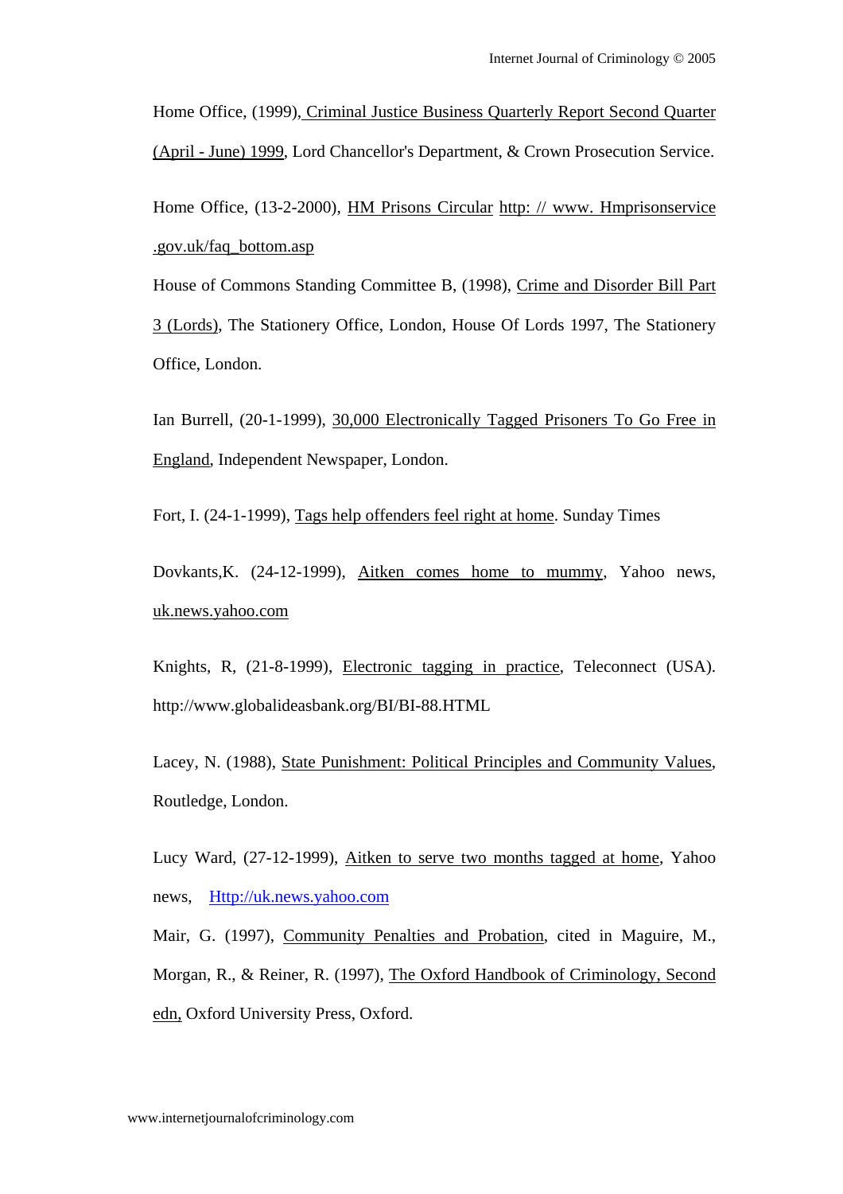Home Office, (1999), Criminal Justice Business Quarterly Report Second Quarter (April - June) 1999, Lord Chancellor's Department, & Crown Prosecution Service.

Home Office, (13-2-2000), HM Prisons Circular http: // www. Hmprisonservice .gov.uk/faq_bottom.asp

House of Commons Standing Committee B, (1998), Crime and Disorder Bill Part 3 (Lords), The Stationery Office, London, House Of Lords 1997, The Stationery Office, London.

Ian Burrell, (20-1-1999), 30,000 Electronically Tagged Prisoners To Go Free in England, Independent Newspaper, London.

Fort, I. (24-1-1999), Tags help offenders feel right at home. Sunday Times

Dovkants,K. (24-12-1999), Aitken comes home to mummy, Yahoo news, uk.news.yahoo.com

Knights, R, (21-8-1999), Electronic tagging in practice, Teleconnect (USA). http://www.globalideasbank.org/BI/BI-88.HTML

Lacey, N. (1988), State Punishment: Political Principles and Community Values, Routledge, London.

Lucy Ward, (27-12-1999), Aitken to serve two months tagged at home, Yahoo news, Http://uk.news.yahoo.com

Mair, G. (1997), Community Penalties and Probation, cited in Maguire, M., Morgan, R., & Reiner, R. (1997), The Oxford Handbook of Criminology, Second edn, Oxford University Press, Oxford.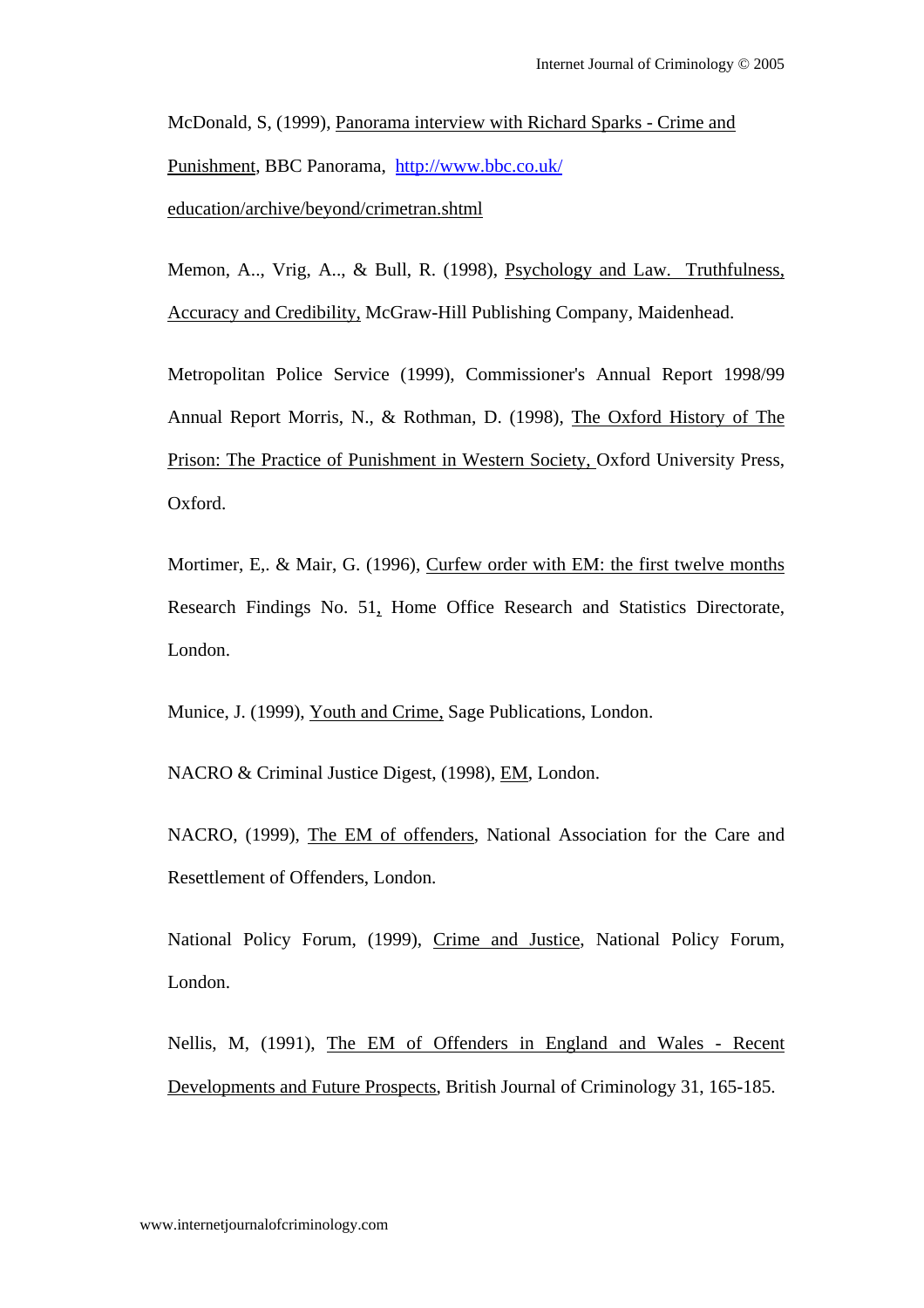McDonald, S, (1999), Panorama interview with Richard Sparks - Crime and Punishment, BBC Panorama, http://www.bbc.co.uk/education/archive/beyond/crimetran.shtml

Memon, A.., Vrig, A.., & Bull, R. (1998), Psychology and Law. Truthfulness, Accuracy and Credibility, McGraw-Hill Publishing Company, Maidenhead.

Metropolitan Police Service (1999), Commissioner's Annual Report 1998/99 Annual Report Morris, N., & Rothman, D. (1998), The Oxford History of The Prison: The Practice of Punishment in Western Society, Oxford University Press, Oxford.

Mortimer, E,. & Mair, G. (1996), Curfew order with EM: the first twelve months Research Findings No. 51, Home Office Research and Statistics Directorate, London.

Munice, J. (1999), Youth and Crime, Sage Publications, London.

NACRO & Criminal Justice Digest, (1998), EM, London.

NACRO, (1999), The EM of offenders, National Association for the Care and Resettlement of Offenders, London.

National Policy Forum, (1999), Crime and Justice, National Policy Forum, London.

Nellis, M, (1991), The EM of Offenders in England and Wales - Recent Developments and Future Prospects, British Journal of Criminology 31, 165-185.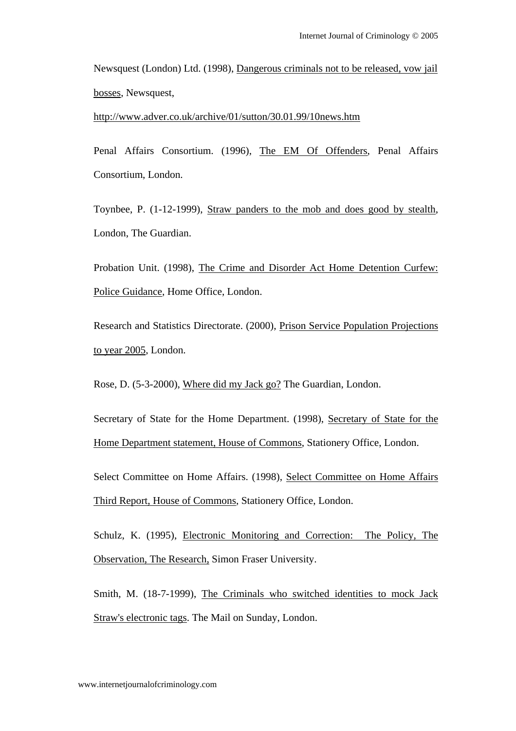Newsquest (London) Ltd. (1998), Dangerous criminals not to be released, vow jail bosses, Newsquest, http://www.adver.co.uk/archive/01/sutton/30.01.99/10news.htm

Penal Affairs Consortium. (1996), The EM Of Offenders, Penal Affairs Consortium, London.

Toynbee, P. (1-12-1999), Straw panders to the mob and does good by stealth, London, The Guardian.

Probation Unit. (1998), The Crime and Disorder Act Home Detention Curfew: Police Guidance, Home Office, London.

Research and Statistics Directorate. (2000), Prison Service Population Projections to year 2005, London.

Rose, D. (5-3-2000), Where did my Jack go? The Guardian, London.

Secretary of State for the Home Department. (1998), Secretary of State for the Home Department statement, House of Commons, Stationery Office, London.

Select Committee on Home Affairs. (1998), Select Committee on Home Affairs Third Report, House of Commons, Stationery Office, London.

Schulz, K. (1995), Electronic Monitoring and Correction: The Policy, The Observation, The Research, Simon Fraser University.

Smith, M. (18-7-1999), The Criminals who switched identities to mock Jack Straw's electronic tags. The Mail on Sunday, London.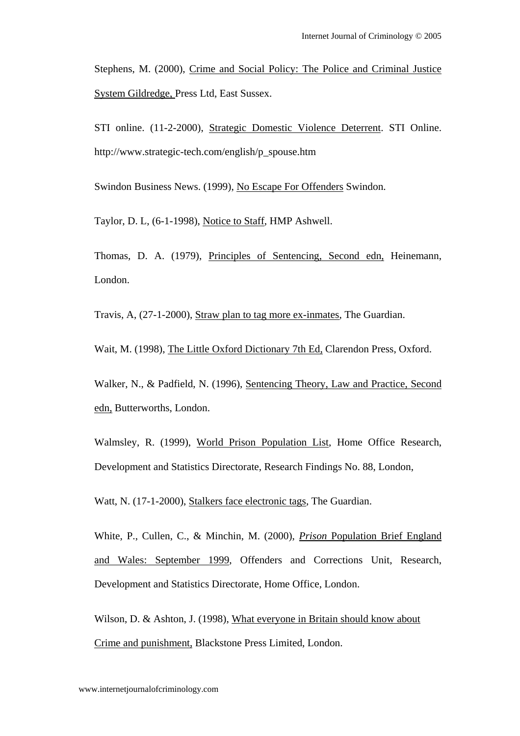Stephens, M. (2000), Crime and Social Policy: The Police and Criminal Justice System Gildredge, Press Ltd, East Sussex.

STI online. (11-2-2000), Strategic Domestic Violence Deterrent. STI Online. http://www.strategic-tech.com/english/p_spouse.htm

Swindon Business News. (1999), No Escape For Offenders Swindon.

Taylor, D. L, (6-1-1998), Notice to Staff, HMP Ashwell.

Thomas, D. A. (1979), Principles of Sentencing, Second edn, Heinemann, London.

Travis, A, (27-1-2000), Straw plan to tag more ex-inmates, The Guardian.

Wait, M. (1998), The Little Oxford Dictionary 7th Ed, Clarendon Press, Oxford.

Walker, N., & Padfield, N. (1996), Sentencing Theory, Law and Practice, Second edn, Butterworths, London.

Walmsley, R. (1999), World Prison Population List, Home Office Research, Development and Statistics Directorate, Research Findings No. 88, London,

Watt, N. (17-1-2000), Stalkers face electronic tags, The Guardian.

White, P., Cullen, C., & Minchin, M. (2000), *Prison* Population Brief England and Wales: September 1999, Offenders and Corrections Unit, Research, Development and Statistics Directorate, Home Office, London.

Wilson, D. & Ashton, J. (1998), What everyone in Britain should know about Crime and punishment, Blackstone Press Limited, London.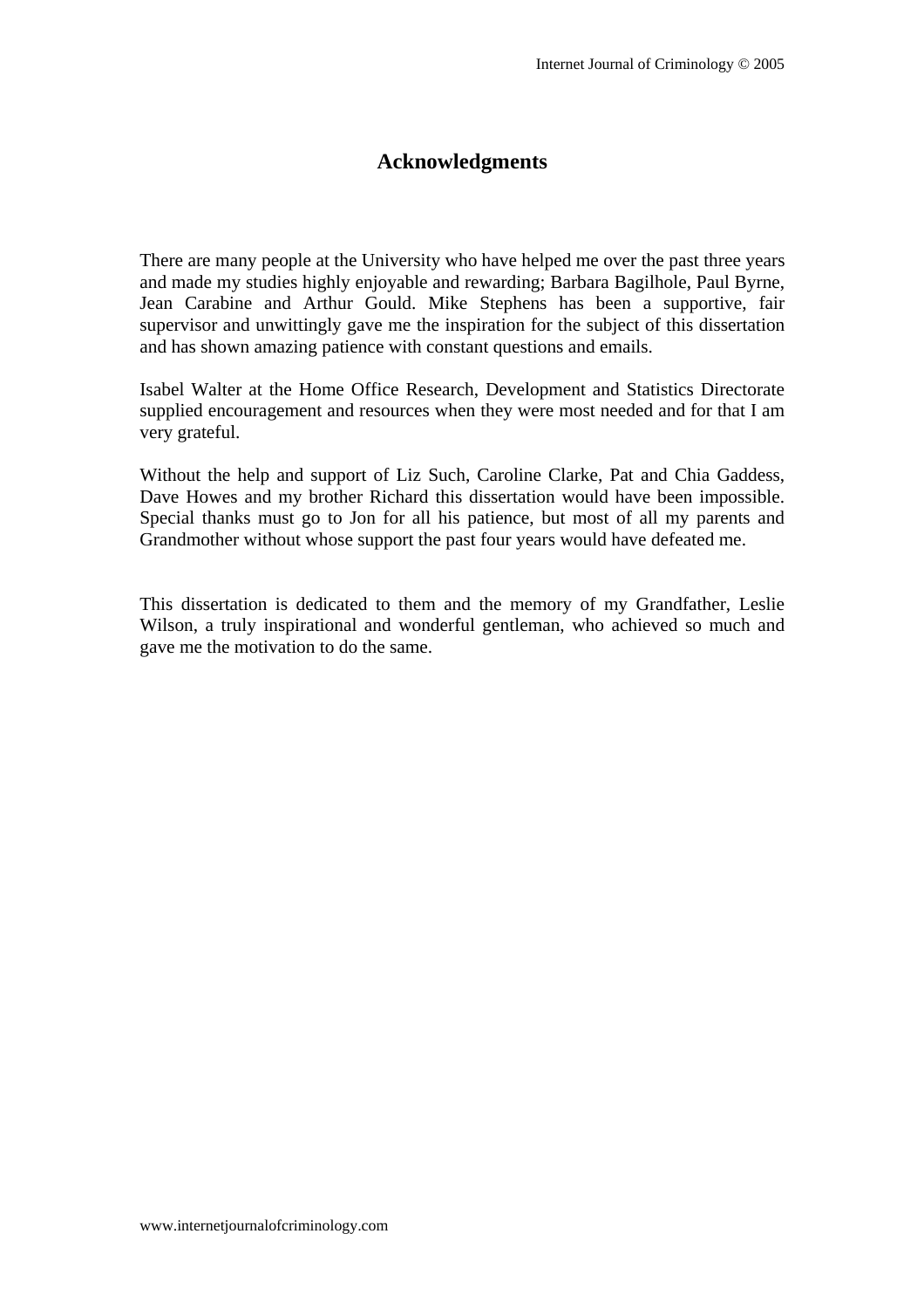# Acknowledgments

There are many people at the University who have helped me over the past three years and made my studies highly enjoyable and rewarding; Barbara Bagilhole, Paul Byrne, Jean Carabine and Arthur Gould. Mike Stephens has been a supportive, fair supervisor and unwittingly gave me the inspiration for the subject of this dissertation and has shown amazing patience with constant questions and emails.

Isabel Walter at the Home Office Research, Development and Statistics Directorate supplied encouragement and resources when they were most needed and for that I am very grateful.

Without the help and support of Liz Such, Caroline Clarke, Pat and Chia Gaddess, Dave Howes and my brother Richard this dissertation would have been impossible. Special thanks must go to Jon for all his patience, but most of all my parents and Grandmother without whose support the past four years would have defeated me.

This dissertation is dedicated to them and the memory of my Grandfather, Leslie Wilson, a truly inspirational and wonderful gentleman, who achieved so much and gave me the motivation to do the same.